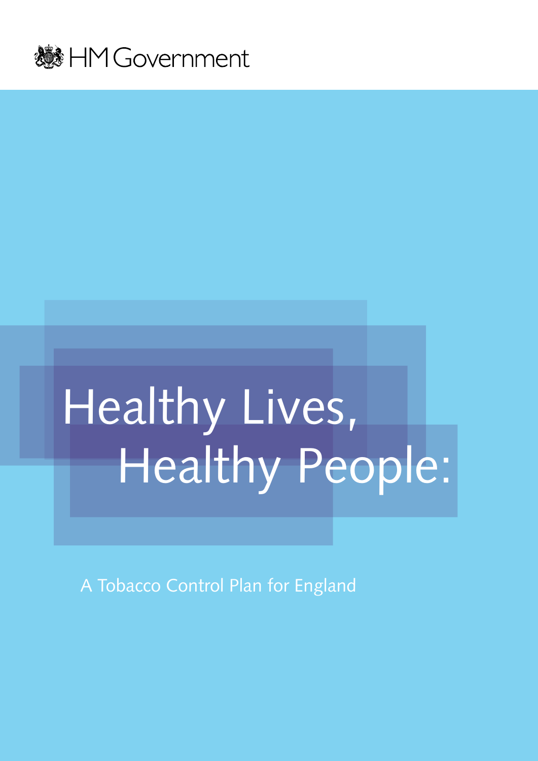HM Government

# Healthy Lives, Healthy People:

A Tobacco Control Plan for England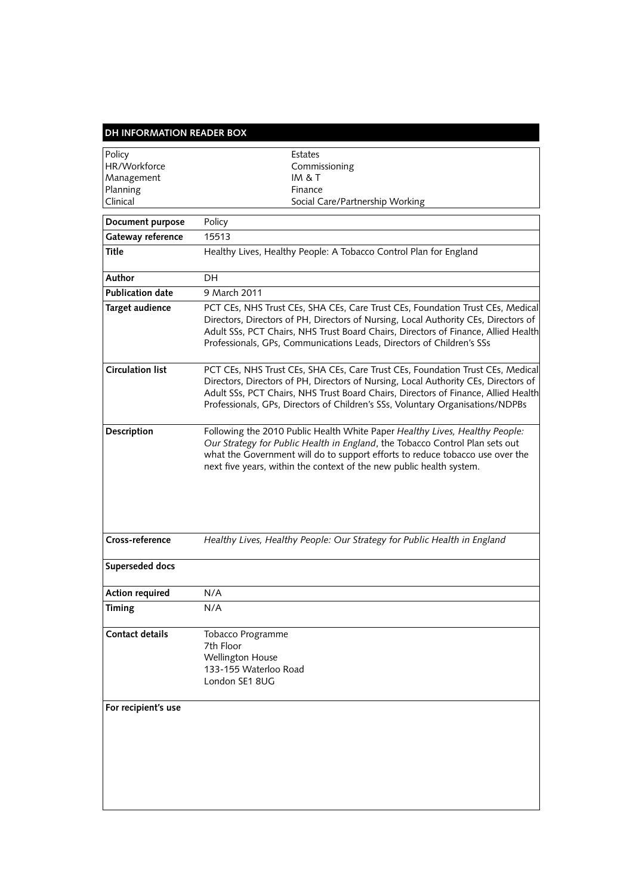## DH INFORMATION READER BOX

| Policy | Estates |
|---|---|
| HR/Workforce | Commissioning |
| Management | IM & T |
| Planning | Finance |
| Clinical | Social Care/Partnership Working |

| | |
|---|---|
| **Document purpose** | Policy |
| **Gateway reference** | 15513 |
| **Title** | Healthy Lives, Healthy People: A Tobacco Control Plan for England |
| **Author** | DH |
| **Publication date** | 9 March 2011 |
| **Target audience** | PCT CEs, NHS Trust CEs, SHA CEs, Care Trust CEs, Foundation Trust CEs, Medical Directors, Directors of PH, Directors of Nursing, Local Authority CEs, Directors of Adult SSs, PCT Chairs, NHS Trust Board Chairs, Directors of Finance, Allied Health Professionals, GPs, Communications Leads, Directors of Children's SSs |
| **Circulation list** | PCT CEs, NHS Trust CEs, SHA CEs, Care Trust CEs, Foundation Trust CEs, Medical Directors, Directors of PH, Directors of Nursing, Local Authority CEs, Directors of Adult SSs, PCT Chairs, NHS Trust Board Chairs, Directors of Finance, Allied Health Professionals, GPs, Directors of Children's SSs, Voluntary Organisations/NDPBs |
| **Description** | Following the 2010 Public Health White Paper *Healthy Lives, Healthy People: Our Strategy for Public Health in England*, the Tobacco Control Plan sets out what the Government will do to support efforts to reduce tobacco use over the next five years, within the context of the new public health system. |
| **Cross-reference** | *Healthy Lives, Healthy People: Our Strategy for Public Health in England* |
| **Superseded docs** | |
| **Action required** | N/A |
| **Timing** | N/A |
| **Contact details** | Tobacco Programme<br>7th Floor<br>Wellington House<br>133-155 Waterloo Road<br>London SE1 8UG |
| **For recipient's use** | |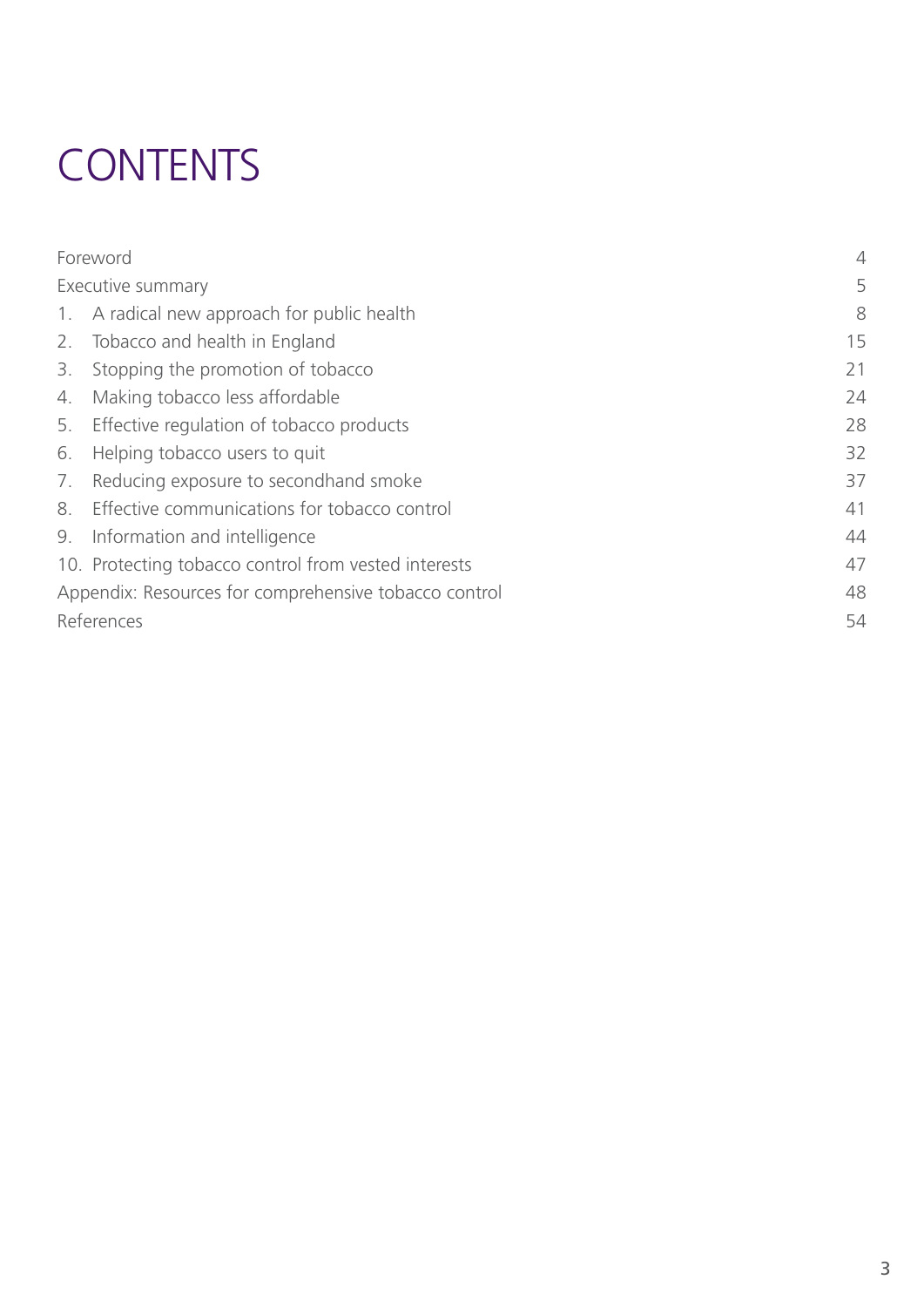# CONTENTS

| | |
|---|---|
| Foreword | 4 |
| Executive summary | 5 |
| 1. A radical new approach for public health | 8 |
| 2. Tobacco and health in England | 15 |
| 3. Stopping the promotion of tobacco | 21 |
| 4. Making tobacco less affordable | 24 |
| 5. Effective regulation of tobacco products | 28 |
| 6. Helping tobacco users to quit | 32 |
| 7. Reducing exposure to secondhand smoke | 37 |
| 8. Effective communications for tobacco control | 41 |
| 9. Information and intelligence | 44 |
| 10. Protecting tobacco control from vested interests | 47 |
| Appendix: Resources for comprehensive tobacco control | 48 |
| References | 54 |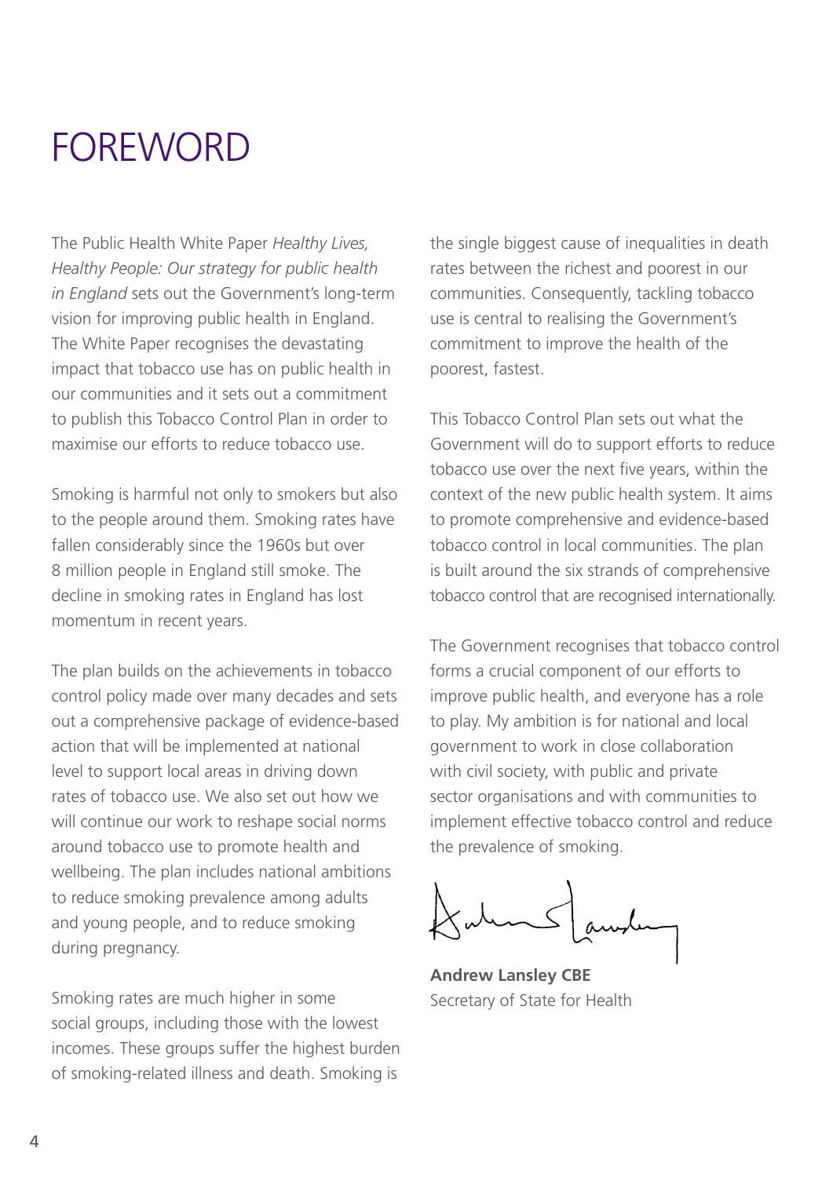# FOREWORD

The Public Health White Paper *Healthy Lives, Healthy People: Our strategy for public health in England* sets out the Government's long-term vision for improving public health in England. The White Paper recognises the devastating impact that tobacco use has on public health in our communities and it sets out a commitment to publish this Tobacco Control Plan in order to maximise our efforts to reduce tobacco use.

Smoking is harmful not only to smokers but also to the people around them. Smoking rates have fallen considerably since the 1960s but over 8 million people in England still smoke. The decline in smoking rates in England has lost momentum in recent years.

The plan builds on the achievements in tobacco control policy made over many decades and sets out a comprehensive package of evidence-based action that will be implemented at national level to support local areas in driving down rates of tobacco use. We also set out how we will continue our work to reshape social norms around tobacco use to promote health and wellbeing. The plan includes national ambitions to reduce smoking prevalence among adults and young people, and to reduce smoking during pregnancy.

Smoking rates are much higher in some social groups, including those with the lowest incomes. These groups suffer the highest burden of smoking-related illness and death. Smoking is the single biggest cause of inequalities in death rates between the richest and poorest in our communities. Consequently, tackling tobacco use is central to realising the Government's commitment to improve the health of the poorest, fastest.

This Tobacco Control Plan sets out what the Government will do to support efforts to reduce tobacco use over the next five years, within the context of the new public health system. It aims to promote comprehensive and evidence-based tobacco control in local communities. The plan is built around the six strands of comprehensive tobacco control that are recognised internationally.

The Government recognises that tobacco control forms a crucial component of our efforts to improve public health, and everyone has a role to play. My ambition is for national and local government to work in close collaboration with civil society, with public and private sector organisations and with communities to implement effective tobacco control and reduce the prevalence of smoking.

**Andrew Lansley CBE**
Secretary of State for Health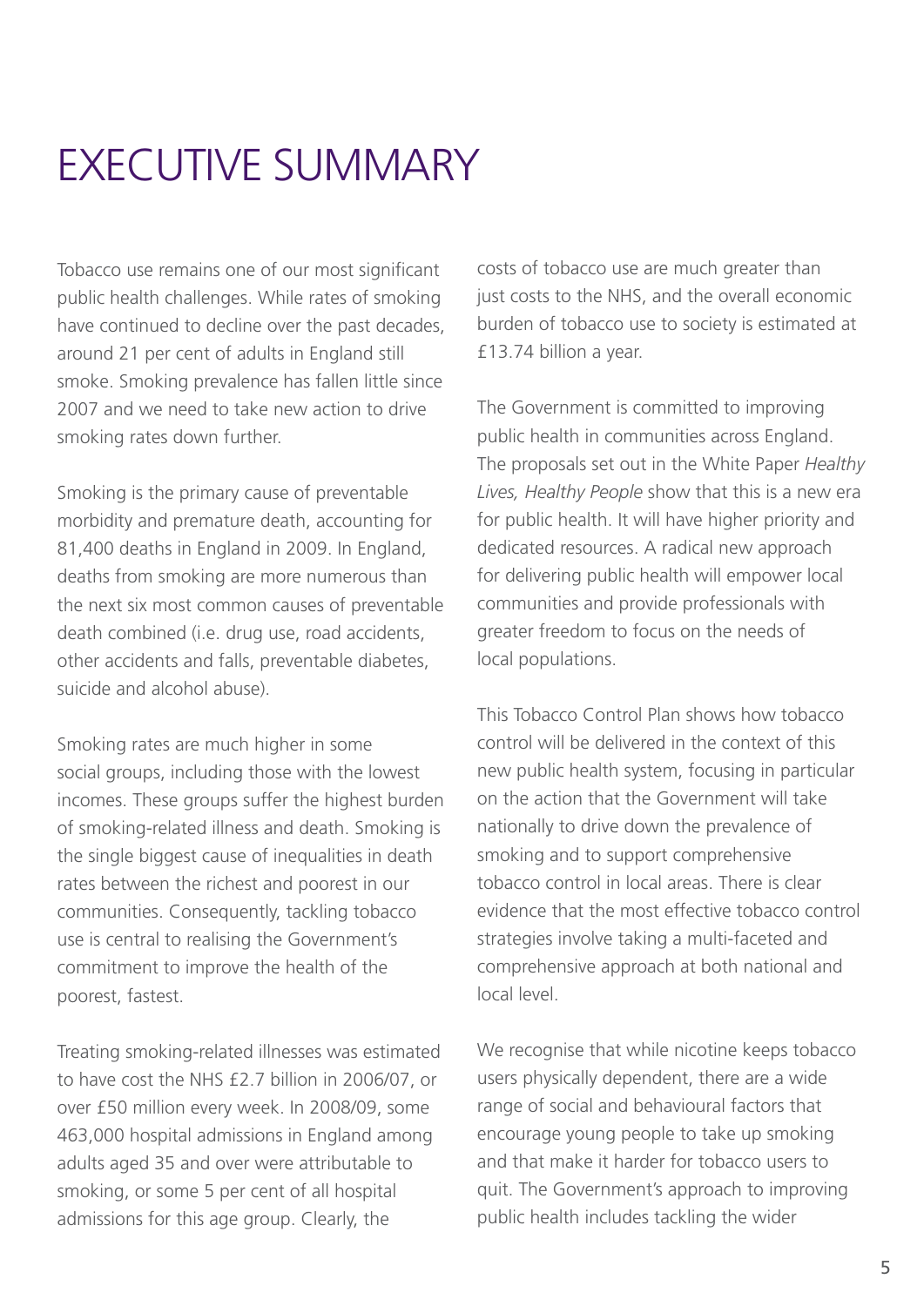# EXECUTIVE SUMMARY

Tobacco use remains one of our most significant public health challenges. While rates of smoking have continued to decline over the past decades, around 21 per cent of adults in England still smoke. Smoking prevalence has fallen little since 2007 and we need to take new action to drive smoking rates down further.

Smoking is the primary cause of preventable morbidity and premature death, accounting for 81,400 deaths in England in 2009. In England, deaths from smoking are more numerous than the next six most common causes of preventable death combined (i.e. drug use, road accidents, other accidents and falls, preventable diabetes, suicide and alcohol abuse).

Smoking rates are much higher in some social groups, including those with the lowest incomes. These groups suffer the highest burden of smoking-related illness and death. Smoking is the single biggest cause of inequalities in death rates between the richest and poorest in our communities. Consequently, tackling tobacco use is central to realising the Government's commitment to improve the health of the poorest, fastest.

Treating smoking-related illnesses was estimated to have cost the NHS £2.7 billion in 2006/07, or over £50 million every week. In 2008/09, some 463,000 hospital admissions in England among adults aged 35 and over were attributable to smoking, or some 5 per cent of all hospital admissions for this age group. Clearly, the costs of tobacco use are much greater than just costs to the NHS, and the overall economic burden of tobacco use to society is estimated at £13.74 billion a year.

The Government is committed to improving public health in communities across England. The proposals set out in the White Paper *Healthy Lives, Healthy People* show that this is a new era for public health. It will have higher priority and dedicated resources. A radical new approach for delivering public health will empower local communities and provide professionals with greater freedom to focus on the needs of local populations.

This Tobacco Control Plan shows how tobacco control will be delivered in the context of this new public health system, focusing in particular on the action that the Government will take nationally to drive down the prevalence of smoking and to support comprehensive tobacco control in local areas. There is clear evidence that the most effective tobacco control strategies involve taking a multi-faceted and comprehensive approach at both national and local level.

We recognise that while nicotine keeps tobacco users physically dependent, there are a wide range of social and behavioural factors that encourage young people to take up smoking and that make it harder for tobacco users to quit. The Government's approach to improving public health includes tackling the wider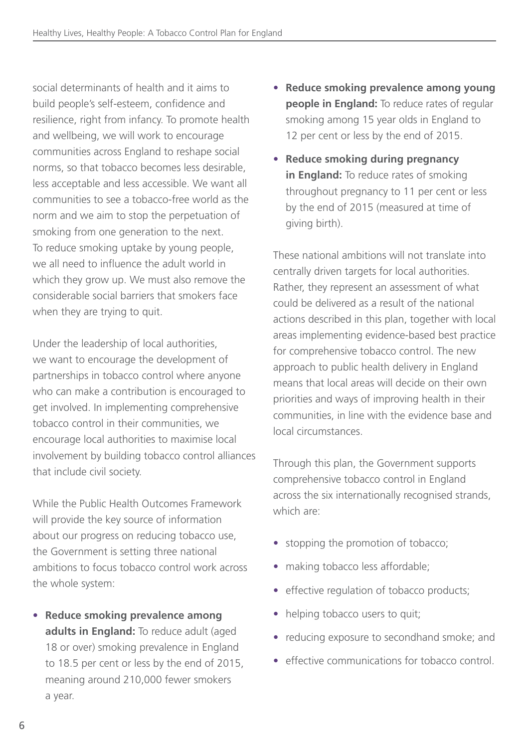social determinants of health and it aims to build people's self-esteem, confidence and resilience, right from infancy. To promote health and wellbeing, we will work to encourage communities across England to reshape social norms, so that tobacco becomes less desirable, less acceptable and less accessible. We want all communities to see a tobacco-free world as the norm and we aim to stop the perpetuation of smoking from one generation to the next. To reduce smoking uptake by young people, we all need to influence the adult world in which they grow up. We must also remove the considerable social barriers that smokers face when they are trying to quit.

Under the leadership of local authorities, we want to encourage the development of partnerships in tobacco control where anyone who can make a contribution is encouraged to get involved. In implementing comprehensive tobacco control in their communities, we encourage local authorities to maximise local involvement by building tobacco control alliances that include civil society.

While the Public Health Outcomes Framework will provide the key source of information about our progress on reducing tobacco use, the Government is setting three national ambitions to focus tobacco control work across the whole system:

- **Reduce smoking prevalence among adults in England:** To reduce adult (aged 18 or over) smoking prevalence in England to 18.5 per cent or less by the end of 2015, meaning around 210,000 fewer smokers a year.
- **Reduce smoking prevalence among young people in England:** To reduce rates of regular smoking among 15 year olds in England to 12 per cent or less by the end of 2015.
- **Reduce smoking during pregnancy in England:** To reduce rates of smoking throughout pregnancy to 11 per cent or less by the end of 2015 (measured at time of giving birth).

These national ambitions will not translate into centrally driven targets for local authorities. Rather, they represent an assessment of what could be delivered as a result of the national actions described in this plan, together with local areas implementing evidence-based best practice for comprehensive tobacco control. The new approach to public health delivery in England means that local areas will decide on their own priorities and ways of improving health in their communities, in line with the evidence base and local circumstances.

Through this plan, the Government supports comprehensive tobacco control in England across the six internationally recognised strands, which are:

- stopping the promotion of tobacco;
- making tobacco less affordable;
- effective regulation of tobacco products;
- helping tobacco users to quit;
- reducing exposure to secondhand smoke; and
- effective communications for tobacco control.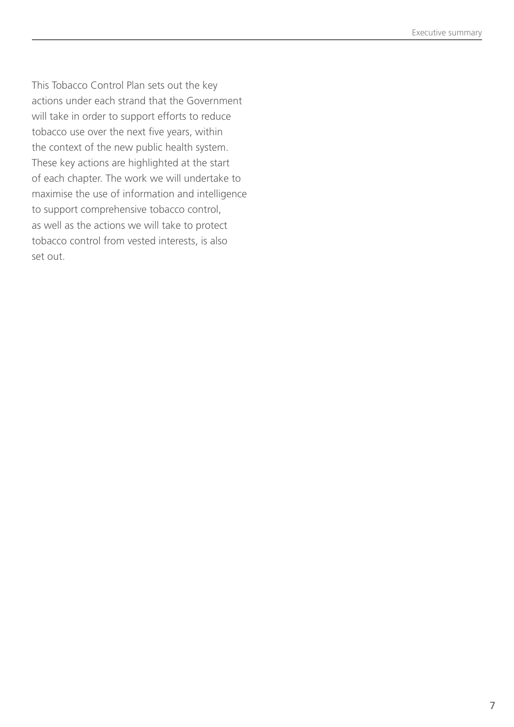This Tobacco Control Plan sets out the key actions under each strand that the Government will take in order to support efforts to reduce tobacco use over the next five years, within the context of the new public health system. These key actions are highlighted at the start of each chapter. The work we will undertake to maximise the use of information and intelligence to support comprehensive tobacco control, as well as the actions we will take to protect tobacco control from vested interests, is also set out.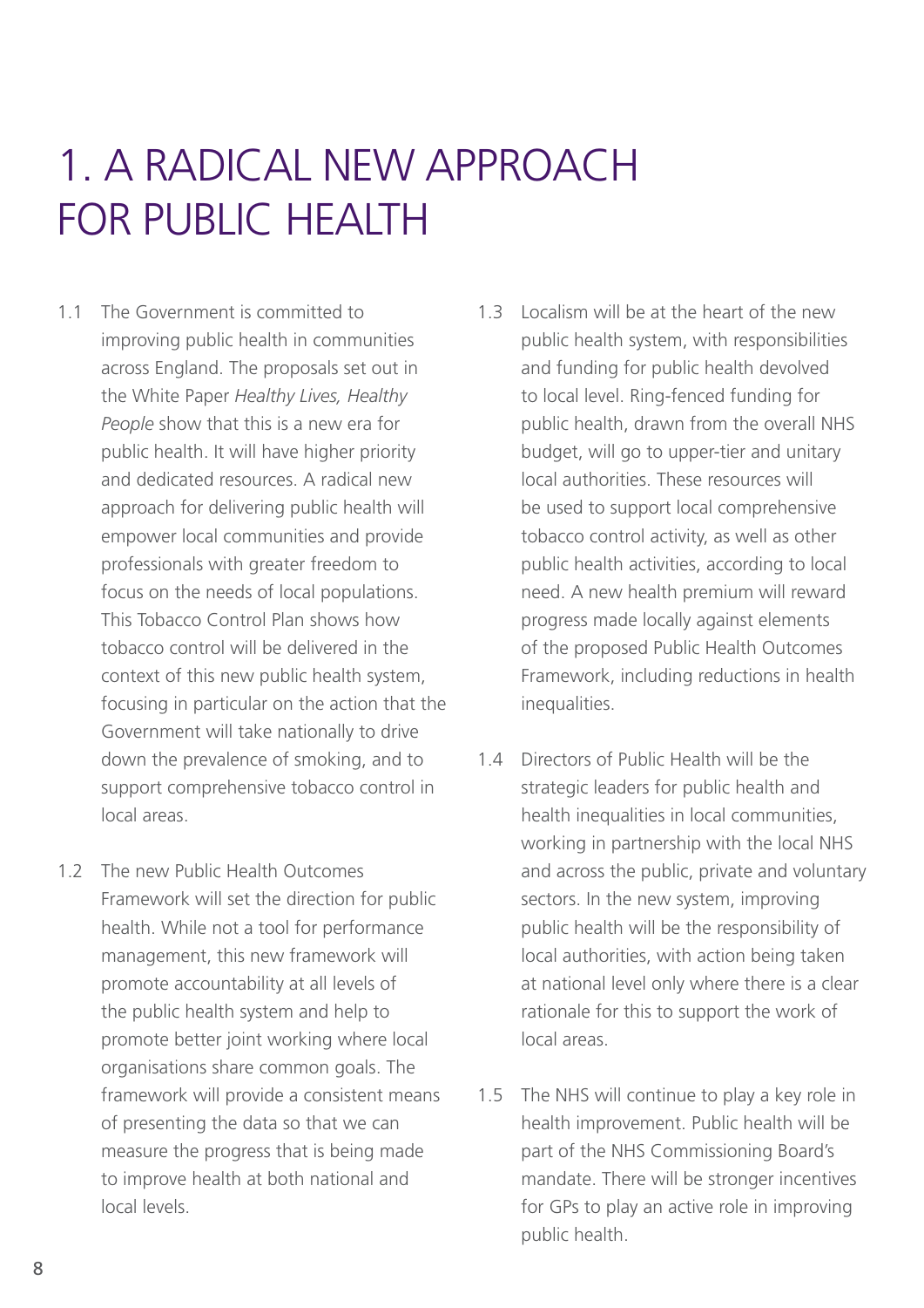# 1. A RADICAL NEW APPROACH FOR PUBLIC HEALTH

1.1 The Government is committed to improving public health in communities across England. The proposals set out in the White Paper *Healthy Lives, Healthy People* show that this is a new era for public health. It will have higher priority and dedicated resources. A radical new approach for delivering public health will empower local communities and provide professionals with greater freedom to focus on the needs of local populations. This Tobacco Control Plan shows how tobacco control will be delivered in the context of this new public health system, focusing in particular on the action that the Government will take nationally to drive down the prevalence of smoking, and to support comprehensive tobacco control in local areas.

1.2 The new Public Health Outcomes Framework will set the direction for public health. While not a tool for performance management, this new framework will promote accountability at all levels of the public health system and help to promote better joint working where local organisations share common goals. The framework will provide a consistent means of presenting the data so that we can measure the progress that is being made to improve health at both national and local levels.

1.3 Localism will be at the heart of the new public health system, with responsibilities and funding for public health devolved to local level. Ring-fenced funding for public health, drawn from the overall NHS budget, will go to upper-tier and unitary local authorities. These resources will be used to support local comprehensive tobacco control activity, as well as other public health activities, according to local need. A new health premium will reward progress made locally against elements of the proposed Public Health Outcomes Framework, including reductions in health inequalities.

1.4 Directors of Public Health will be the strategic leaders for public health and health inequalities in local communities, working in partnership with the local NHS and across the public, private and voluntary sectors. In the new system, improving public health will be the responsibility of local authorities, with action being taken at national level only where there is a clear rationale for this to support the work of local areas.

1.5 The NHS will continue to play a key role in health improvement. Public health will be part of the NHS Commissioning Board's mandate. There will be stronger incentives for GPs to play an active role in improving public health.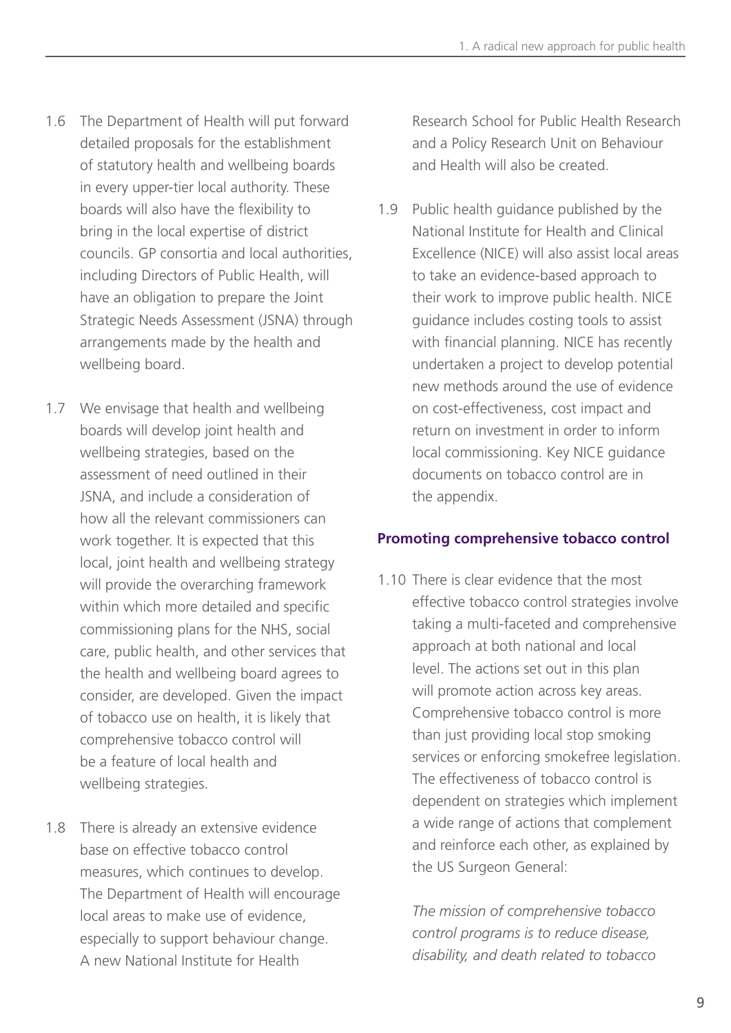1.6 The Department of Health will put forward detailed proposals for the establishment of statutory health and wellbeing boards in every upper-tier local authority. These boards will also have the flexibility to bring in the local expertise of district councils. GP consortia and local authorities, including Directors of Public Health, will have an obligation to prepare the Joint Strategic Needs Assessment (JSNA) through arrangements made by the health and wellbeing board.

1.7 We envisage that health and wellbeing boards will develop joint health and wellbeing strategies, based on the assessment of need outlined in their JSNA, and include a consideration of how all the relevant commissioners can work together. It is expected that this local, joint health and wellbeing strategy will provide the overarching framework within which more detailed and specific commissioning plans for the NHS, social care, public health, and other services that the health and wellbeing board agrees to consider, are developed. Given the impact of tobacco use on health, it is likely that comprehensive tobacco control will be a feature of local health and wellbeing strategies.

1.8 There is already an extensive evidence base on effective tobacco control measures, which continues to develop. The Department of Health will encourage local areas to make use of evidence, especially to support behaviour change. A new National Institute for Health Research School for Public Health Research and a Policy Research Unit on Behaviour and Health will also be created.

1.9 Public health guidance published by the National Institute for Health and Clinical Excellence (NICE) will also assist local areas to take an evidence-based approach to their work to improve public health. NICE guidance includes costing tools to assist with financial planning. NICE has recently undertaken a project to develop potential new methods around the use of evidence on cost-effectiveness, cost impact and return on investment in order to inform local commissioning. Key NICE guidance documents on tobacco control are in the appendix.

### Promoting comprehensive tobacco control

1.10 There is clear evidence that the most effective tobacco control strategies involve taking a multi-faceted and comprehensive approach at both national and local level. The actions set out in this plan will promote action across key areas. Comprehensive tobacco control is more than just providing local stop smoking services or enforcing smokefree legislation. The effectiveness of tobacco control is dependent on strategies which implement a wide range of actions that complement and reinforce each other, as explained by the US Surgeon General:

*The mission of comprehensive tobacco control programs is to reduce disease, disability, and death related to tobacco*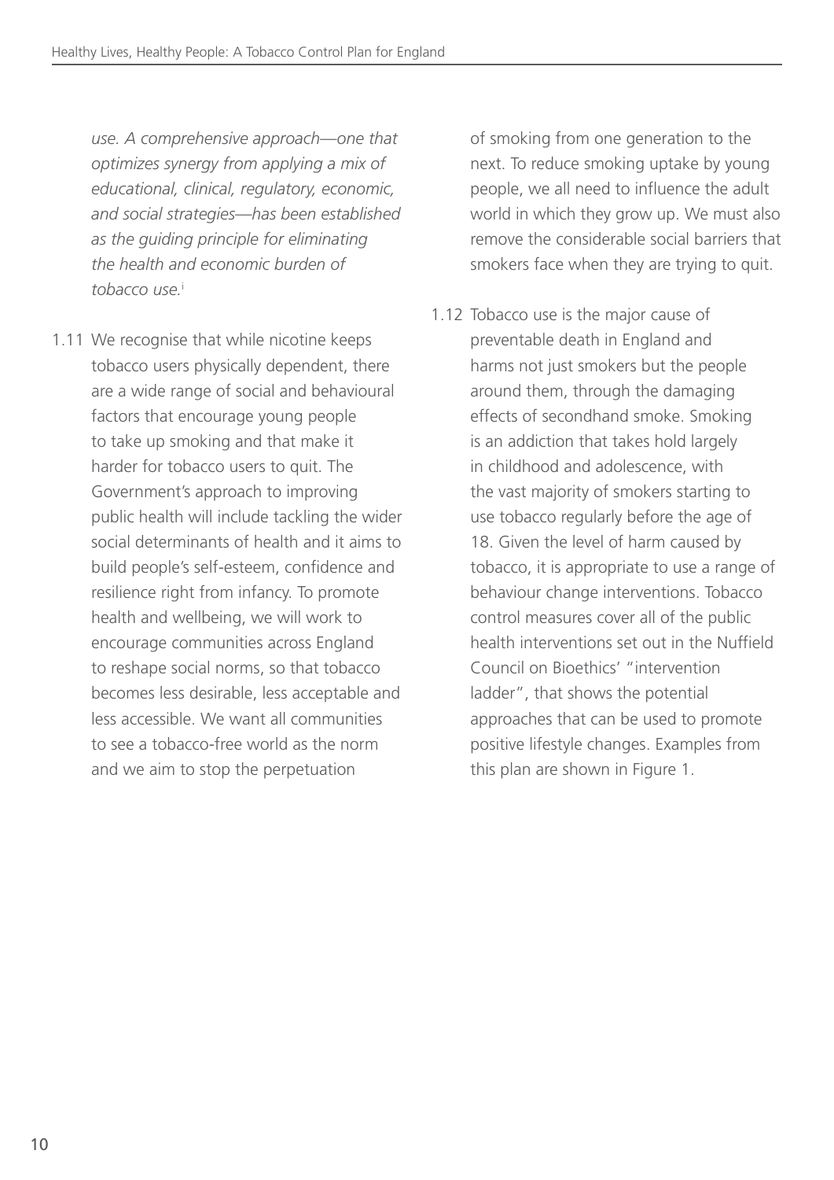*use. A comprehensive approach—one that optimizes synergy from applying a mix of educational, clinical, regulatory, economic, and social strategies—has been established as the guiding principle for eliminating the health and economic burden of tobacco use.*[i]

1.11 We recognise that while nicotine keeps tobacco users physically dependent, there are a wide range of social and behavioural factors that encourage young people to take up smoking and that make it harder for tobacco users to quit. The Government's approach to improving public health will include tackling the wider social determinants of health and it aims to build people's self-esteem, confidence and resilience right from infancy. To promote health and wellbeing, we will work to encourage communities across England to reshape social norms, so that tobacco becomes less desirable, less acceptable and less accessible. We want all communities to see a tobacco-free world as the norm and we aim to stop the perpetuation of smoking from one generation to the next. To reduce smoking uptake by young people, we all need to influence the adult world in which they grow up. We must also remove the considerable social barriers that smokers face when they are trying to quit.

1.12 Tobacco use is the major cause of preventable death in England and harms not just smokers but the people around them, through the damaging effects of secondhand smoke. Smoking is an addiction that takes hold largely in childhood and adolescence, with the vast majority of smokers starting to use tobacco regularly before the age of 18. Given the level of harm caused by tobacco, it is appropriate to use a range of behaviour change interventions. Tobacco control measures cover all of the public health interventions set out in the Nuffield Council on Bioethics' "intervention ladder", that shows the potential approaches that can be used to promote positive lifestyle changes. Examples from this plan are shown in Figure 1.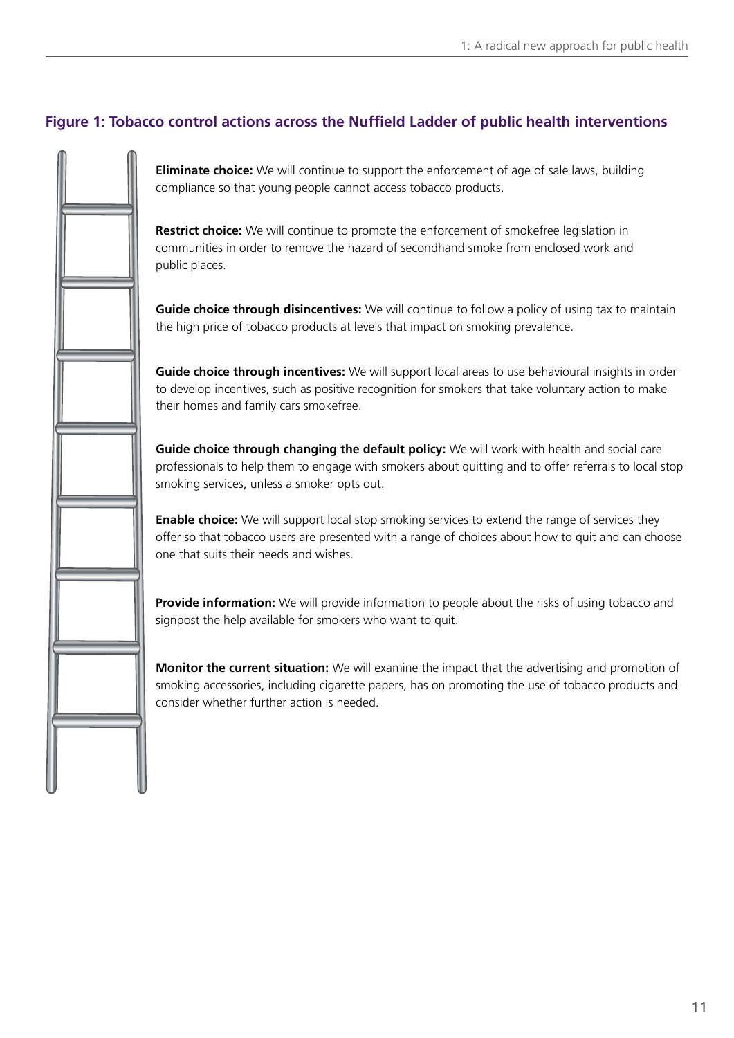### Figure 1: Tobacco control actions across the Nuffield Ladder of public health interventions

**Eliminate choice:** We will continue to support the enforcement of age of sale laws, building compliance so that young people cannot access tobacco products.

**Restrict choice:** We will continue to promote the enforcement of smokefree legislation in communities in order to remove the hazard of secondhand smoke from enclosed work and public places.

**Guide choice through disincentives:** We will continue to follow a policy of using tax to maintain the high price of tobacco products at levels that impact on smoking prevalence.

**Guide choice through incentives:** We will support local areas to use behavioural insights in order to develop incentives, such as positive recognition for smokers that take voluntary action to make their homes and family cars smokefree.

**Guide choice through changing the default policy:** We will work with health and social care professionals to help them to engage with smokers about quitting and to offer referrals to local stop smoking services, unless a smoker opts out.

**Enable choice:** We will support local stop smoking services to extend the range of services they offer so that tobacco users are presented with a range of choices about how to quit and can choose one that suits their needs and wishes.

**Provide information:** We will provide information to people about the risks of using tobacco and signpost the help available for smokers who want to quit.

**Monitor the current situation:** We will examine the impact that the advertising and promotion of smoking accessories, including cigarette papers, has on promoting the use of tobacco products and consider whether further action is needed.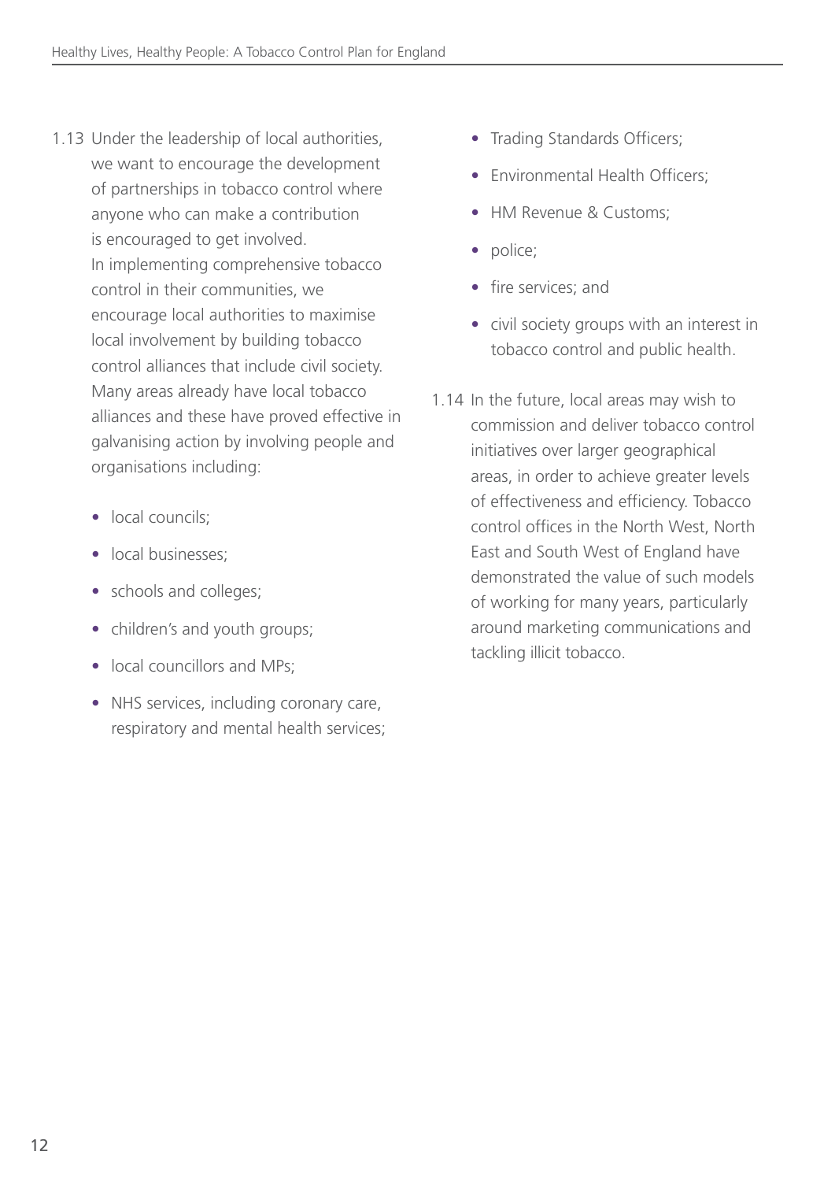1.13 Under the leadership of local authorities, we want to encourage the development of partnerships in tobacco control where anyone who can make a contribution is encouraged to get involved. In implementing comprehensive tobacco control in their communities, we encourage local authorities to maximise local involvement by building tobacco control alliances that include civil society. Many areas already have local tobacco alliances and these have proved effective in galvanising action by involving people and organisations including:

- local councils;
- local businesses;
- schools and colleges;
- children's and youth groups;
- local councillors and MPs;
- NHS services, including coronary care, respiratory and mental health services;
- Trading Standards Officers;
- Environmental Health Officers;
- HM Revenue & Customs;
- police;
- fire services; and
- civil society groups with an interest in tobacco control and public health.

1.14 In the future, local areas may wish to commission and deliver tobacco control initiatives over larger geographical areas, in order to achieve greater levels of effectiveness and efficiency. Tobacco control offices in the North West, North East and South West of England have demonstrated the value of such models of working for many years, particularly around marketing communications and tackling illicit tobacco.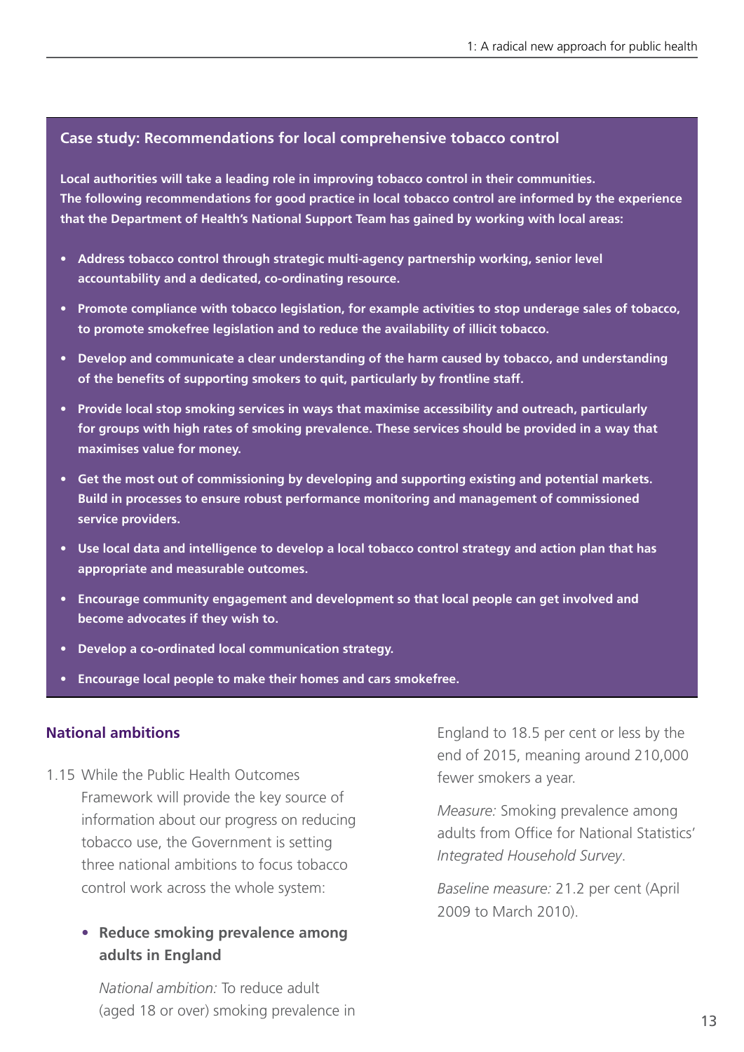### Case study: Recommendations for local comprehensive tobacco control

**Local authorities will take a leading role in improving tobacco control in their communities. The following recommendations for good practice in local tobacco control are informed by the experience that the Department of Health's National Support Team has gained by working with local areas:**

- **Address tobacco control through strategic multi-agency partnership working, senior level accountability and a dedicated, co-ordinating resource.**
- **Promote compliance with tobacco legislation, for example activities to stop underage sales of tobacco, to promote smokefree legislation and to reduce the availability of illicit tobacco.**
- **Develop and communicate a clear understanding of the harm caused by tobacco, and understanding of the benefits of supporting smokers to quit, particularly by frontline staff.**
- **Provide local stop smoking services in ways that maximise accessibility and outreach, particularly for groups with high rates of smoking prevalence. These services should be provided in a way that maximises value for money.**
- **Get the most out of commissioning by developing and supporting existing and potential markets. Build in processes to ensure robust performance monitoring and management of commissioned service providers.**
- **Use local data and intelligence to develop a local tobacco control strategy and action plan that has appropriate and measurable outcomes.**
- **Encourage community engagement and development so that local people can get involved and become advocates if they wish to.**
- **Develop a co-ordinated local communication strategy.**
- **Encourage local people to make their homes and cars smokefree.**

## National ambitions

1.15 While the Public Health Outcomes Framework will provide the key source of information about our progress on reducing tobacco use, the Government is setting three national ambitions to focus tobacco control work across the whole system:

- **Reduce smoking prevalence among adults in England**

  *National ambition:* To reduce adult (aged 18 or over) smoking prevalence in England to 18.5 per cent or less by the end of 2015, meaning around 210,000 fewer smokers a year.

  *Measure:* Smoking prevalence among adults from Office for National Statistics' *Integrated Household Survey*.

  *Baseline measure:* 21.2 per cent (April 2009 to March 2010).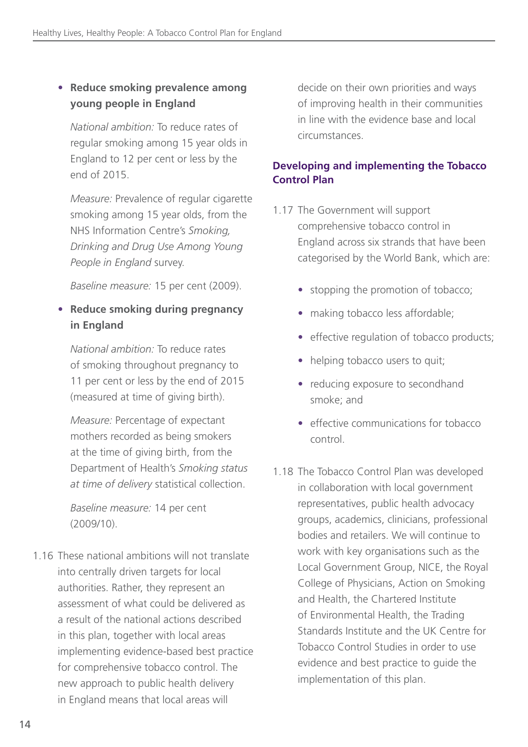- **Reduce smoking prevalence among young people in England**

  *National ambition:* To reduce rates of regular smoking among 15 year olds in England to 12 per cent or less by the end of 2015.

  *Measure:* Prevalence of regular cigarette smoking among 15 year olds, from the NHS Information Centre's *Smoking, Drinking and Drug Use Among Young People in England* survey.

  *Baseline measure:* 15 per cent (2009).

- **Reduce smoking during pregnancy in England**

  *National ambition:* To reduce rates of smoking throughout pregnancy to 11 per cent or less by the end of 2015 (measured at time of giving birth).

  *Measure:* Percentage of expectant mothers recorded as being smokers at the time of giving birth, from the Department of Health's *Smoking status at time of delivery* statistical collection.

  *Baseline measure:* 14 per cent (2009/10).

1.16 These national ambitions will not translate into centrally driven targets for local authorities. Rather, they represent an assessment of what could be delivered as a result of the national actions described in this plan, together with local areas implementing evidence-based best practice for comprehensive tobacco control. The new approach to public health delivery in England means that local areas will decide on their own priorities and ways of improving health in their communities in line with the evidence base and local circumstances.

## Developing and implementing the Tobacco Control Plan

1.17 The Government will support comprehensive tobacco control in England across six strands that have been categorised by the World Bank, which are:

- stopping the promotion of tobacco;
- making tobacco less affordable;
- effective regulation of tobacco products;
- helping tobacco users to quit;
- reducing exposure to secondhand smoke; and
- effective communications for tobacco control.

1.18 The Tobacco Control Plan was developed in collaboration with local government representatives, public health advocacy groups, academics, clinicians, professional bodies and retailers. We will continue to work with key organisations such as the Local Government Group, NICE, the Royal College of Physicians, Action on Smoking and Health, the Chartered Institute of Environmental Health, the Trading Standards Institute and the UK Centre for Tobacco Control Studies in order to use evidence and best practice to guide the implementation of this plan.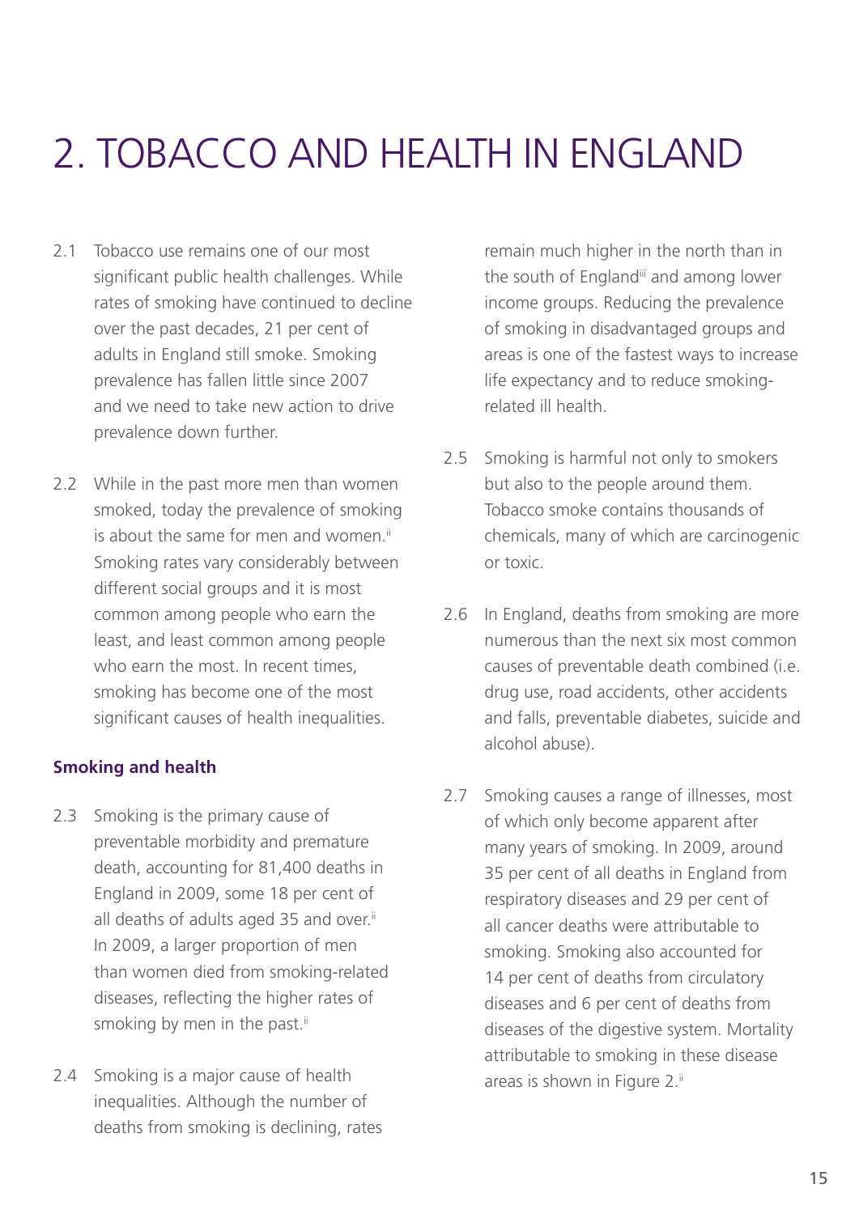// Copyright 2013 The Flutter Authors. All rights reserved.
# 2. TOBACCO AND HEALTH IN ENGLAND

2.1 Tobacco use remains one of our most significant public health challenges. While rates of smoking have continued to decline over the past decades, 21 per cent of adults in England still smoke. Smoking prevalence has fallen little since 2007 and we need to take new action to drive prevalence down further.

2.2 While in the past more men than women smoked, today the prevalence of smoking is about the same for men and women.[ii] Smoking rates vary considerably between different social groups and it is most common among people who earn the least, and least common among people who earn the most. In recent times, smoking has become one of the most significant causes of health inequalities.

**Smoking and health**

2.3 Smoking is the primary cause of preventable morbidity and premature death, accounting for 81,400 deaths in England in 2009, some 18 per cent of all deaths of adults aged 35 and over.[ii] In 2009, a larger proportion of men than women died from smoking-related diseases, reflecting the higher rates of smoking by men in the past.[ii]

2.4 Smoking is a major cause of health inequalities. Although the number of deaths from smoking is declining, rates remain much higher in the north than in the south of England[iii] and among lower income groups. Reducing the prevalence of smoking in disadvantaged groups and areas is one of the fastest ways to increase life expectancy and to reduce smoking-related ill health.

2.5 Smoking is harmful not only to smokers but also to the people around them. Tobacco smoke contains thousands of chemicals, many of which are carcinogenic or toxic.

2.6 In England, deaths from smoking are more numerous than the next six most common causes of preventable death combined (i.e. drug use, road accidents, other accidents and falls, preventable diabetes, suicide and alcohol abuse).

2.7 Smoking causes a range of illnesses, most of which only become apparent after many years of smoking. In 2009, around 35 per cent of all deaths in England from respiratory diseases and 29 per cent of all cancer deaths were attributable to smoking. Smoking also accounted for 14 per cent of deaths from circulatory diseases and 6 per cent of deaths from diseases of the digestive system. Mortality attributable to smoking in these disease areas is shown in Figure 2.[ii]

# 2. TOBACCO AND HEALTH IN ENGLAND

2.1 Tobacco use remains one of our most significant public health challenges. While rates of smoking have continued to decline over the past decades, 21 per cent of adults in England still smoke. Smoking prevalence has fallen little since 2007 and we need to take new action to drive prevalence down further.

2.2 While in the past more men than women smoked, today the prevalence of smoking is about the same for men and women.[ii] Smoking rates vary considerably between different social groups and it is most common among people who earn the least, and least common among people who earn the most. In recent times, smoking has become one of the most significant causes of health inequalities.

**Smoking and health**

2.3 Smoking is the primary cause of preventable morbidity and premature death, accounting for 81,400 deaths in England in 2009, some 18 per cent of all deaths of adults aged 35 and over.[ii] In 2009, a larger proportion of men than women died from smoking-related diseases, reflecting the higher rates of smoking by men in the past.[ii]

2.4 Smoking is a major cause of health inequalities. Although the number of deaths from smoking is declining, rates remain much higher in the north than in the south of England[iii] and among lower income groups. Reducing the prevalence of smoking in disadvantaged groups and areas is one of the fastest ways to increase life expectancy and to reduce smoking-related ill health.

2.5 Smoking is harmful not only to smokers but also to the people around them. Tobacco smoke contains thousands of chemicals, many of which are carcinogenic or toxic.

2.6 In England, deaths from smoking are more numerous than the next six most common causes of preventable death combined (i.e. drug use, road accidents, other accidents and falls, preventable diabetes, suicide and alcohol abuse).

2.7 Smoking causes a range of illnesses, most of which only become apparent after many years of smoking. In 2009, around 35 per cent of all deaths in England from respiratory diseases and 29 per cent of all cancer deaths were attributable to smoking. Smoking also accounted for 14 per cent of deaths from circulatory diseases and 6 per cent of deaths from diseases of the digestive system. Mortality attributable to smoking in these disease areas is shown in Figure 2.[ii]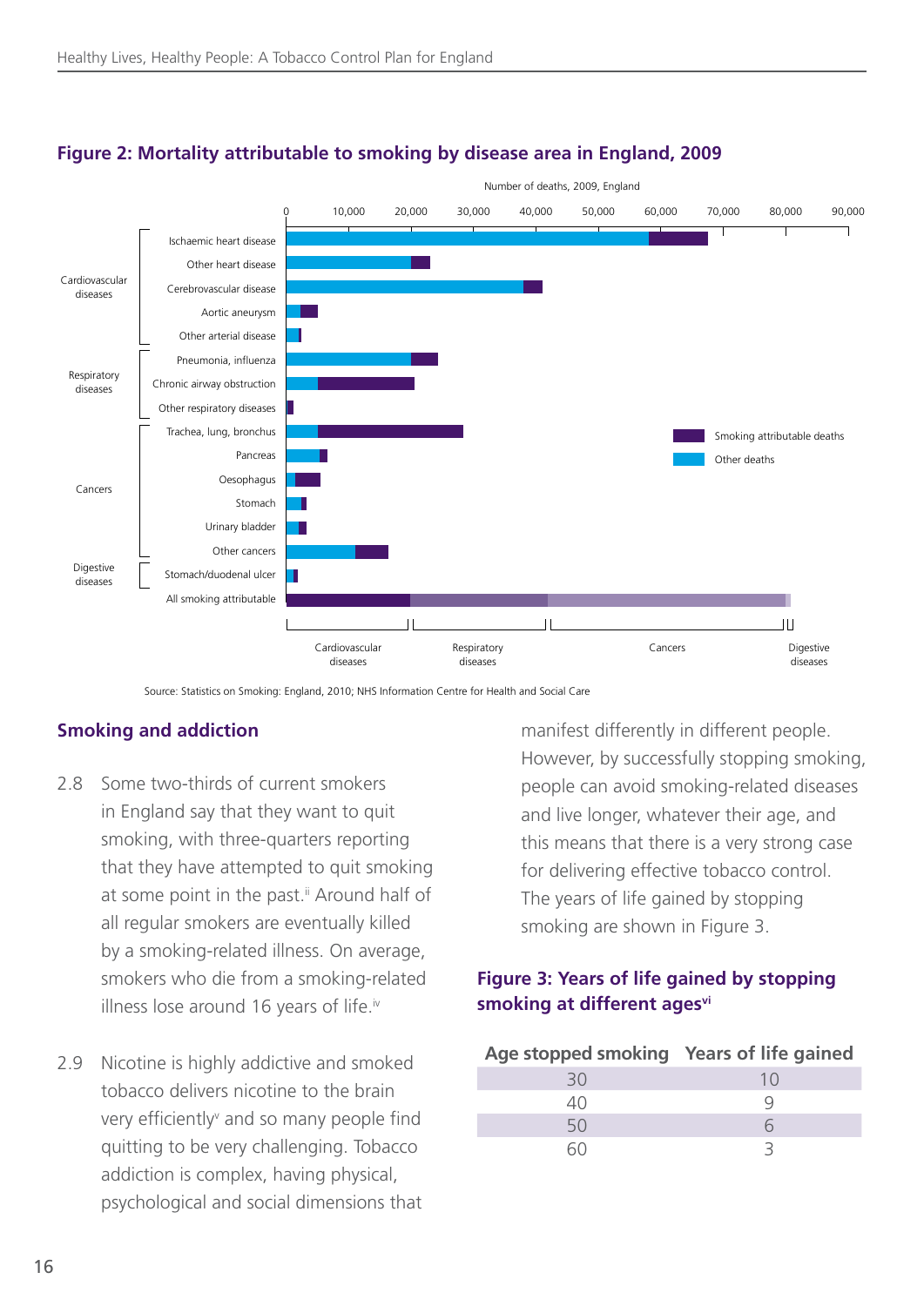## Figure 2: Mortality attributable to smoking by disease area in England, 2009

Number of deaths, 2009, England

| Disease group | Disease | Smoking attributable deaths / Other deaths |
|---|---|---|
| Cardiovascular diseases | Ischaemic heart disease | |
| | Other heart disease | |
| | Cerebrovascular disease | |
| | Aortic aneurysm | |
| | Other arterial disease | |
| Respiratory diseases | Pneumonia, influenza | |
| | Chronic airway obstruction | |
| | Other respiratory diseases | |
| Cancers | Trachea, lung, bronchus | |
| | Pancreas | |
| | Oesophagus | |
| | Stomach | |
| | Urinary bladder | |
| | Other cancers | |
| Digestive diseases | Stomach/duodenal ulcer | |
| | All smoking attributable | Cardiovascular diseases / Respiratory diseases / Cancers / Digestive diseases |

Source: Statistics on Smoking: England, 2010; NHS Information Centre for Health and Social Care

## Smoking and addiction

2.8 Some two-thirds of current smokers in England say that they want to quit smoking, with three-quarters reporting that they have attempted to quit smoking at some point in the past.[ii] Around half of all regular smokers are eventually killed by a smoking-related illness. On average, smokers who die from a smoking-related illness lose around 16 years of life.[iv]

2.9 Nicotine is highly addictive and smoked tobacco delivers nicotine to the brain very efficiently[v] and so many people find quitting to be very challenging. Tobacco addiction is complex, having physical, psychological and social dimensions that manifest differently in different people. However, by successfully stopping smoking, people can avoid smoking-related diseases and live longer, whatever their age, and this means that there is a very strong case for delivering effective tobacco control. The years of life gained by stopping smoking are shown in Figure 3.

### Figure 3: Years of life gained by stopping smoking at different ages[vi]

| Age stopped smoking | Years of life gained |
|---|---|
| 30 | 10 |
| 40 | 9 |
| 50 | 6 |
| 60 | 3 |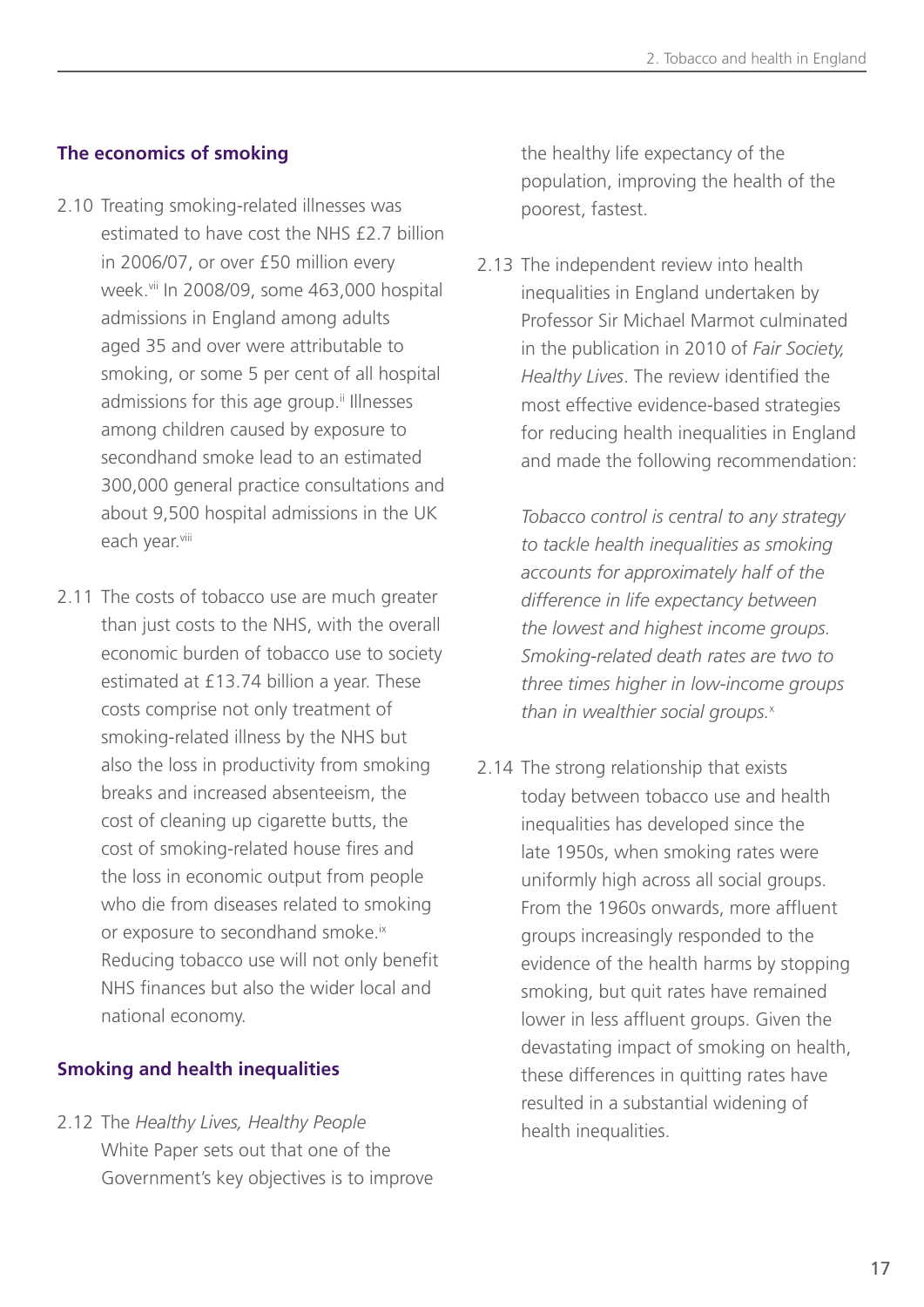## The economics of smoking

2.10 Treating smoking-related illnesses was estimated to have cost the NHS £2.7 billion in 2006/07, or over £50 million every week.[vii] In 2008/09, some 463,000 hospital admissions in England among adults aged 35 and over were attributable to smoking, or some 5 per cent of all hospital admissions for this age group.[ii] Illnesses among children caused by exposure to secondhand smoke lead to an estimated 300,000 general practice consultations and about 9,500 hospital admissions in the UK each year.[viii]

2.11 The costs of tobacco use are much greater than just costs to the NHS, with the overall economic burden of tobacco use to society estimated at £13.74 billion a year. These costs comprise not only treatment of smoking-related illness by the NHS but also the loss in productivity from smoking breaks and increased absenteeism, the cost of cleaning up cigarette butts, the cost of smoking-related house fires and the loss in economic output from people who die from diseases related to smoking or exposure to secondhand smoke.[ix] Reducing tobacco use will not only benefit NHS finances but also the wider local and national economy.

## Smoking and health inequalities

2.12 The *Healthy Lives, Healthy People* White Paper sets out that one of the Government's key objectives is to improve the healthy life expectancy of the population, improving the health of the poorest, fastest.

2.13 The independent review into health inequalities in England undertaken by Professor Sir Michael Marmot culminated in the publication in 2010 of *Fair Society, Healthy Lives*. The review identified the most effective evidence-based strategies for reducing health inequalities in England and made the following recommendation:

> *Tobacco control is central to any strategy to tackle health inequalities as smoking accounts for approximately half of the difference in life expectancy between the lowest and highest income groups. Smoking-related death rates are two to three times higher in low-income groups than in wealthier social groups.*[x]

2.14 The strong relationship that exists today between tobacco use and health inequalities has developed since the late 1950s, when smoking rates were uniformly high across all social groups. From the 1960s onwards, more affluent groups increasingly responded to the evidence of the health harms by stopping smoking, but quit rates have remained lower in less affluent groups. Given the devastating impact of smoking on health, these differences in quitting rates have resulted in a substantial widening of health inequalities.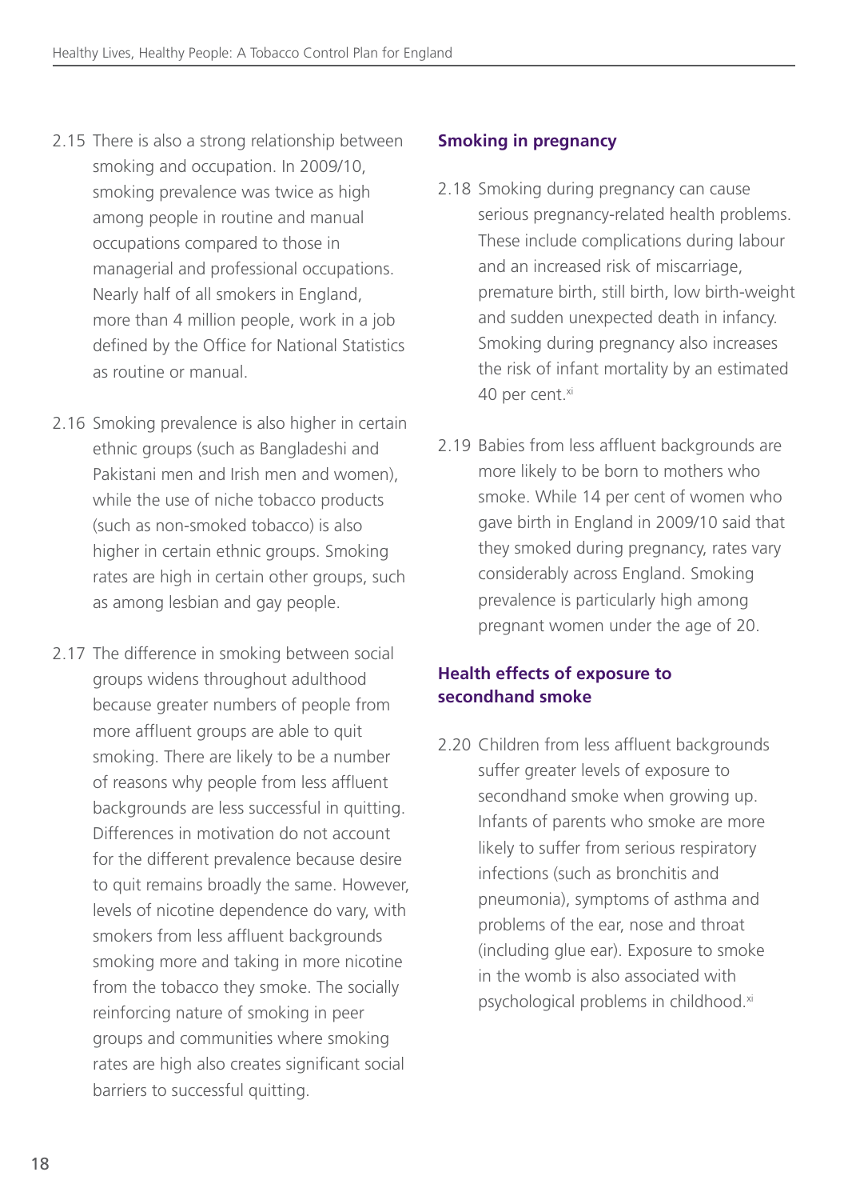2.15 There is also a strong relationship between smoking and occupation. In 2009/10, smoking prevalence was twice as high among people in routine and manual occupations compared to those in managerial and professional occupations. Nearly half of all smokers in England, more than 4 million people, work in a job defined by the Office for National Statistics as routine or manual.

2.16 Smoking prevalence is also higher in certain ethnic groups (such as Bangladeshi and Pakistani men and Irish men and women), while the use of niche tobacco products (such as non-smoked tobacco) is also higher in certain ethnic groups. Smoking rates are high in certain other groups, such as among lesbian and gay people.

2.17 The difference in smoking between social groups widens throughout adulthood because greater numbers of people from more affluent groups are able to quit smoking. There are likely to be a number of reasons why people from less affluent backgrounds are less successful in quitting. Differences in motivation do not account for the different prevalence because desire to quit remains broadly the same. However, levels of nicotine dependence do vary, with smokers from less affluent backgrounds smoking more and taking in more nicotine from the tobacco they smoke. The socially reinforcing nature of smoking in peer groups and communities where smoking rates are high also creates significant social barriers to successful quitting.

### Smoking in pregnancy

2.18 Smoking during pregnancy can cause serious pregnancy-related health problems. These include complications during labour and an increased risk of miscarriage, premature birth, still birth, low birth-weight and sudden unexpected death in infancy. Smoking during pregnancy also increases the risk of infant mortality by an estimated 40 per cent.[xi]

2.19 Babies from less affluent backgrounds are more likely to be born to mothers who smoke. While 14 per cent of women who gave birth in England in 2009/10 said that they smoked during pregnancy, rates vary considerably across England. Smoking prevalence is particularly high among pregnant women under the age of 20.

### Health effects of exposure to secondhand smoke

2.20 Children from less affluent backgrounds suffer greater levels of exposure to secondhand smoke when growing up. Infants of parents who smoke are more likely to suffer from serious respiratory infections (such as bronchitis and pneumonia), symptoms of asthma and problems of the ear, nose and throat (including glue ear). Exposure to smoke in the womb is also associated with psychological problems in childhood.[xi]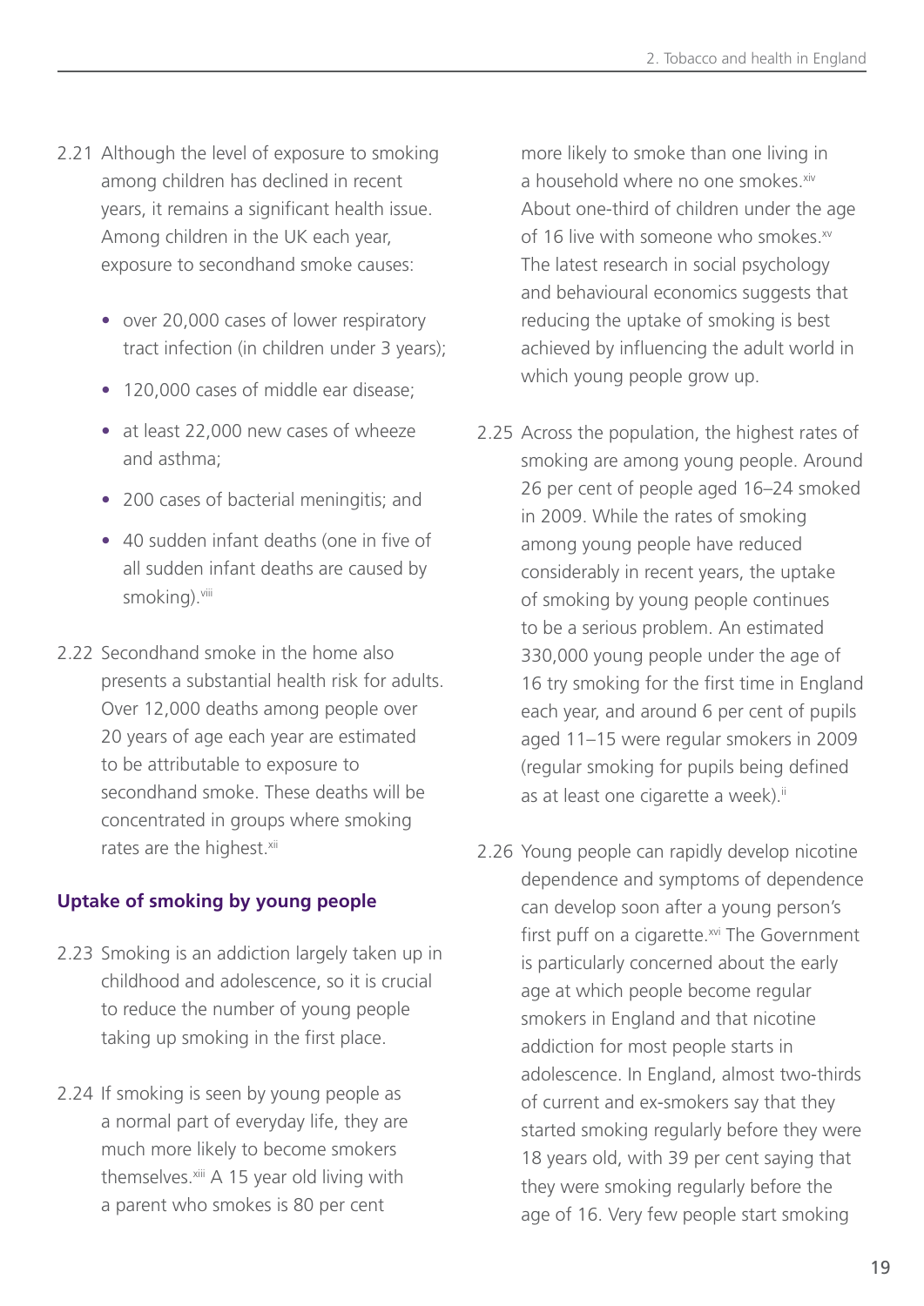2.21 Although the level of exposure to smoking among children has declined in recent years, it remains a significant health issue. Among children in the UK each year, exposure to secondhand smoke causes:

- over 20,000 cases of lower respiratory tract infection (in children under 3 years);
- 120,000 cases of middle ear disease;
- at least 22,000 new cases of wheeze and asthma;
- 200 cases of bacterial meningitis; and
- 40 sudden infant deaths (one in five of all sudden infant deaths are caused by smoking).[viii]

2.22 Secondhand smoke in the home also presents a substantial health risk for adults. Over 12,000 deaths among people over 20 years of age each year are estimated to be attributable to exposure to secondhand smoke. These deaths will be concentrated in groups where smoking rates are the highest.[xii]

### Uptake of smoking by young people

2.23 Smoking is an addiction largely taken up in childhood and adolescence, so it is crucial to reduce the number of young people taking up smoking in the first place.

2.24 If smoking is seen by young people as a normal part of everyday life, they are much more likely to become smokers themselves.[xiii] A 15 year old living with a parent who smokes is 80 per cent more likely to smoke than one living in a household where no one smokes.[xiv] About one-third of children under the age of 16 live with someone who smokes.[xv] The latest research in social psychology and behavioural economics suggests that reducing the uptake of smoking is best achieved by influencing the adult world in which young people grow up.

2.25 Across the population, the highest rates of smoking are among young people. Around 26 per cent of people aged 16–24 smoked in 2009. While the rates of smoking among young people have reduced considerably in recent years, the uptake of smoking by young people continues to be a serious problem. An estimated 330,000 young people under the age of 16 try smoking for the first time in England each year, and around 6 per cent of pupils aged 11–15 were regular smokers in 2009 (regular smoking for pupils being defined as at least one cigarette a week).[ii]

2.26 Young people can rapidly develop nicotine dependence and symptoms of dependence can develop soon after a young person's first puff on a cigarette.[xvi] The Government is particularly concerned about the early age at which people become regular smokers in England and that nicotine addiction for most people starts in adolescence. In England, almost two-thirds of current and ex-smokers say that they started smoking regularly before they were 18 years old, with 39 per cent saying that they were smoking regularly before the age of 16. Very few people start smoking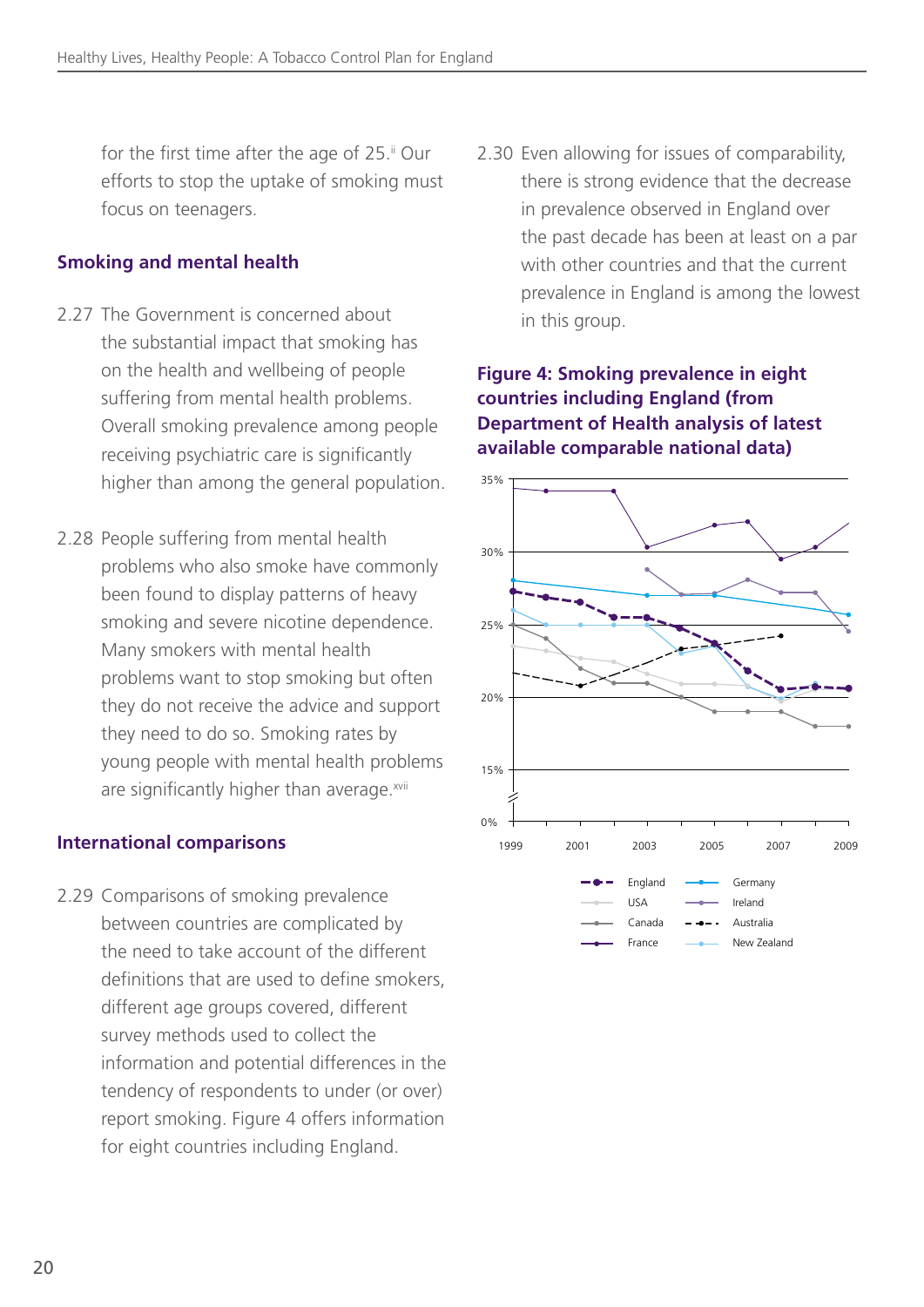for the first time after the age of 25.[ii] Our efforts to stop the uptake of smoking must focus on teenagers.

## Smoking and mental health

2.27 The Government is concerned about the substantial impact that smoking has on the health and wellbeing of people suffering from mental health problems. Overall smoking prevalence among people receiving psychiatric care is significantly higher than among the general population.

2.28 People suffering from mental health problems who also smoke have commonly been found to display patterns of heavy smoking and severe nicotine dependence. Many smokers with mental health problems want to stop smoking but often they do not receive the advice and support they need to do so. Smoking rates by young people with mental health problems are significantly higher than average.[xvii]

## International comparisons

2.29 Comparisons of smoking prevalence between countries are complicated by the need to take account of the different definitions that are used to define smokers, different age groups covered, different survey methods used to collect the information and potential differences in the tendency of respondents to under (or over) report smoking. Figure 4 offers information for eight countries including England.

2.30 Even allowing for issues of comparability, there is strong evidence that the decrease in prevalence observed in England over the past decade has been at least on a par with other countries and that the current prevalence in England is among the lowest in this group.

**Figure 4: Smoking prevalence in eight countries including England (from Department of Health analysis of latest available comparable national data)**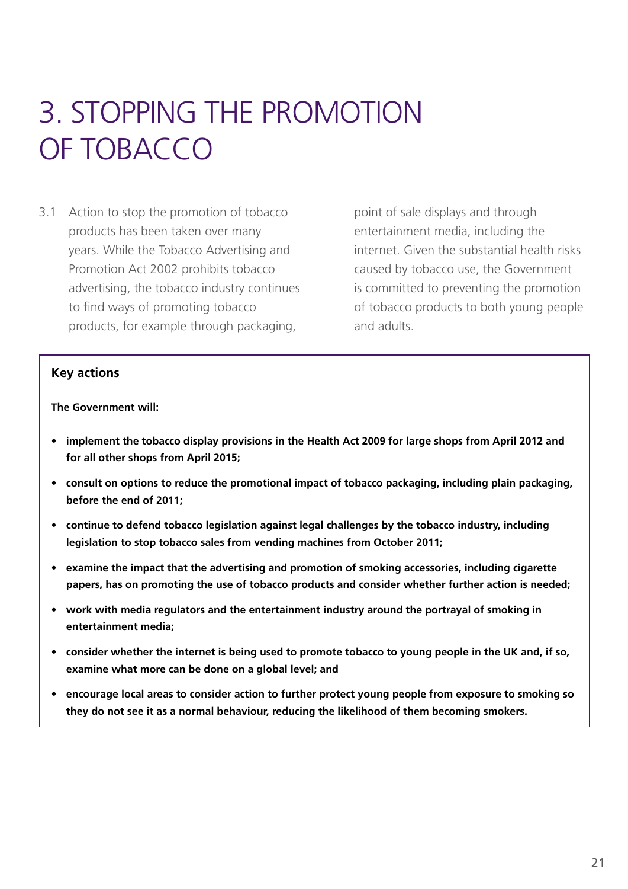# 3. STOPPING THE PROMOTION OF TOBACCO

3.1 Action to stop the promotion of tobacco products has been taken over many years. While the Tobacco Advertising and Promotion Act 2002 prohibits tobacco advertising, the tobacco industry continues to find ways of promoting tobacco products, for example through packaging, point of sale displays and through entertainment media, including the internet. Given the substantial health risks caused by tobacco use, the Government is committed to preventing the promotion of tobacco products to both young people and adults.

**Key actions**

**The Government will:**

- **implement the tobacco display provisions in the Health Act 2009 for large shops from April 2012 and for all other shops from April 2015;**
- **consult on options to reduce the promotional impact of tobacco packaging, including plain packaging, before the end of 2011;**
- **continue to defend tobacco legislation against legal challenges by the tobacco industry, including legislation to stop tobacco sales from vending machines from October 2011;**
- **examine the impact that the advertising and promotion of smoking accessories, including cigarette papers, has on promoting the use of tobacco products and consider whether further action is needed;**
- **work with media regulators and the entertainment industry around the portrayal of smoking in entertainment media;**
- **consider whether the internet is being used to promote tobacco to young people in the UK and, if so, examine what more can be done on a global level; and**
- **encourage local areas to consider action to further protect young people from exposure to smoking so they do not see it as a normal behaviour, reducing the likelihood of them becoming smokers.**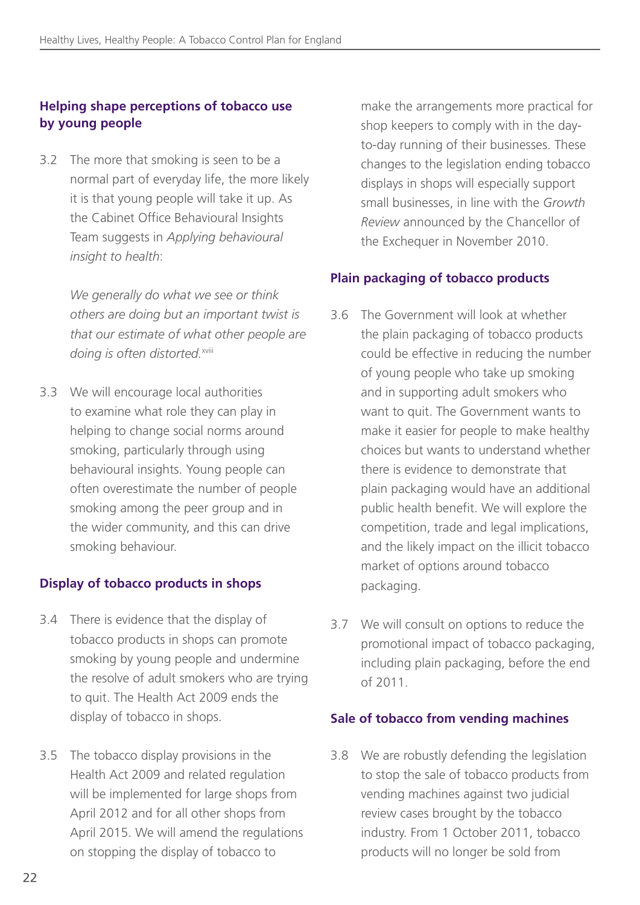### Helping shape perceptions of tobacco use by young people

3.2 The more that smoking is seen to be a normal part of everyday life, the more likely it is that young people will take it up. As the Cabinet Office Behavioural Insights Team suggests in *Applying behavioural insight to health*:

> *We generally do what we see or think others are doing but an important twist is that our estimate of what other people are doing is often distorted.*[xviii]

3.3 We will encourage local authorities to examine what role they can play in helping to change social norms around smoking, particularly through using behavioural insights. Young people can often overestimate the number of people smoking among the peer group and in the wider community, and this can drive smoking behaviour.

### Display of tobacco products in shops

3.4 There is evidence that the display of tobacco products in shops can promote smoking by young people and undermine the resolve of adult smokers who are trying to quit. The Health Act 2009 ends the display of tobacco in shops.

3.5 The tobacco display provisions in the Health Act 2009 and related regulation will be implemented for large shops from April 2012 and for all other shops from April 2015. We will amend the regulations on stopping the display of tobacco to make the arrangements more practical for shop keepers to comply with in the day-to-day running of their businesses. These changes to the legislation ending tobacco displays in shops will especially support small businesses, in line with the *Growth Review* announced by the Chancellor of the Exchequer in November 2010.

### Plain packaging of tobacco products

3.6 The Government will look at whether the plain packaging of tobacco products could be effective in reducing the number of young people who take up smoking and in supporting adult smokers who want to quit. The Government wants to make it easier for people to make healthy choices but wants to understand whether there is evidence to demonstrate that plain packaging would have an additional public health benefit. We will explore the competition, trade and legal implications, and the likely impact on the illicit tobacco market of options around tobacco packaging.

3.7 We will consult on options to reduce the promotional impact of tobacco packaging, including plain packaging, before the end of 2011.

### Sale of tobacco from vending machines

3.8 We are robustly defending the legislation to stop the sale of tobacco products from vending machines against two judicial review cases brought by the tobacco industry. From 1 October 2011, tobacco products will no longer be sold from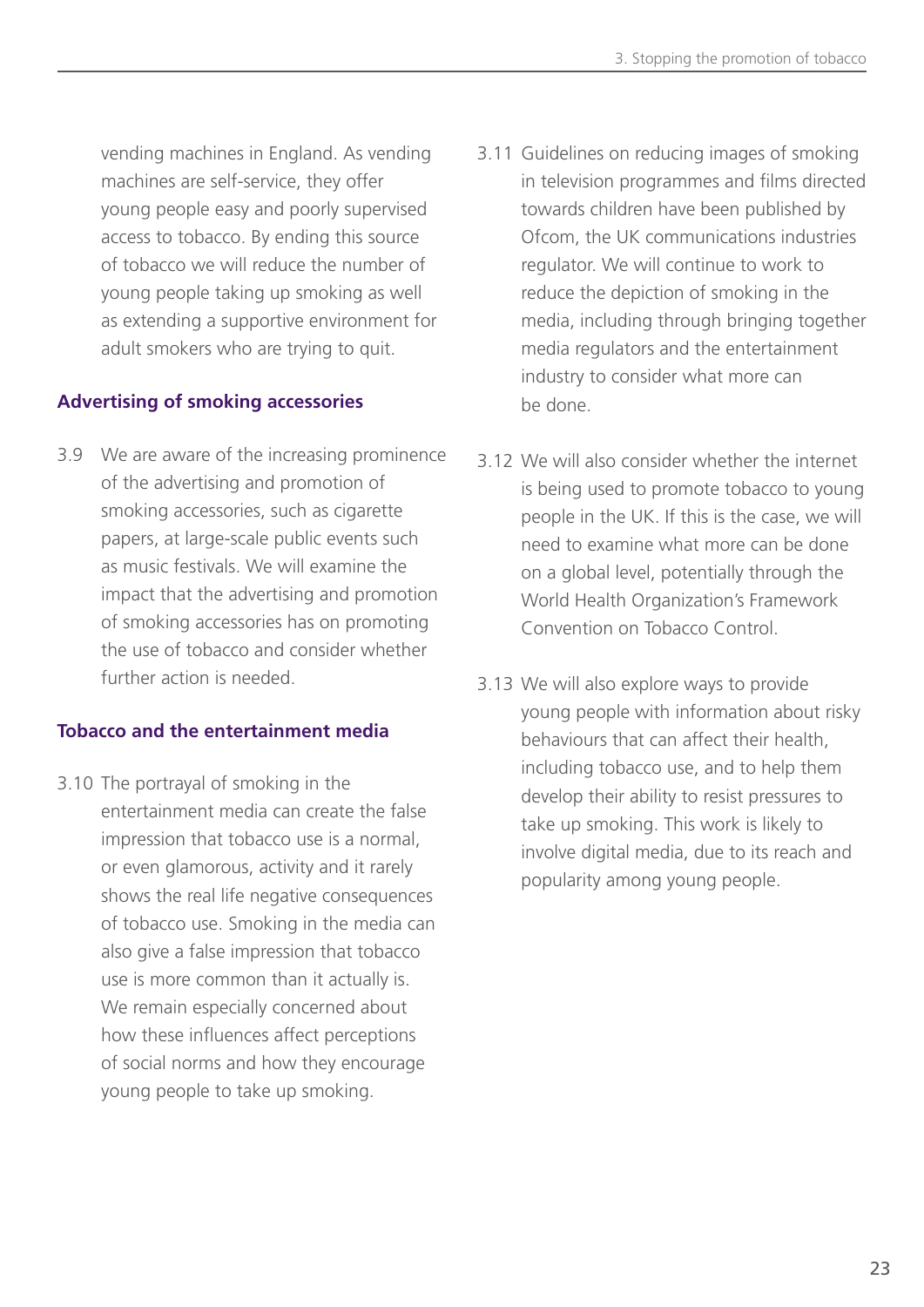vending machines in England. As vending machines are self-service, they offer young people easy and poorly supervised access to tobacco. By ending this source of tobacco we will reduce the number of young people taking up smoking as well as extending a supportive environment for adult smokers who are trying to quit.

### Advertising of smoking accessories

3.9 We are aware of the increasing prominence of the advertising and promotion of smoking accessories, such as cigarette papers, at large-scale public events such as music festivals. We will examine the impact that the advertising and promotion of smoking accessories has on promoting the use of tobacco and consider whether further action is needed.

### Tobacco and the entertainment media

3.10 The portrayal of smoking in the entertainment media can create the false impression that tobacco use is a normal, or even glamorous, activity and it rarely shows the real life negative consequences of tobacco use. Smoking in the media can also give a false impression that tobacco use is more common than it actually is. We remain especially concerned about how these influences affect perceptions of social norms and how they encourage young people to take up smoking.

3.11 Guidelines on reducing images of smoking in television programmes and films directed towards children have been published by Ofcom, the UK communications industries regulator. We will continue to work to reduce the depiction of smoking in the media, including through bringing together media regulators and the entertainment industry to consider what more can be done.

3.12 We will also consider whether the internet is being used to promote tobacco to young people in the UK. If this is the case, we will need to examine what more can be done on a global level, potentially through the World Health Organization's Framework Convention on Tobacco Control.

3.13 We will also explore ways to provide young people with information about risky behaviours that can affect their health, including tobacco use, and to help them develop their ability to resist pressures to take up smoking. This work is likely to involve digital media, due to its reach and popularity among young people.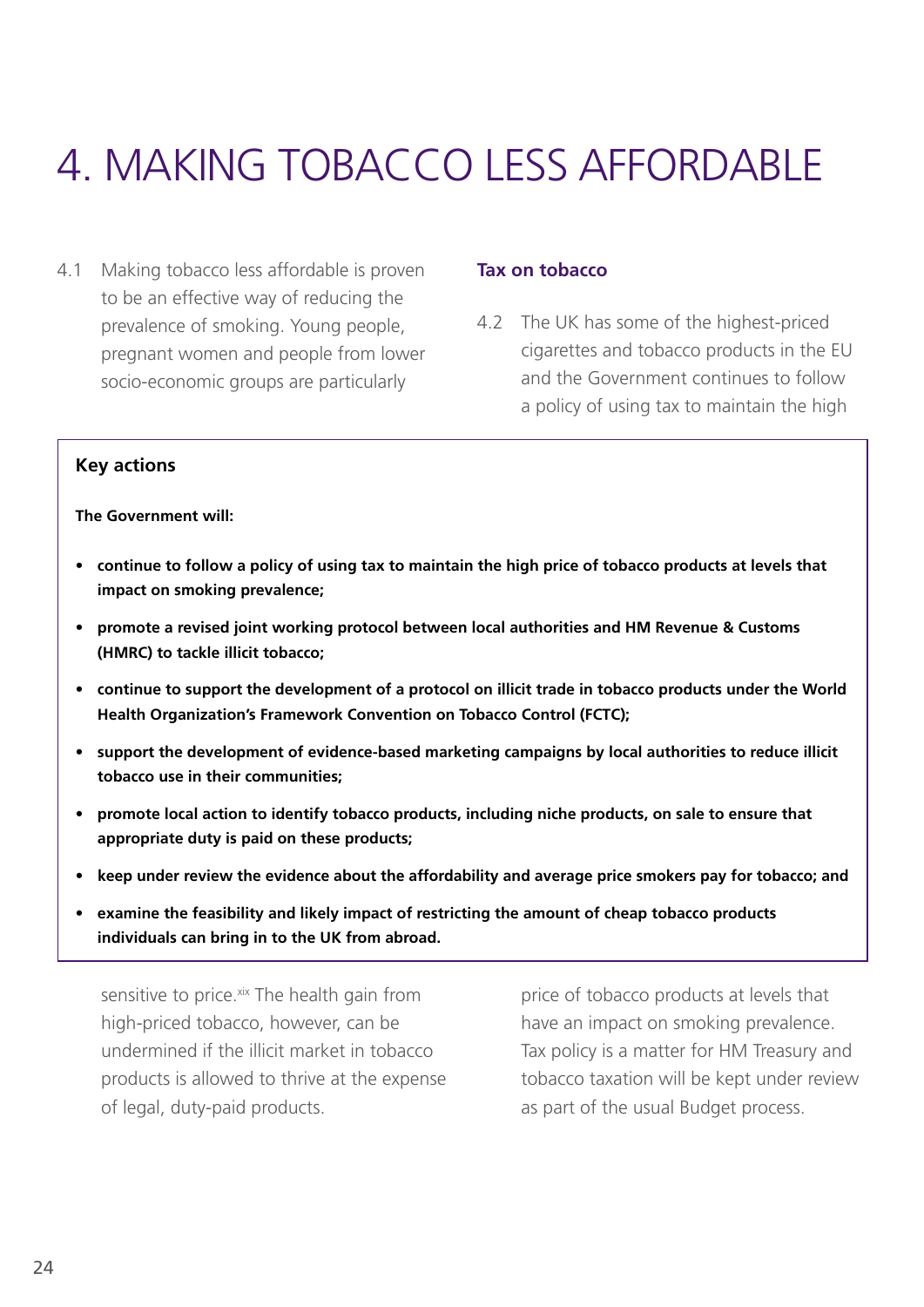# 4. MAKING TOBACCO LESS AFFORDABLE

4.1 Making tobacco less affordable is proven to be an effective way of reducing the prevalence of smoking. Young people, pregnant women and people from lower socio-economic groups are particularly sensitive to price.[xix] The health gain from high-priced tobacco, however, can be undermined if the illicit market in tobacco products is allowed to thrive at the expense of legal, duty-paid products.

**Key actions**

**The Government will:**

- **continue to follow a policy of using tax to maintain the high price of tobacco products at levels that impact on smoking prevalence;**
- **promote a revised joint working protocol between local authorities and HM Revenue & Customs (HMRC) to tackle illicit tobacco;**
- **continue to support the development of a protocol on illicit trade in tobacco products under the World Health Organization's Framework Convention on Tobacco Control (FCTC);**
- **support the development of evidence-based marketing campaigns by local authorities to reduce illicit tobacco use in their communities;**
- **promote local action to identify tobacco products, including niche products, on sale to ensure that appropriate duty is paid on these products;**
- **keep under review the evidence about the affordability and average price smokers pay for tobacco; and**
- **examine the feasibility and likely impact of restricting the amount of cheap tobacco products individuals can bring in to the UK from abroad.**

## Tax on tobacco

4.2 The UK has some of the highest-priced cigarettes and tobacco products in the EU and the Government continues to follow a policy of using tax to maintain the high price of tobacco products at levels that have an impact on smoking prevalence. Tax policy is a matter for HM Treasury and tobacco taxation will be kept under review as part of the usual Budget process.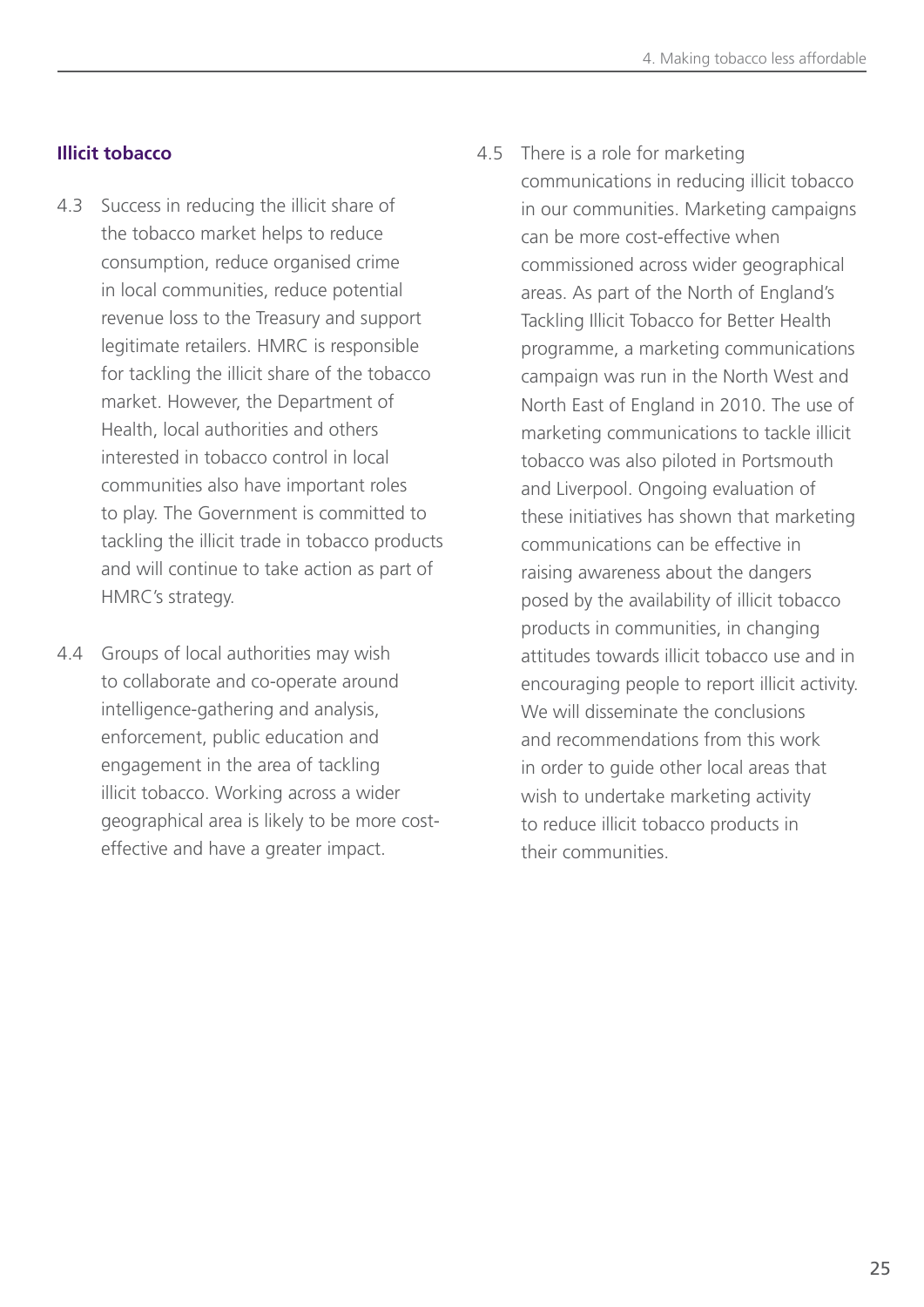## Illicit tobacco

4.3 Success in reducing the illicit share of the tobacco market helps to reduce consumption, reduce organised crime in local communities, reduce potential revenue loss to the Treasury and support legitimate retailers. HMRC is responsible for tackling the illicit share of the tobacco market. However, the Department of Health, local authorities and others interested in tobacco control in local communities also have important roles to play. The Government is committed to tackling the illicit trade in tobacco products and will continue to take action as part of HMRC's strategy.

4.4 Groups of local authorities may wish to collaborate and co-operate around intelligence-gathering and analysis, enforcement, public education and engagement in the area of tackling illicit tobacco. Working across a wider geographical area is likely to be more cost-effective and have a greater impact.

4.5 There is a role for marketing communications in reducing illicit tobacco in our communities. Marketing campaigns can be more cost-effective when commissioned across wider geographical areas. As part of the North of England's Tackling Illicit Tobacco for Better Health programme, a marketing communications campaign was run in the North West and North East of England in 2010. The use of marketing communications to tackle illicit tobacco was also piloted in Portsmouth and Liverpool. Ongoing evaluation of these initiatives has shown that marketing communications can be effective in raising awareness about the dangers posed by the availability of illicit tobacco products in communities, in changing attitudes towards illicit tobacco use and in encouraging people to report illicit activity. We will disseminate the conclusions and recommendations from this work in order to guide other local areas that wish to undertake marketing activity to reduce illicit tobacco products in their communities.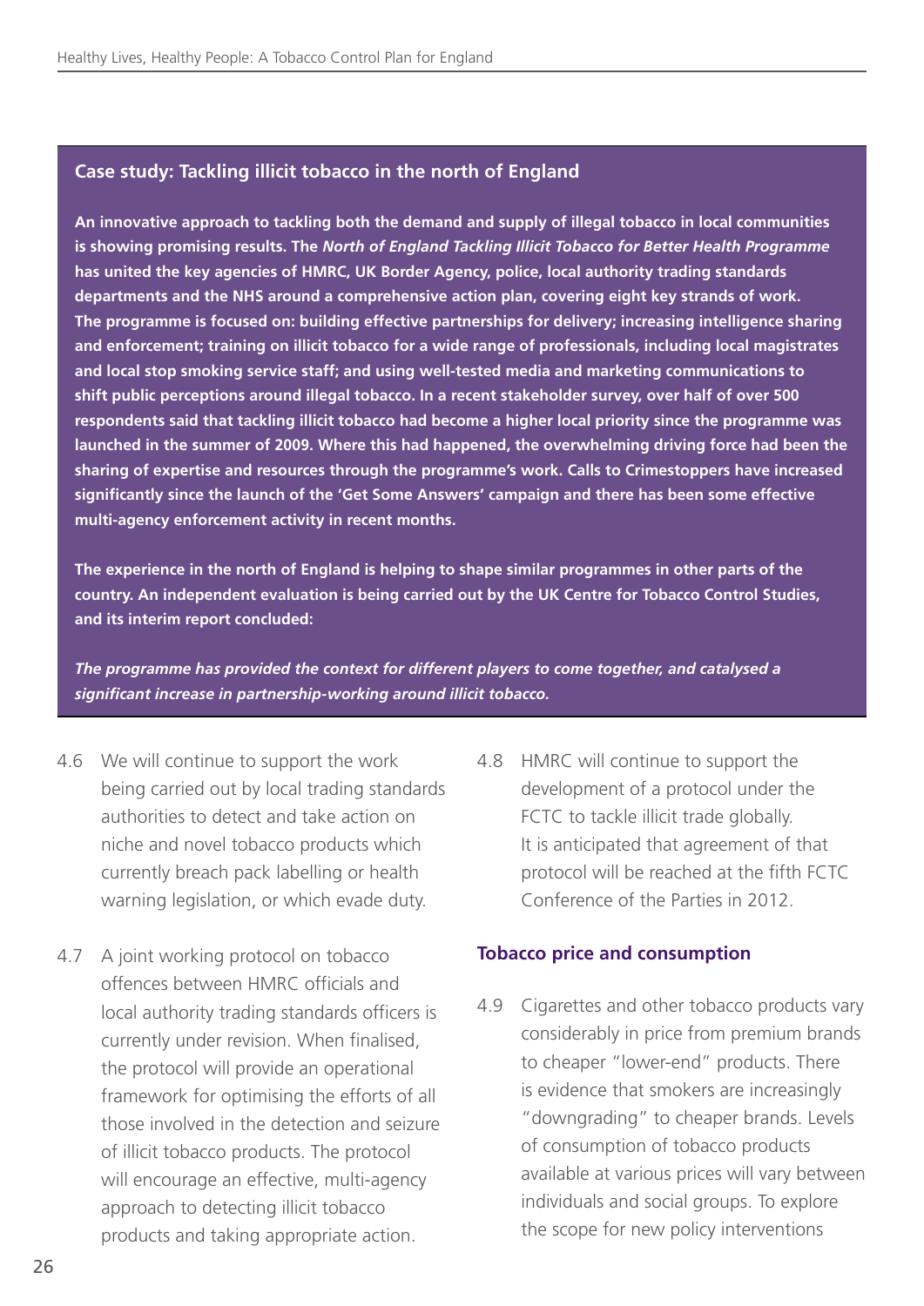### Case study: Tackling illicit tobacco in the north of England

**An innovative approach to tackling both the demand and supply of illegal tobacco in local communities is showing promising results. The *North of England Tackling Illicit Tobacco for Better Health Programme* has united the key agencies of HMRC, UK Border Agency, police, local authority trading standards departments and the NHS around a comprehensive action plan, covering eight key strands of work. The programme is focused on: building effective partnerships for delivery; increasing intelligence sharing and enforcement; training on illicit tobacco for a wide range of professionals, including local magistrates and local stop smoking service staff; and using well-tested media and marketing communications to shift public perceptions around illegal tobacco. In a recent stakeholder survey, over half of over 500 respondents said that tackling illicit tobacco had become a higher local priority since the programme was launched in the summer of 2009. Where this had happened, the overwhelming driving force had been the sharing of expertise and resources through the programme's work. Calls to Crimestoppers have increased significantly since the launch of the 'Get Some Answers' campaign and there has been some effective multi-agency enforcement activity in recent months.**

**The experience in the north of England is helping to shape similar programmes in other parts of the country. An independent evaluation is being carried out by the UK Centre for Tobacco Control Studies, and its interim report concluded:**

***The programme has provided the context for different players to come together, and catalysed a significant increase in partnership-working around illicit tobacco.***

4.6 We will continue to support the work being carried out by local trading standards authorities to detect and take action on niche and novel tobacco products which currently breach pack labelling or health warning legislation, or which evade duty.

4.7 A joint working protocol on tobacco offences between HMRC officials and local authority trading standards officers is currently under revision. When finalised, the protocol will provide an operational framework for optimising the efforts of all those involved in the detection and seizure of illicit tobacco products. The protocol will encourage an effective, multi-agency approach to detecting illicit tobacco products and taking appropriate action.

4.8 HMRC will continue to support the development of a protocol under the FCTC to tackle illicit trade globally. It is anticipated that agreement of that protocol will be reached at the fifth FCTC Conference of the Parties in 2012.

### Tobacco price and consumption

4.9 Cigarettes and other tobacco products vary considerably in price from premium brands to cheaper "lower-end" products. There is evidence that smokers are increasingly "downgrading" to cheaper brands. Levels of consumption of tobacco products available at various prices will vary between individuals and social groups. To explore the scope for new policy interventions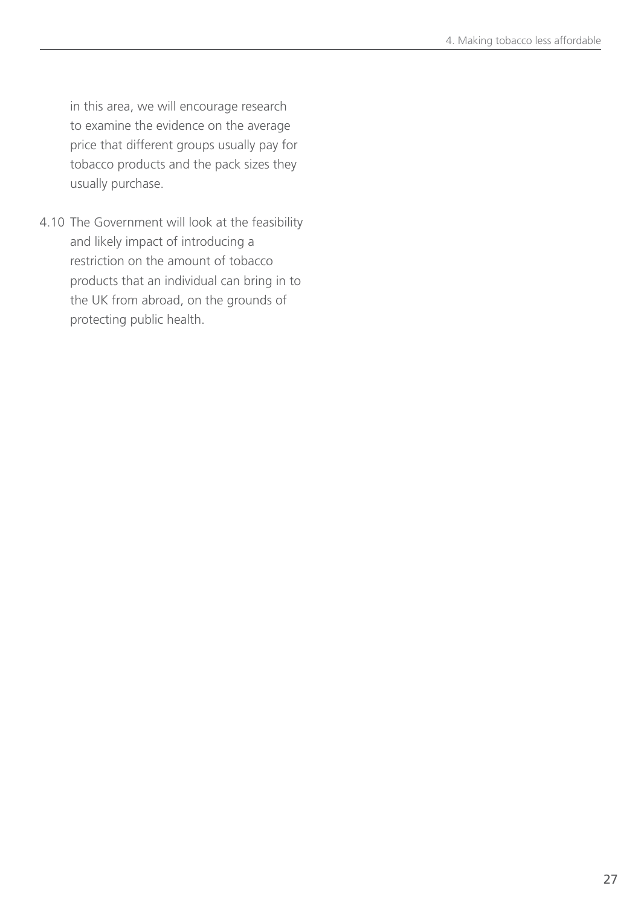in this area, we will encourage research to examine the evidence on the average price that different groups usually pay for tobacco products and the pack sizes they usually purchase.

4.10 The Government will look at the feasibility and likely impact of introducing a restriction on the amount of tobacco products that an individual can bring in to the UK from abroad, on the grounds of protecting public health.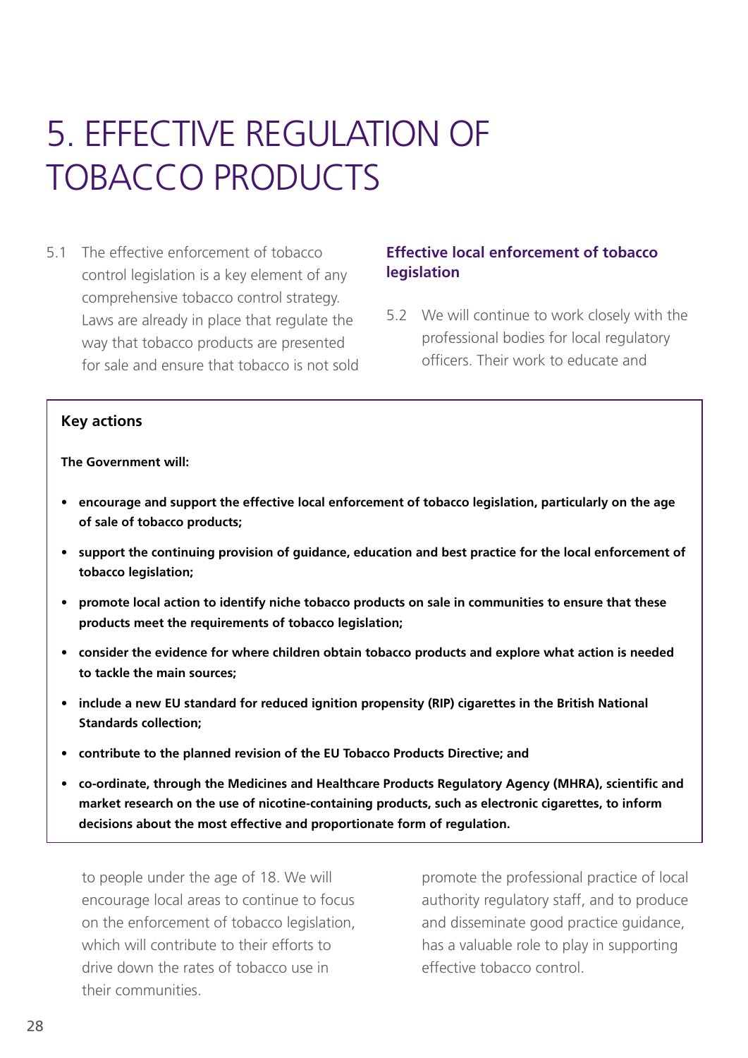# 5. EFFECTIVE REGULATION OF TOBACCO PRODUCTS

5.1 The effective enforcement of tobacco control legislation is a key element of any comprehensive tobacco control strategy. Laws are already in place that regulate the way that tobacco products are presented for sale and ensure that tobacco is not sold to people under the age of 18. We will encourage local areas to continue to focus on the enforcement of tobacco legislation, which will contribute to their efforts to drive down the rates of tobacco use in their communities.

> **Key actions**
>
> **The Government will:**
>
> - **encourage and support the effective local enforcement of tobacco legislation, particularly on the age of sale of tobacco products;**
> - **support the continuing provision of guidance, education and best practice for the local enforcement of tobacco legislation;**
> - **promote local action to identify niche tobacco products on sale in communities to ensure that these products meet the requirements of tobacco legislation;**
> - **consider the evidence for where children obtain tobacco products and explore what action is needed to tackle the main sources;**
> - **include a new EU standard for reduced ignition propensity (RIP) cigarettes in the British National Standards collection;**
> - **contribute to the planned revision of the EU Tobacco Products Directive; and**
> - **co-ordinate, through the Medicines and Healthcare Products Regulatory Agency (MHRA), scientific and market research on the use of nicotine-containing products, such as electronic cigarettes, to inform decisions about the most effective and proportionate form of regulation.**

## Effective local enforcement of tobacco legislation

5.2 We will continue to work closely with the professional bodies for local regulatory officers. Their work to educate and promote the professional practice of local authority regulatory staff, and to produce and disseminate good practice guidance, has a valuable role to play in supporting effective tobacco control.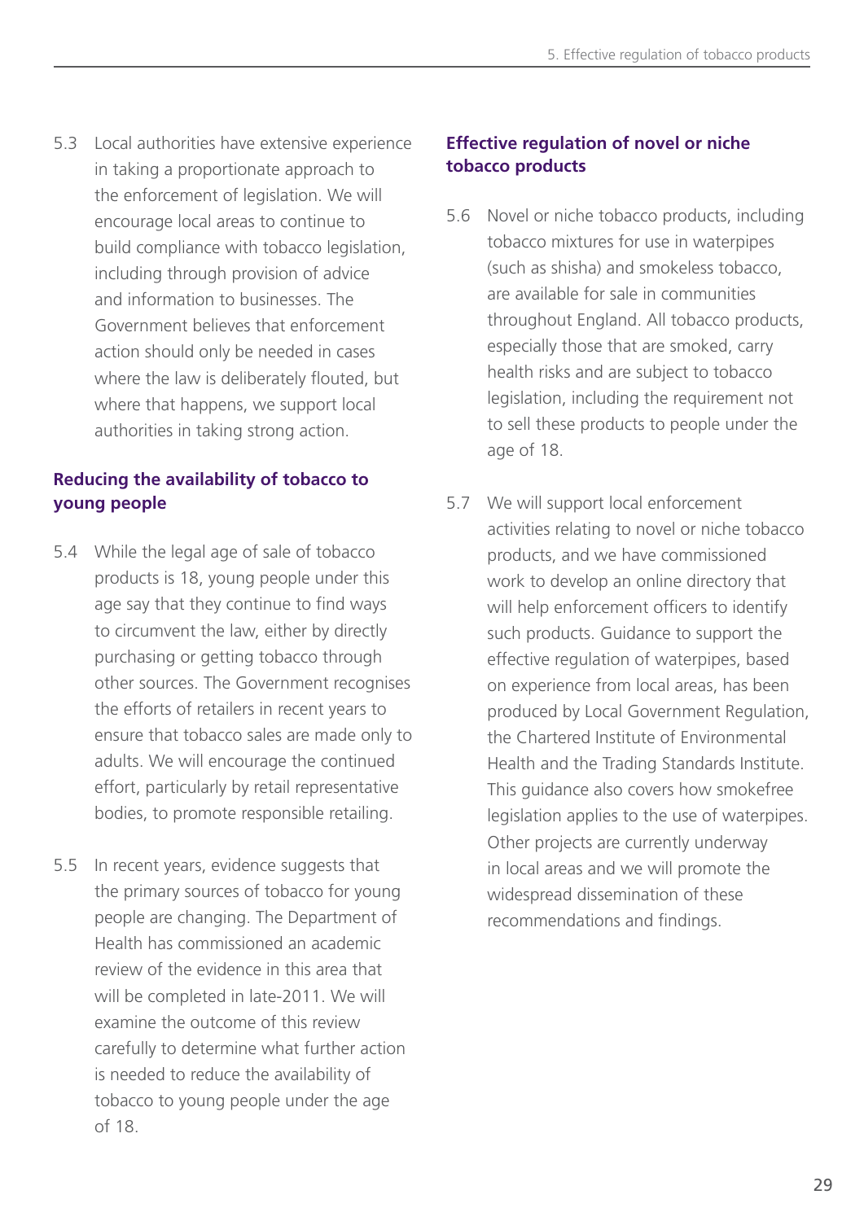5.3 Local authorities have extensive experience in taking a proportionate approach to the enforcement of legislation. We will encourage local areas to continue to build compliance with tobacco legislation, including through provision of advice and information to businesses. The Government believes that enforcement action should only be needed in cases where the law is deliberately flouted, but where that happens, we support local authorities in taking strong action.

## Reducing the availability of tobacco to young people

5.4 While the legal age of sale of tobacco products is 18, young people under this age say that they continue to find ways to circumvent the law, either by directly purchasing or getting tobacco through other sources. The Government recognises the efforts of retailers in recent years to ensure that tobacco sales are made only to adults. We will encourage the continued effort, particularly by retail representative bodies, to promote responsible retailing.

5.5 In recent years, evidence suggests that the primary sources of tobacco for young people are changing. The Department of Health has commissioned an academic review of the evidence in this area that will be completed in late-2011. We will examine the outcome of this review carefully to determine what further action is needed to reduce the availability of tobacco to young people under the age of 18.

## Effective regulation of novel or niche tobacco products

5.6 Novel or niche tobacco products, including tobacco mixtures for use in waterpipes (such as shisha) and smokeless tobacco, are available for sale in communities throughout England. All tobacco products, especially those that are smoked, carry health risks and are subject to tobacco legislation, including the requirement not to sell these products to people under the age of 18.

5.7 We will support local enforcement activities relating to novel or niche tobacco products, and we have commissioned work to develop an online directory that will help enforcement officers to identify such products. Guidance to support the effective regulation of waterpipes, based on experience from local areas, has been produced by Local Government Regulation, the Chartered Institute of Environmental Health and the Trading Standards Institute. This guidance also covers how smokefree legislation applies to the use of waterpipes. Other projects are currently underway in local areas and we will promote the widespread dissemination of these recommendations and findings.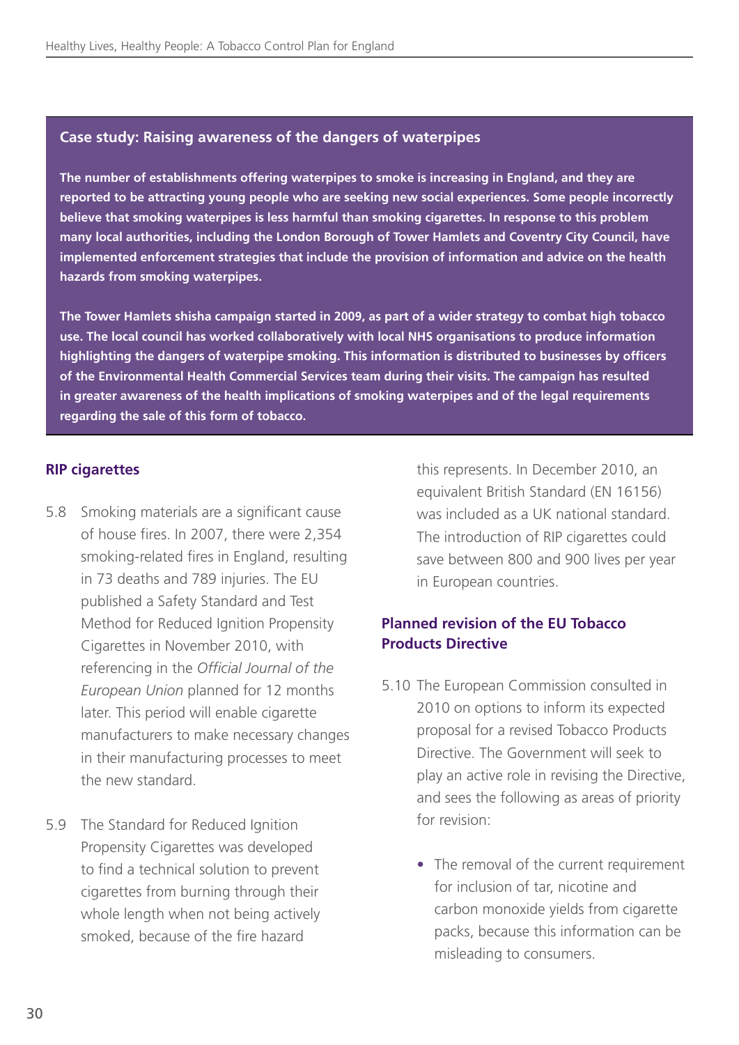### Case study: Raising awareness of the dangers of waterpipes

**The number of establishments offering waterpipes to smoke is increasing in England, and they are reported to be attracting young people who are seeking new social experiences. Some people incorrectly believe that smoking waterpipes is less harmful than smoking cigarettes. In response to this problem many local authorities, including the London Borough of Tower Hamlets and Coventry City Council, have implemented enforcement strategies that include the provision of information and advice on the health hazards from smoking waterpipes.**

**The Tower Hamlets shisha campaign started in 2009, as part of a wider strategy to combat high tobacco use. The local council has worked collaboratively with local NHS organisations to produce information highlighting the dangers of waterpipe smoking. This information is distributed to businesses by officers of the Environmental Health Commercial Services team during their visits. The campaign has resulted in greater awareness of the health implications of smoking waterpipes and of the legal requirements regarding the sale of this form of tobacco.**

## RIP cigarettes

5.8 Smoking materials are a significant cause of house fires. In 2007, there were 2,354 smoking-related fires in England, resulting in 73 deaths and 789 injuries. The EU published a Safety Standard and Test Method for Reduced Ignition Propensity Cigarettes in November 2010, with referencing in the *Official Journal of the European Union* planned for 12 months later. This period will enable cigarette manufacturers to make necessary changes in their manufacturing processes to meet the new standard.

5.9 The Standard for Reduced Ignition Propensity Cigarettes was developed to find a technical solution to prevent cigarettes from burning through their whole length when not being actively smoked, because of the fire hazard this represents. In December 2010, an equivalent British Standard (EN 16156) was included as a UK national standard. The introduction of RIP cigarettes could save between 800 and 900 lives per year in European countries.

## Planned revision of the EU Tobacco Products Directive

5.10 The European Commission consulted in 2010 on options to inform its expected proposal for a revised Tobacco Products Directive. The Government will seek to play an active role in revising the Directive, and sees the following as areas of priority for revision:

- The removal of the current requirement for inclusion of tar, nicotine and carbon monoxide yields from cigarette packs, because this information can be misleading to consumers.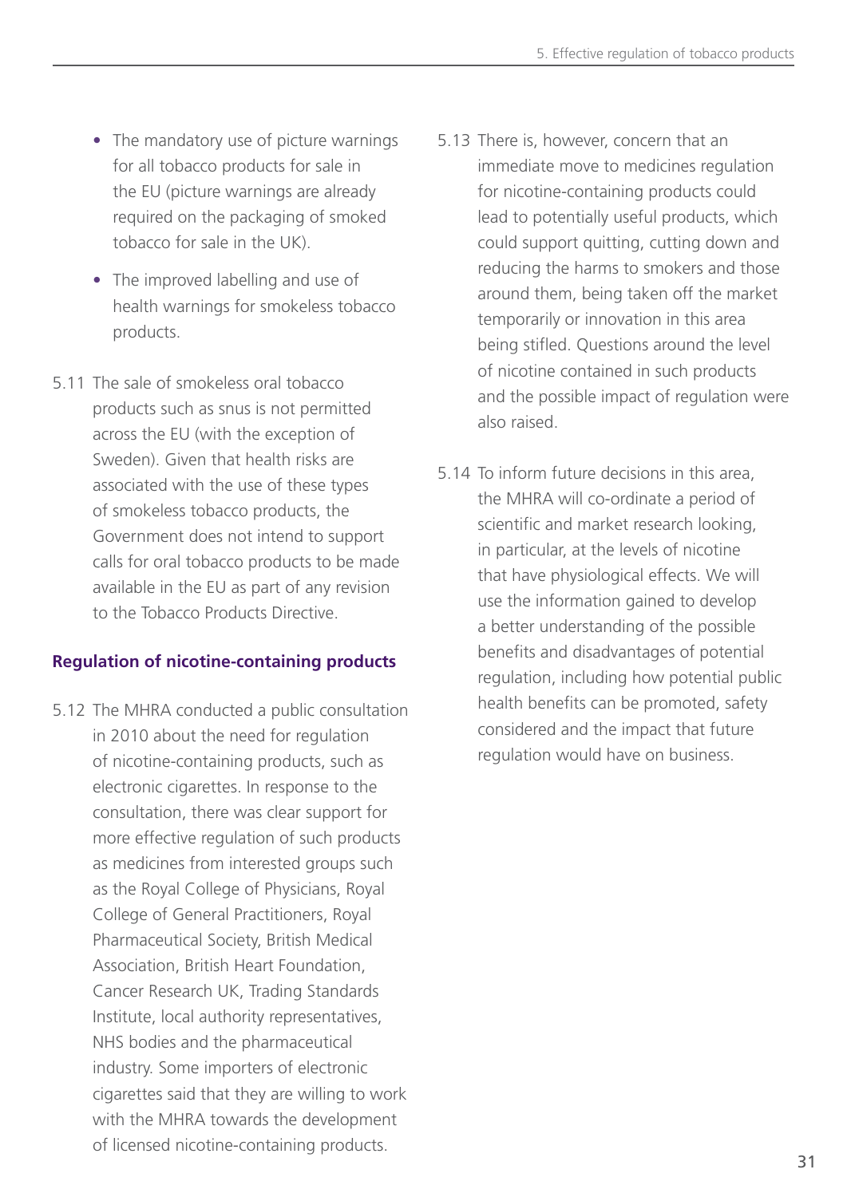- The mandatory use of picture warnings for all tobacco products for sale in the EU (picture warnings are already required on the packaging of smoked tobacco for sale in the UK).
- The improved labelling and use of health warnings for smokeless tobacco products.

5.11 The sale of smokeless oral tobacco products such as snus is not permitted across the EU (with the exception of Sweden). Given that health risks are associated with the use of these types of smokeless tobacco products, the Government does not intend to support calls for oral tobacco products to be made available in the EU as part of any revision to the Tobacco Products Directive.

### Regulation of nicotine-containing products

5.12 The MHRA conducted a public consultation in 2010 about the need for regulation of nicotine-containing products, such as electronic cigarettes. In response to the consultation, there was clear support for more effective regulation of such products as medicines from interested groups such as the Royal College of Physicians, Royal College of General Practitioners, Royal Pharmaceutical Society, British Medical Association, British Heart Foundation, Cancer Research UK, Trading Standards Institute, local authority representatives, NHS bodies and the pharmaceutical industry. Some importers of electronic cigarettes said that they are willing to work with the MHRA towards the development of licensed nicotine-containing products.

5.13 There is, however, concern that an immediate move to medicines regulation for nicotine-containing products could lead to potentially useful products, which could support quitting, cutting down and reducing the harms to smokers and those around them, being taken off the market temporarily or innovation in this area being stifled. Questions around the level of nicotine contained in such products and the possible impact of regulation were also raised.

5.14 To inform future decisions in this area, the MHRA will co-ordinate a period of scientific and market research looking, in particular, at the levels of nicotine that have physiological effects. We will use the information gained to develop a better understanding of the possible benefits and disadvantages of potential regulation, including how potential public health benefits can be promoted, safety considered and the impact that future regulation would have on business.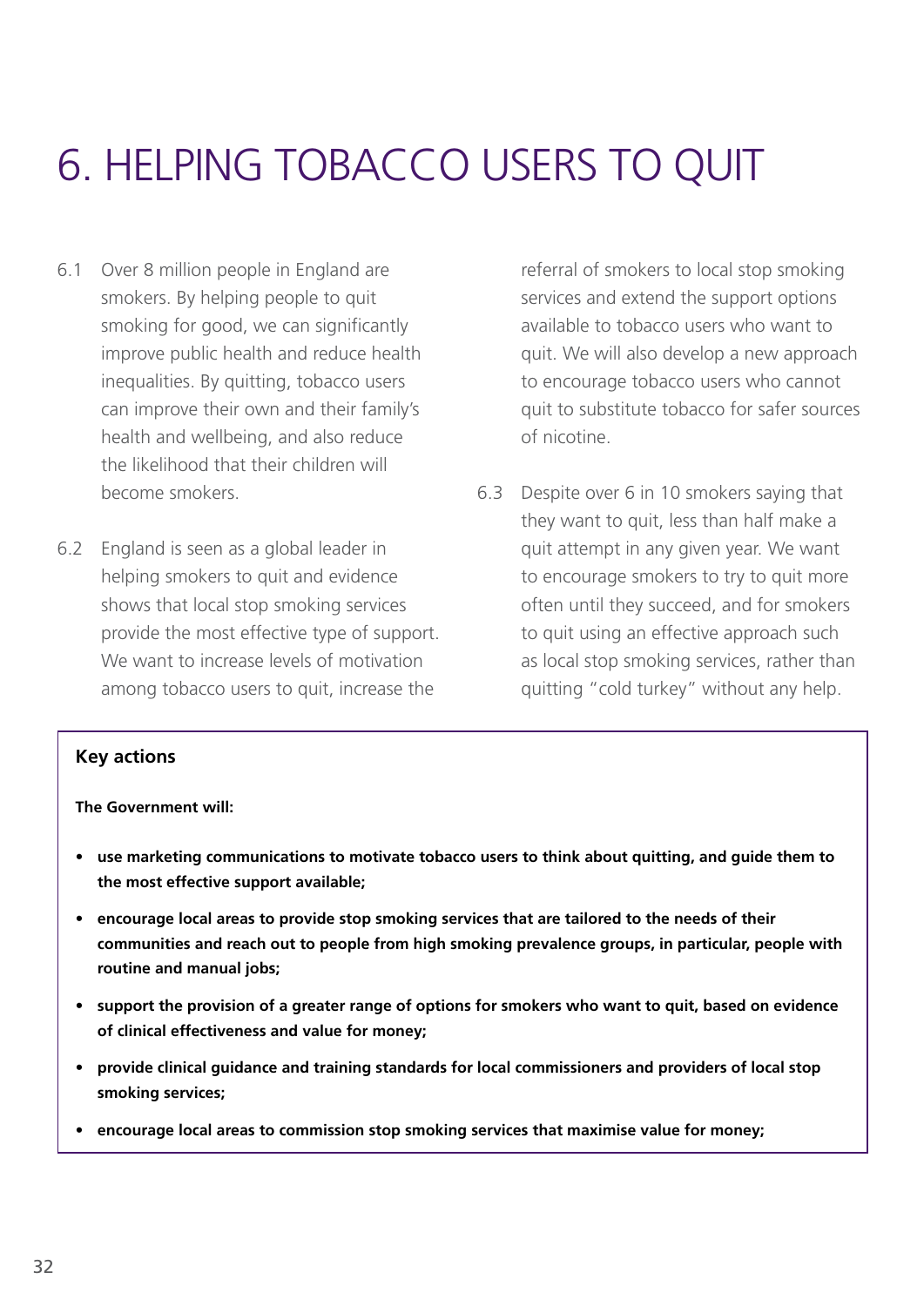# 6. HELPING TOBACCO USERS TO QUIT

6.1 Over 8 million people in England are smokers. By helping people to quit smoking for good, we can significantly improve public health and reduce health inequalities. By quitting, tobacco users can improve their own and their family's health and wellbeing, and also reduce the likelihood that their children will become smokers.

6.2 England is seen as a global leader in helping smokers to quit and evidence shows that local stop smoking services provide the most effective type of support. We want to increase levels of motivation among tobacco users to quit, increase the referral of smokers to local stop smoking services and extend the support options available to tobacco users who want to quit. We will also develop a new approach to encourage tobacco users who cannot quit to substitute tobacco for safer sources of nicotine.

6.3 Despite over 6 in 10 smokers saying that they want to quit, less than half make a quit attempt in any given year. We want to encourage smokers to try to quit more often until they succeed, and for smokers to quit using an effective approach such as local stop smoking services, rather than quitting "cold turkey" without any help.

**Key actions**

**The Government will:**

- **use marketing communications to motivate tobacco users to think about quitting, and guide them to the most effective support available;**
- **encourage local areas to provide stop smoking services that are tailored to the needs of their communities and reach out to people from high smoking prevalence groups, in particular, people with routine and manual jobs;**
- **support the provision of a greater range of options for smokers who want to quit, based on evidence of clinical effectiveness and value for money;**
- **provide clinical guidance and training standards for local commissioners and providers of local stop smoking services;**
- **encourage local areas to commission stop smoking services that maximise value for money;**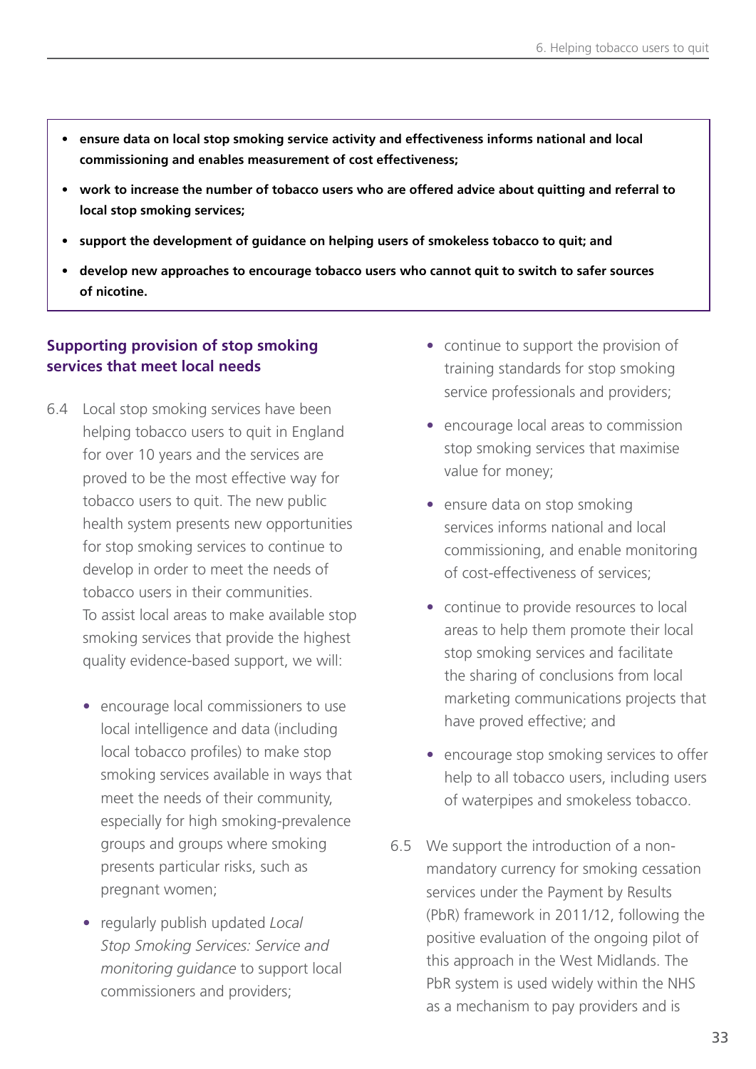- **ensure data on local stop smoking service activity and effectiveness informs national and local commissioning and enables measurement of cost effectiveness;**
- **work to increase the number of tobacco users who are offered advice about quitting and referral to local stop smoking services;**
- **support the development of guidance on helping users of smokeless tobacco to quit; and**
- **develop new approaches to encourage tobacco users who cannot quit to switch to safer sources of nicotine.**

### Supporting provision of stop smoking services that meet local needs

6.4 Local stop smoking services have been helping tobacco users to quit in England for over 10 years and the services are proved to be the most effective way for tobacco users to quit. The new public health system presents new opportunities for stop smoking services to continue to develop in order to meet the needs of tobacco users in their communities. To assist local areas to make available stop smoking services that provide the highest quality evidence-based support, we will:

- encourage local commissioners to use local intelligence and data (including local tobacco profiles) to make stop smoking services available in ways that meet the needs of their community, especially for high smoking-prevalence groups and groups where smoking presents particular risks, such as pregnant women;
- regularly publish updated *Local Stop Smoking Services: Service and monitoring guidance* to support local commissioners and providers;
- continue to support the provision of training standards for stop smoking service professionals and providers;
- encourage local areas to commission stop smoking services that maximise value for money;
- ensure data on stop smoking services informs national and local commissioning, and enable monitoring of cost-effectiveness of services;
- continue to provide resources to local areas to help them promote their local stop smoking services and facilitate the sharing of conclusions from local marketing communications projects that have proved effective; and
- encourage stop smoking services to offer help to all tobacco users, including users of waterpipes and smokeless tobacco.

6.5 We support the introduction of a non-mandatory currency for smoking cessation services under the Payment by Results (PbR) framework in 2011/12, following the positive evaluation of the ongoing pilot of this approach in the West Midlands. The PbR system is used widely within the NHS as a mechanism to pay providers and is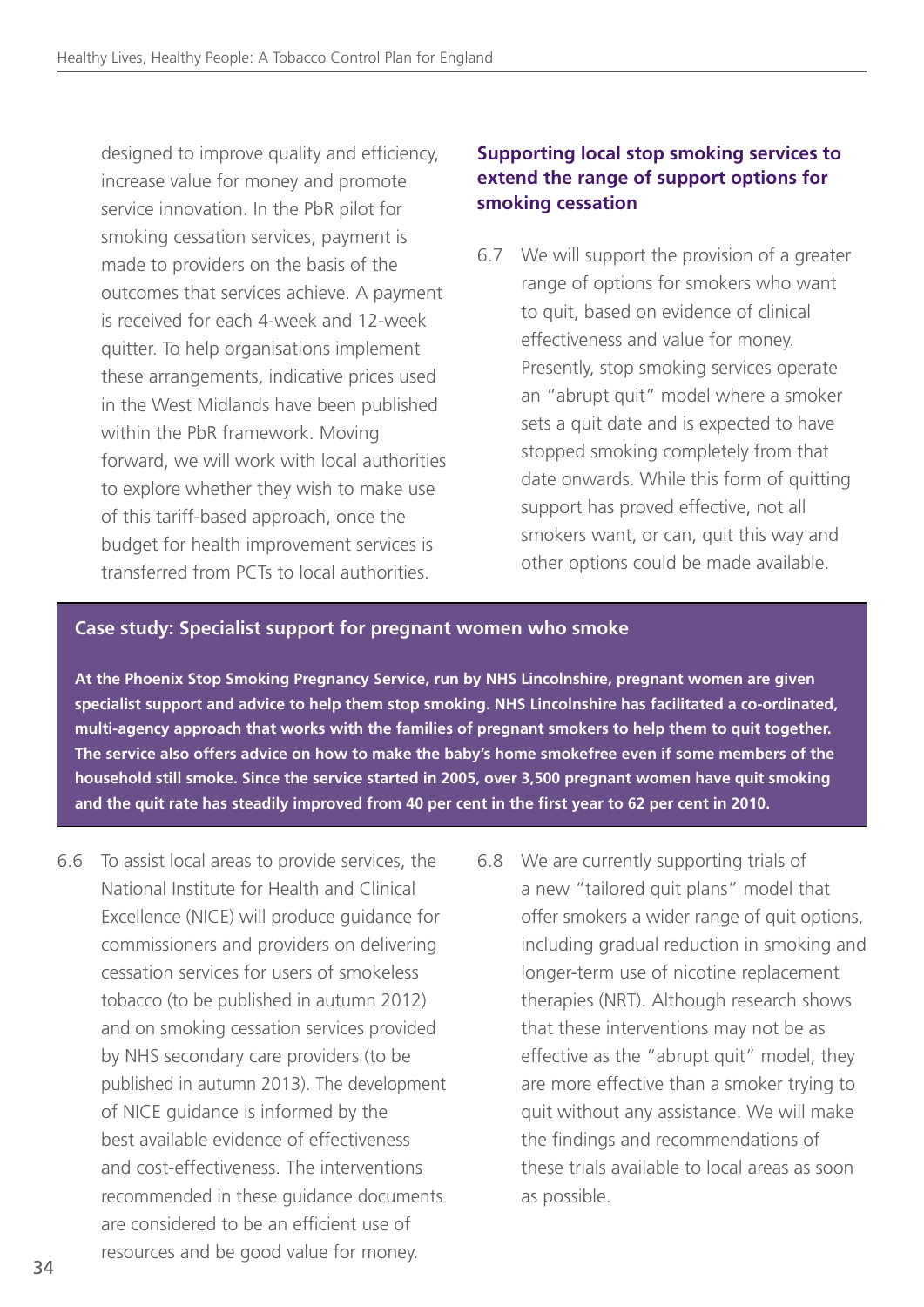designed to improve quality and efficiency, increase value for money and promote service innovation. In the PbR pilot for smoking cessation services, payment is made to providers on the basis of the outcomes that services achieve. A payment is received for each 4-week and 12-week quitter. To help organisations implement these arrangements, indicative prices used in the West Midlands have been published within the PbR framework. Moving forward, we will work with local authorities to explore whether they wish to make use of this tariff-based approach, once the budget for health improvement services is transferred from PCTs to local authorities.

6.6 To assist local areas to provide services, the National Institute for Health and Clinical Excellence (NICE) will produce guidance for commissioners and providers on delivering cessation services for users of smokeless tobacco (to be published in autumn 2012) and on smoking cessation services provided by NHS secondary care providers (to be published in autumn 2013). The development of NICE guidance is informed by the best available evidence of effectiveness and cost-effectiveness. The interventions recommended in these guidance documents are considered to be an efficient use of resources and be good value for money.

### Supporting local stop smoking services to extend the range of support options for smoking cessation

6.7 We will support the provision of a greater range of options for smokers who want to quit, based on evidence of clinical effectiveness and value for money. Presently, stop smoking services operate an "abrupt quit" model where a smoker sets a quit date and is expected to have stopped smoking completely from that date onwards. While this form of quitting support has proved effective, not all smokers want, or can, quit this way and other options could be made available.

6.8 We are currently supporting trials of a new "tailored quit plans" model that offer smokers a wider range of quit options, including gradual reduction in smoking and longer-term use of nicotine replacement therapies (NRT). Although research shows that these interventions may not be as effective as the "abrupt quit" model, they are more effective than a smoker trying to quit without any assistance. We will make the findings and recommendations of these trials available to local areas as soon as possible.

> **Case study: Specialist support for pregnant women who smoke**
>
> **At the Phoenix Stop Smoking Pregnancy Service, run by NHS Lincolnshire, pregnant women are given specialist support and advice to help them stop smoking. NHS Lincolnshire has facilitated a co-ordinated, multi-agency approach that works with the families of pregnant smokers to help them to quit together. The service also offers advice on how to make the baby's home smokefree even if some members of the household still smoke. Since the service started in 2005, over 3,500 pregnant women have quit smoking and the quit rate has steadily improved from 40 per cent in the first year to 62 per cent in 2010.**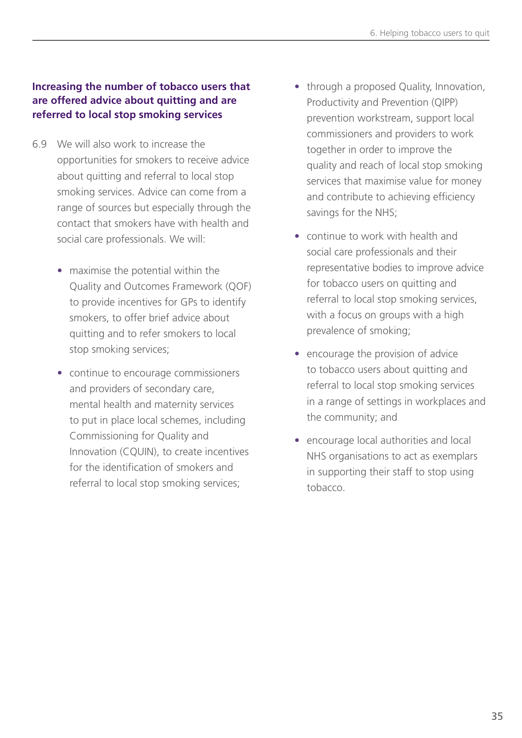### Increasing the number of tobacco users that are offered advice about quitting and are referred to local stop smoking services

6.9 We will also work to increase the opportunities for smokers to receive advice about quitting and referral to local stop smoking services. Advice can come from a range of sources but especially through the contact that smokers have with health and social care professionals. We will:

- maximise the potential within the Quality and Outcomes Framework (QOF) to provide incentives for GPs to identify smokers, to offer brief advice about quitting and to refer smokers to local stop smoking services;
- continue to encourage commissioners and providers of secondary care, mental health and maternity services to put in place local schemes, including Commissioning for Quality and Innovation (CQUIN), to create incentives for the identification of smokers and referral to local stop smoking services;
- through a proposed Quality, Innovation, Productivity and Prevention (QIPP) prevention workstream, support local commissioners and providers to work together in order to improve the quality and reach of local stop smoking services that maximise value for money and contribute to achieving efficiency savings for the NHS;
- continue to work with health and social care professionals and their representative bodies to improve advice for tobacco users on quitting and referral to local stop smoking services, with a focus on groups with a high prevalence of smoking;
- encourage the provision of advice to tobacco users about quitting and referral to local stop smoking services in a range of settings in workplaces and the community; and
- encourage local authorities and local NHS organisations to act as exemplars in supporting their staff to stop using tobacco.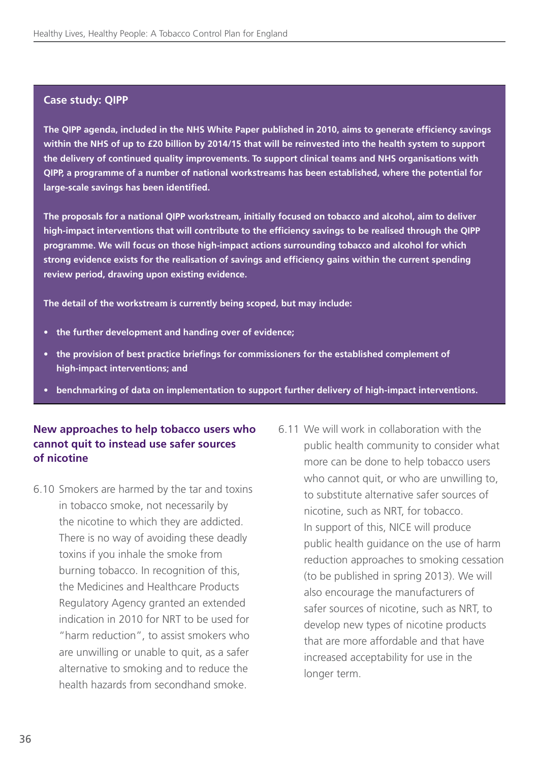### Case study: QIPP

**The QIPP agenda, included in the NHS White Paper published in 2010, aims to generate efficiency savings within the NHS of up to £20 billion by 2014/15 that will be reinvested into the health system to support the delivery of continued quality improvements. To support clinical teams and NHS organisations with QIPP, a programme of a number of national workstreams has been established, where the potential for large-scale savings has been identified.**

**The proposals for a national QIPP workstream, initially focused on tobacco and alcohol, aim to deliver high-impact interventions that will contribute to the efficiency savings to be realised through the QIPP programme. We will focus on those high-impact actions surrounding tobacco and alcohol for which strong evidence exists for the realisation of savings and efficiency gains within the current spending review period, drawing upon existing evidence.**

**The detail of the workstream is currently being scoped, but may include:**

- **the further development and handing over of evidence;**
- **the provision of best practice briefings for commissioners for the established complement of high-impact interventions; and**
- **benchmarking of data on implementation to support further delivery of high-impact interventions.**

### New approaches to help tobacco users who cannot quit to instead use safer sources of nicotine

6.10 Smokers are harmed by the tar and toxins in tobacco smoke, not necessarily by the nicotine to which they are addicted. There is no way of avoiding these deadly toxins if you inhale the smoke from burning tobacco. In recognition of this, the Medicines and Healthcare Products Regulatory Agency granted an extended indication in 2010 for NRT to be used for "harm reduction", to assist smokers who are unwilling or unable to quit, as a safer alternative to smoking and to reduce the health hazards from secondhand smoke.

6.11 We will work in collaboration with the public health community to consider what more can be done to help tobacco users who cannot quit, or who are unwilling to, to substitute alternative safer sources of nicotine, such as NRT, for tobacco. In support of this, NICE will produce public health guidance on the use of harm reduction approaches to smoking cessation (to be published in spring 2013). We will also encourage the manufacturers of safer sources of nicotine, such as NRT, to develop new types of nicotine products that are more affordable and that have increased acceptability for use in the longer term.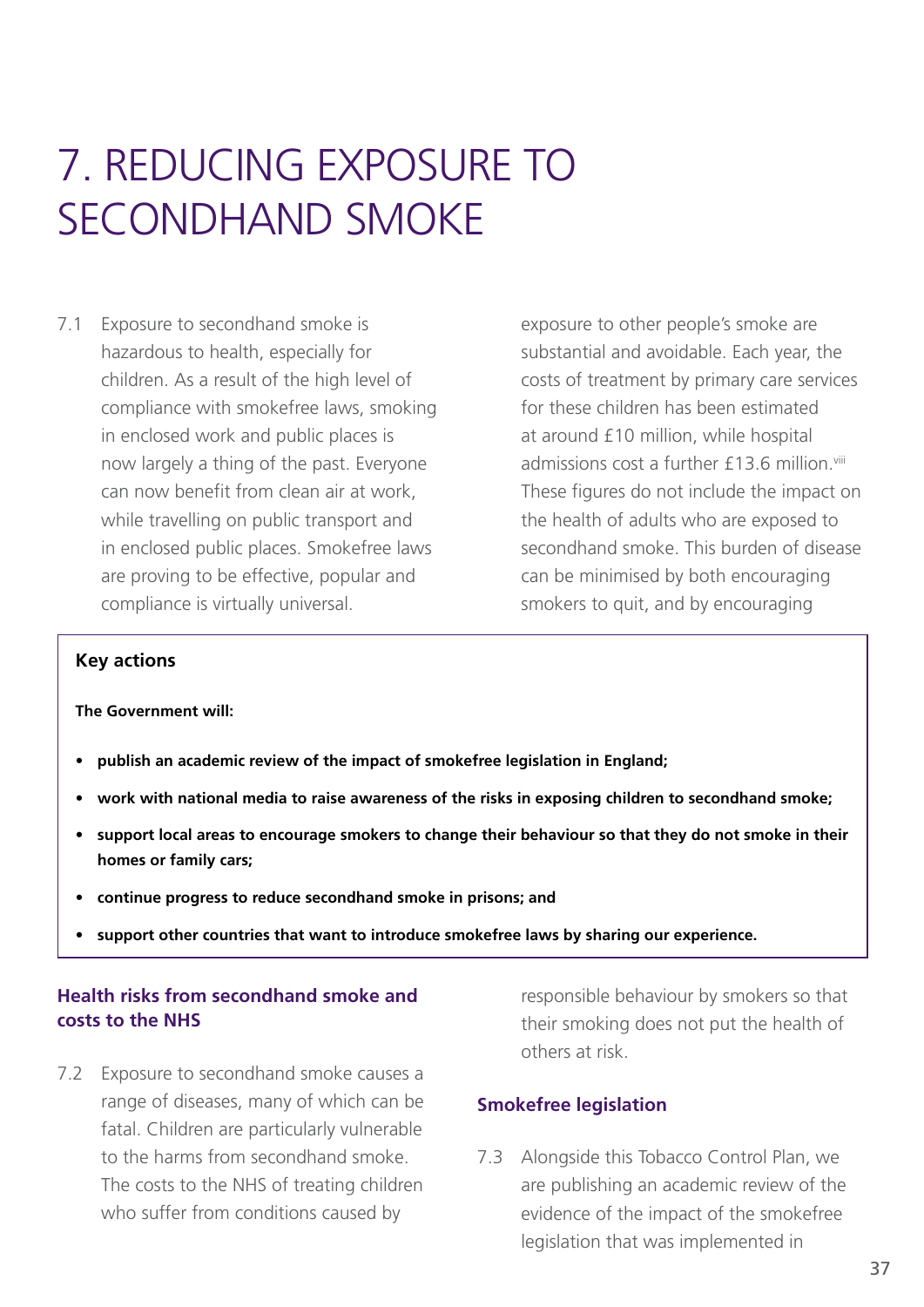# 7. REDUCING EXPOSURE TO SECONDHAND SMOKE

7.1 Exposure to secondhand smoke is hazardous to health, especially for children. As a result of the high level of compliance with smokefree laws, smoking in enclosed work and public places is now largely a thing of the past. Everyone can now benefit from clean air at work, while travelling on public transport and in enclosed public places. Smokefree laws are proving to be effective, popular and compliance is virtually universal.

> **Key actions**
>
> **The Government will:**
>
> - **publish an academic review of the impact of smokefree legislation in England;**
> - **work with national media to raise awareness of the risks in exposing children to secondhand smoke;**
> - **support local areas to encourage smokers to change their behaviour so that they do not smoke in their homes or family cars;**
> - **continue progress to reduce secondhand smoke in prisons; and**
> - **support other countries that want to introduce smokefree laws by sharing our experience.**

## Health risks from secondhand smoke and costs to the NHS

7.2 Exposure to secondhand smoke causes a range of diseases, many of which can be fatal. Children are particularly vulnerable to the harms from secondhand smoke. The costs to the NHS of treating children who suffer from conditions caused by exposure to other people's smoke are substantial and avoidable. Each year, the costs of treatment by primary care services for these children has been estimated at around £10 million, while hospital admissions cost a further £13.6 million.[viii] These figures do not include the impact on the health of adults who are exposed to secondhand smoke. This burden of disease can be minimised by both encouraging smokers to quit, and by encouraging responsible behaviour by smokers so that their smoking does not put the health of others at risk.

## Smokefree legislation

7.3 Alongside this Tobacco Control Plan, we are publishing an academic review of the evidence of the impact of the smokefree legislation that was implemented in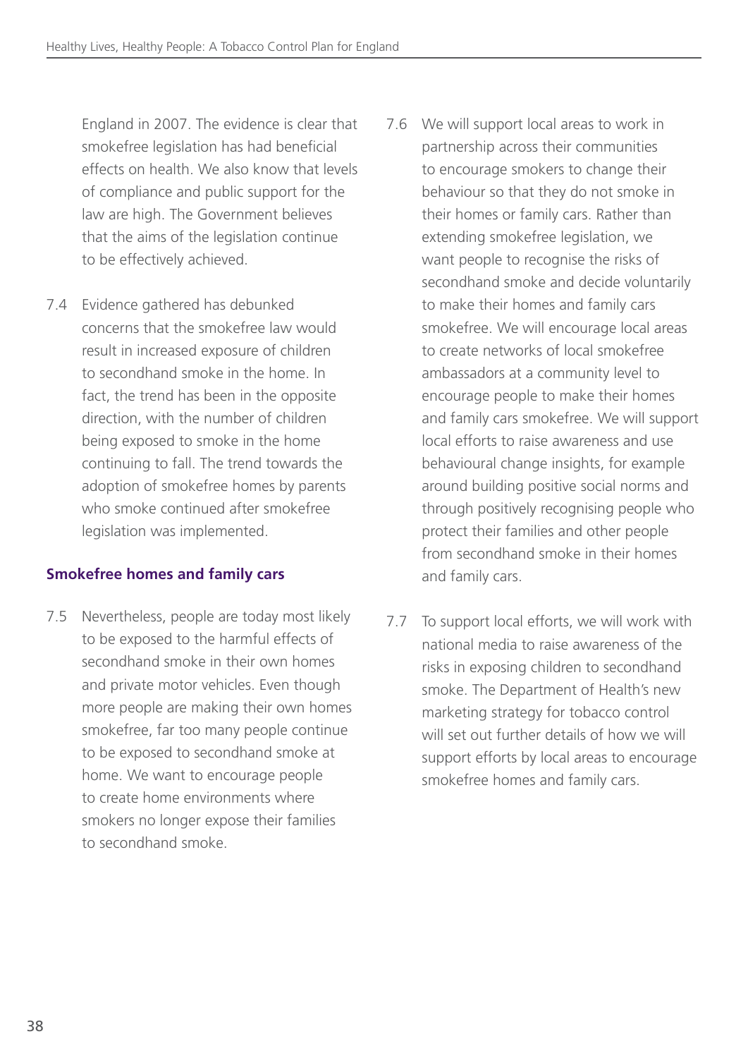England in 2007. The evidence is clear that smokefree legislation has had beneficial effects on health. We also know that levels of compliance and public support for the law are high. The Government believes that the aims of the legislation continue to be effectively achieved.

7.4 Evidence gathered has debunked concerns that the smokefree law would result in increased exposure of children to secondhand smoke in the home. In fact, the trend has been in the opposite direction, with the number of children being exposed to smoke in the home continuing to fall. The trend towards the adoption of smokefree homes by parents who smoke continued after smokefree legislation was implemented.

### Smokefree homes and family cars

7.5 Nevertheless, people today most likely to be exposed to the harmful effects of secondhand smoke in their own homes and private motor vehicles. Even though more people are making their own homes smokefree, far too many people continue to be exposed to secondhand smoke at home. We want to encourage people to create home environments where smokers no longer expose their families to secondhand smoke.

7.6 We will support local areas to work in partnership across their communities to encourage smokers to change their behaviour so that they do not smoke in their homes or family cars. Rather than extending smokefree legislation, we want people to recognise the risks of secondhand smoke and decide voluntarily to make their homes and family cars smokefree. We will encourage local areas to create networks of local smokefree ambassadors at a community level to encourage people to make their homes and family cars smokefree. We will support local efforts to raise awareness and use behavioural change insights, for example around building positive social norms and through positively recognising people who protect their families and other people from secondhand smoke in their homes and family cars.

7.7 To support local efforts, we will work with national media to raise awareness of the risks in exposing children to secondhand smoke. The Department of Health's new marketing strategy for tobacco control will set out further details of how we will support efforts by local areas to encourage smokefree homes and family cars.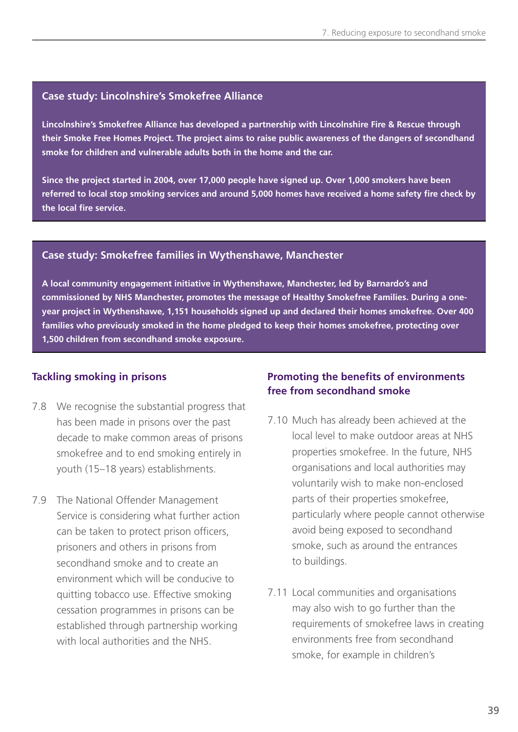### Case study: Lincolnshire's Smokefree Alliance

**Lincolnshire's Smokefree Alliance has developed a partnership with Lincolnshire Fire & Rescue through their Smoke Free Homes Project. The project aims to raise public awareness of the dangers of secondhand smoke for children and vulnerable adults both in the home and the car.**

**Since the project started in 2004, over 17,000 people have signed up. Over 1,000 smokers have been referred to local stop smoking services and around 5,000 homes have received a home safety fire check by the local fire service.**

### Case study: Smokefree families in Wythenshawe, Manchester

**A local community engagement initiative in Wythenshawe, Manchester, led by Barnardo's and commissioned by NHS Manchester, promotes the message of Healthy Smokefree Families. During a one-year project in Wythenshawe, 1,151 households signed up and declared their homes smokefree. Over 400 families who previously smoked in the home pledged to keep their homes smokefree, protecting over 1,500 children from secondhand smoke exposure.**

## Tackling smoking in prisons

7.8 We recognise the substantial progress that has been made in prisons over the past decade to make common areas of prisons smokefree and to end smoking entirely in youth (15–18 years) establishments.

7.9 The National Offender Management Service is considering what further action can be taken to protect prison officers, prisoners and others in prisons from secondhand smoke and to create an environment which will be conducive to quitting tobacco use. Effective smoking cessation programmes in prisons can be established through partnership working with local authorities and the NHS.

## Promoting the benefits of environments free from secondhand smoke

7.10 Much has already been achieved at the local level to make outdoor areas at NHS properties smokefree. In the future, NHS organisations and local authorities may voluntarily wish to make non-enclosed parts of their properties smokefree, particularly where people cannot otherwise avoid being exposed to secondhand smoke, such as around the entrances to buildings.

7.11 Local communities and organisations may also wish to go further than the requirements of smokefree laws in creating environments free from secondhand smoke, for example in children's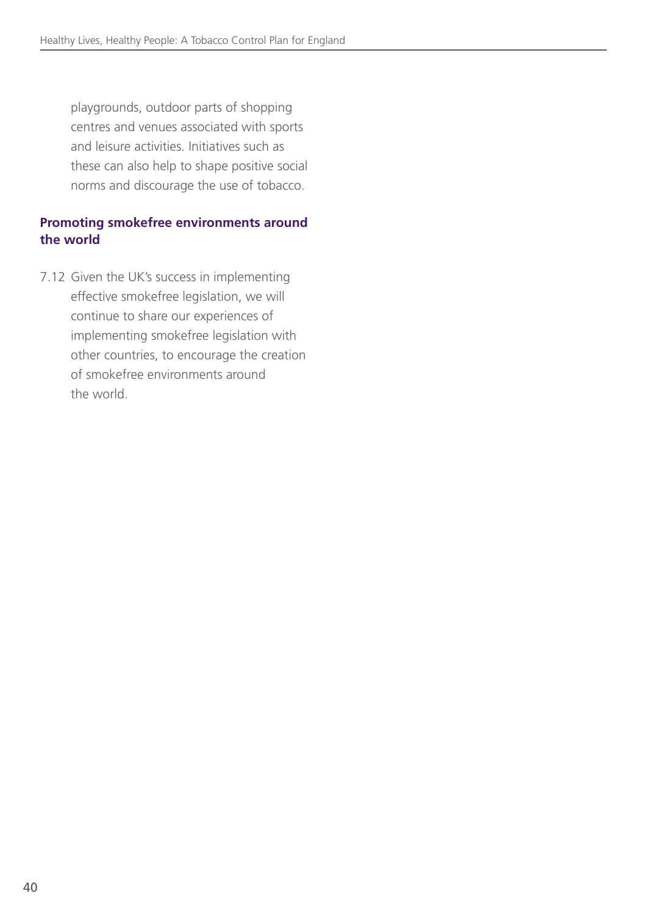playgrounds, outdoor parts of shopping centres and venues associated with sports and leisure activities. Initiatives such as these can also help to shape positive social norms and discourage the use of tobacco.

### Promoting smokefree environments around the world

7.12 Given the UK's success in implementing effective smokefree legislation, we will continue to share our experiences of implementing smokefree legislation with other countries, to encourage the creation of smokefree environments around the world.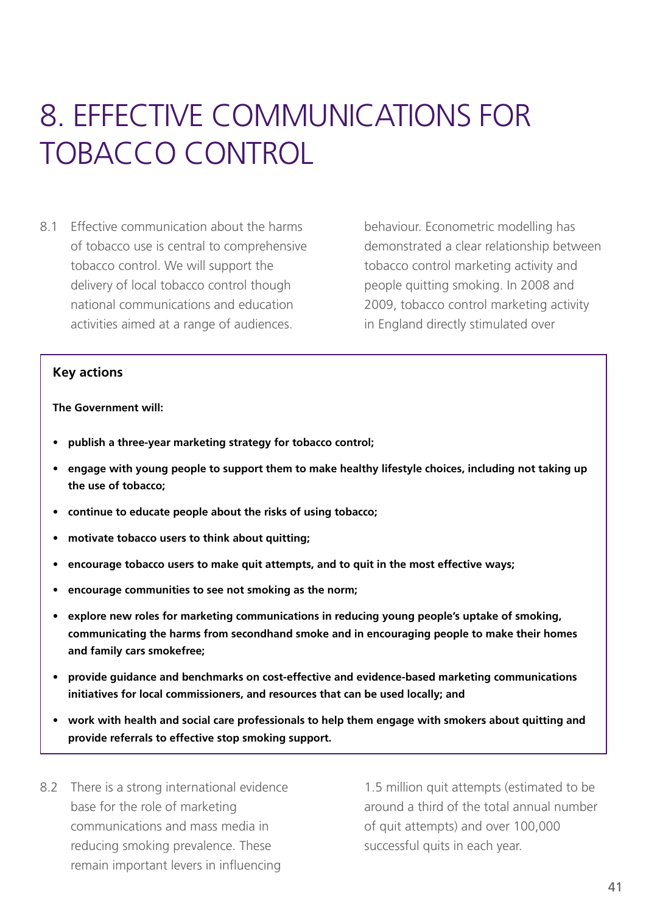# 8. EFFECTIVE COMMUNICATIONS FOR TOBACCO CONTROL

8.1 Effective communication about the harms of tobacco use is central to comprehensive tobacco control. We will support the delivery of local tobacco control though national communications and education activities aimed at a range of audiences.

**Key actions**

**The Government will:**

- **publish a three-year marketing strategy for tobacco control;**
- **engage with young people to support them to make healthy lifestyle choices, including not taking up the use of tobacco;**
- **continue to educate people about the risks of using tobacco;**
- **motivate tobacco users to think about quitting;**
- **encourage tobacco users to make quit attempts, and to quit in the most effective ways;**
- **encourage communities to see not smoking as the norm;**
- **explore new roles for marketing communications in reducing young people's uptake of smoking, communicating the harms from secondhand smoke and in encouraging people to make their homes and family cars smokefree;**
- **provide guidance and benchmarks on cost-effective and evidence-based marketing communications initiatives for local commissioners, and resources that can be used locally; and**
- **work with health and social care professionals to help them engage with smokers about quitting and provide referrals to effective stop smoking support.**

8.2 There is a strong international evidence base for the role of marketing communications and mass media in reducing smoking prevalence. These remain important levers in influencing behaviour. Econometric modelling has demonstrated a clear relationship between tobacco control marketing activity and people quitting smoking. In 2008 and 2009, tobacco control marketing activity in England directly stimulated over 1.5 million quit attempts (estimated to be around a third of the total annual number of quit attempts) and over 100,000 successful quits in each year.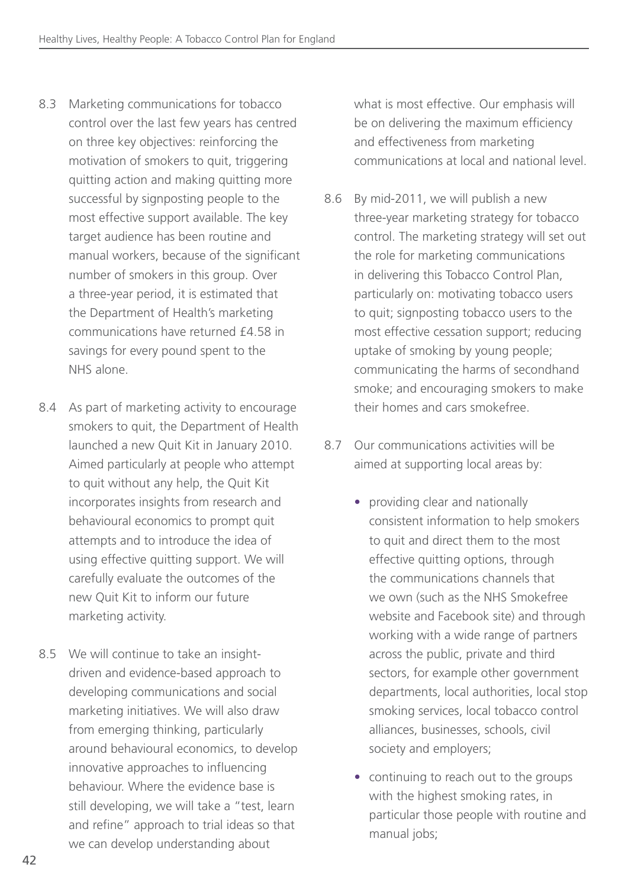8.3 Marketing communications for tobacco control over the last few years has centred on three key objectives: reinforcing the motivation of smokers to quit, triggering quitting action and making quitting more successful by signposting people to the most effective support available. The key target audience has been routine and manual workers, because of the significant number of smokers in this group. Over a three-year period, it is estimated that the Department of Health's marketing communications have returned £4.58 in savings for every pound spent to the NHS alone.

8.4 As part of marketing activity to encourage smokers to quit, the Department of Health launched a new Quit Kit in January 2010. Aimed particularly at people who attempt to quit without any help, the Quit Kit incorporates insights from research and behavioural economics to prompt quit attempts and to introduce the idea of using effective quitting support. We will carefully evaluate the outcomes of the new Quit Kit to inform our future marketing activity.

8.5 We will continue to take an insight-driven and evidence-based approach to developing communications and social marketing initiatives. We will also draw from emerging thinking, particularly around behavioural economics, to develop innovative approaches to influencing behaviour. Where the evidence base is still developing, we will take a "test, learn and refine" approach to trial ideas so that we can develop understanding about what is most effective. Our emphasis will be on delivering the maximum efficiency and effectiveness from marketing communications at local and national level.

8.6 By mid-2011, we will publish a new three-year marketing strategy for tobacco control. The marketing strategy will set out the role for marketing communications in delivering this Tobacco Control Plan, particularly on: motivating tobacco users to quit; signposting tobacco users to the most effective cessation support; reducing uptake of smoking by young people; communicating the harms of secondhand smoke; and encouraging smokers to make their homes and cars smokefree.

8.7 Our communications activities will be aimed at supporting local areas by:

- providing clear and nationally consistent information to help smokers to quit and direct them to the most effective quitting options, through the communications channels that we own (such as the NHS Smokefree website and Facebook site) and through working with a wide range of partners across the public, private and third sectors, for example other government departments, local authorities, local stop smoking services, local tobacco control alliances, businesses, schools, civil society and employers;
- continuing to reach out to the groups with the highest smoking rates, in particular those people with routine and manual jobs;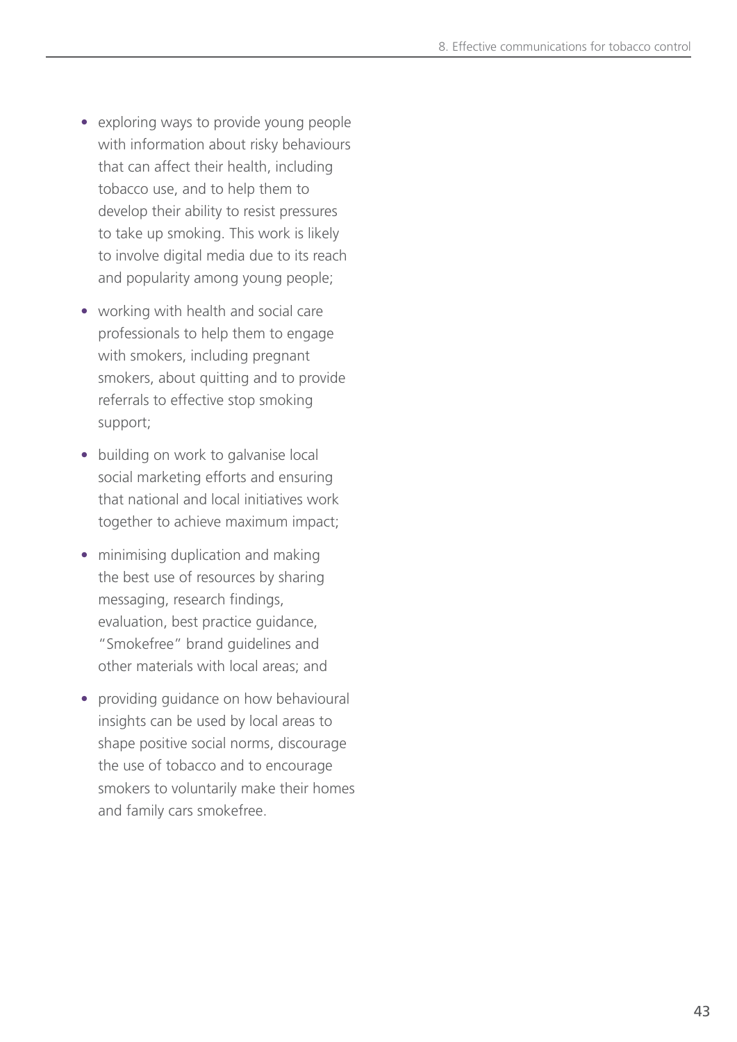- exploring ways to provide young people with information about risky behaviours that can affect their health, including tobacco use, and to help them to develop their ability to resist pressures to take up smoking. This work is likely to involve digital media due to its reach and popularity among young people;
- working with health and social care professionals to help them to engage with smokers, including pregnant smokers, about quitting and to provide referrals to effective stop smoking support;
- building on work to galvanise local social marketing efforts and ensuring that national and local initiatives work together to achieve maximum impact;
- minimising duplication and making the best use of resources by sharing messaging, research findings, evaluation, best practice guidance, "Smokefree" brand guidelines and other materials with local areas; and
- providing guidance on how behavioural insights can be used by local areas to shape positive social norms, discourage the use of tobacco and to encourage smokers to voluntarily make their homes and family cars smokefree.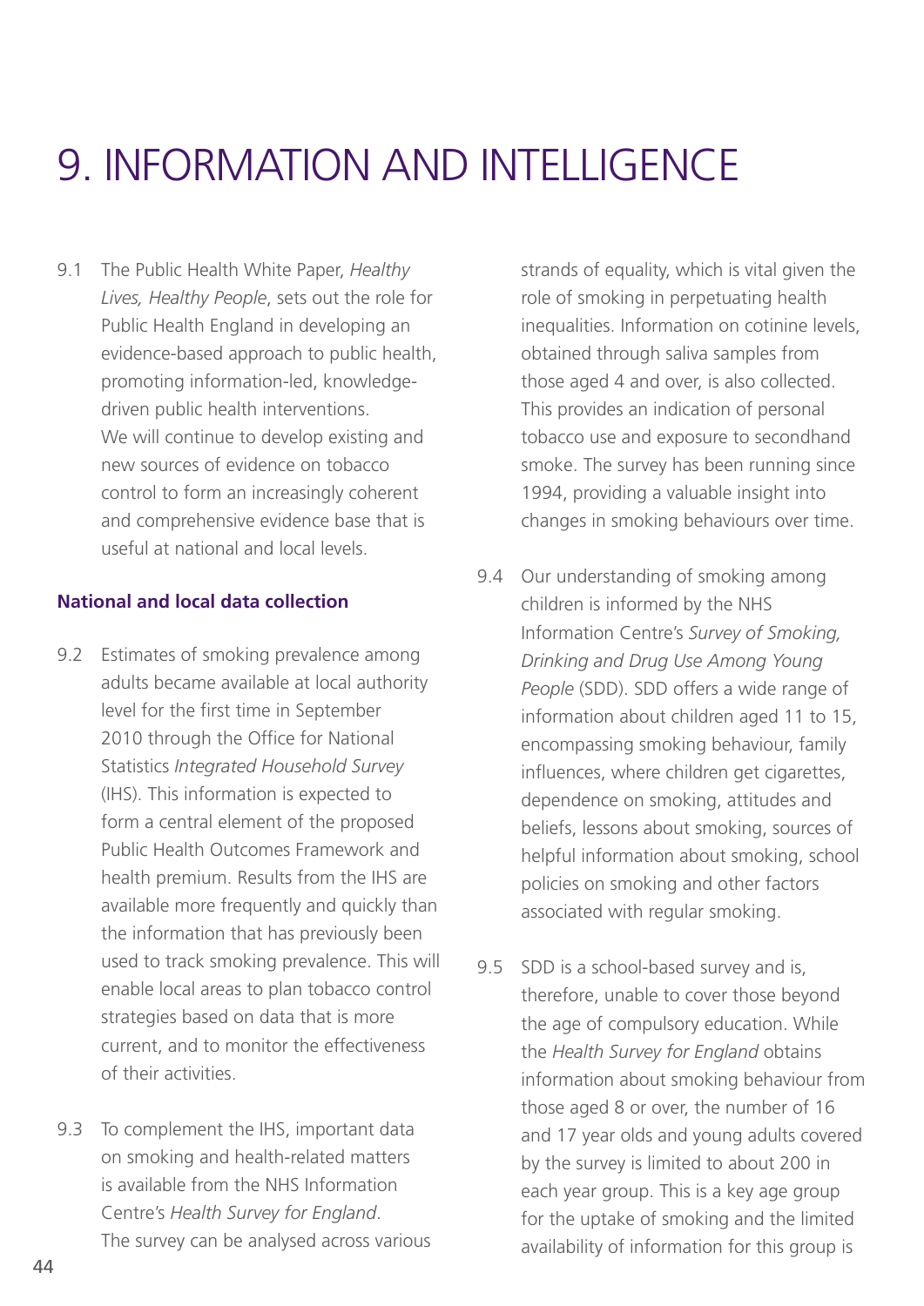# 9. INFORMATION AND INTELLIGENCE

9.1 The Public Health White Paper, *Healthy Lives, Healthy People*, sets out the role for Public Health England in developing an evidence-based approach to public health, promoting information-led, knowledge-driven public health interventions. We will continue to develop existing and new sources of evidence on tobacco control to form an increasingly coherent and comprehensive evidence base that is useful at national and local levels.

### National and local data collection

9.2 Estimates of smoking prevalence among adults became available at local authority level for the first time in September 2010 through the Office for National Statistics *Integrated Household Survey* (IHS). This information is expected to form a central element of the proposed Public Health Outcomes Framework and health premium. Results from the IHS are available more frequently and quickly than the information that has previously been used to track smoking prevalence. This will enable local areas to plan tobacco control strategies based on data that is more current, and to monitor the effectiveness of their activities.

9.3 To complement the IHS, important data on smoking and health-related matters is available from the NHS Information Centre's *Health Survey for England*. The survey can be analysed across various strands of equality, which is vital given the role of smoking in perpetuating health inequalities. Information on cotinine levels, obtained through saliva samples from those aged 4 and over, is also collected. This provides an indication of personal tobacco use and exposure to secondhand smoke. The survey has been running since 1994, providing a valuable insight into changes in smoking behaviours over time.

9.4 Our understanding of smoking among children is informed by the NHS Information Centre's *Survey of Smoking, Drinking and Drug Use Among Young People* (SDD). SDD offers a wide range of information about children aged 11 to 15, encompassing smoking behaviour, family influences, where children get cigarettes, dependence on smoking, attitudes and beliefs, lessons about smoking, sources of helpful information about smoking, school policies on smoking and other factors associated with regular smoking.

9.5 SDD is a school-based survey and is, therefore, unable to cover those beyond the age of compulsory education. While the *Health Survey for England* obtains information about smoking behaviour from those aged 8 or over, the number of 16 and 17 year olds and young adults covered by the survey is limited to about 200 in each year group. This is a key age group for the uptake of smoking and the limited availability of information for this group is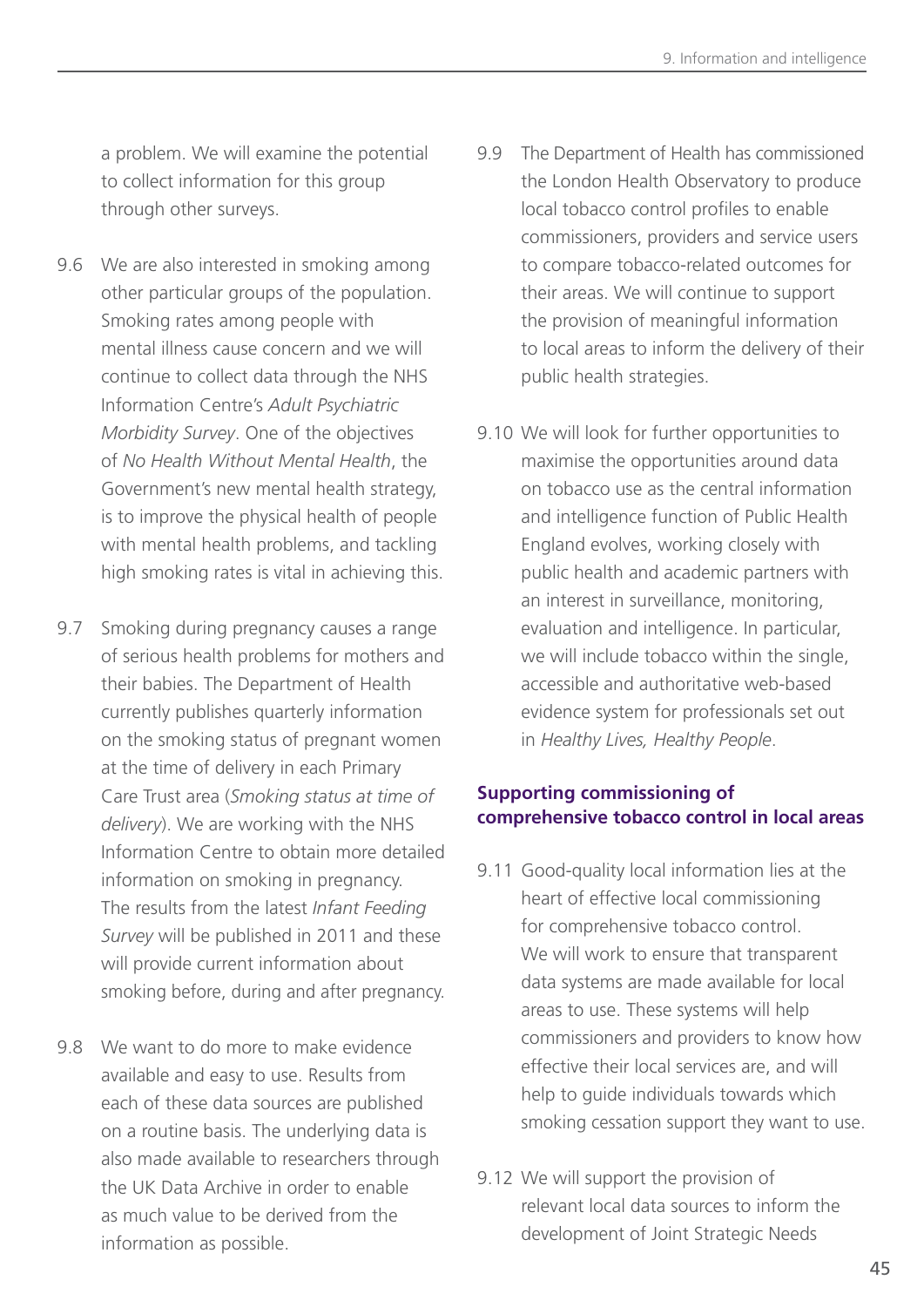a problem. We will examine the potential to collect information for this group through other surveys.

9.6 We are also interested in smoking among other particular groups of the population. Smoking rates among people with mental illness cause concern and we will continue to collect data through the NHS Information Centre's *Adult Psychiatric Morbidity Survey*. One of the objectives of *No Health Without Mental Health*, the Government's new mental health strategy, is to improve the physical health of people with mental health problems, and tackling high smoking rates is vital in achieving this.

9.7 Smoking during pregnancy causes a range of serious health problems for mothers and their babies. The Department of Health currently publishes quarterly information on the smoking status of pregnant women at the time of delivery in each Primary Care Trust area (*Smoking status at time of delivery*). We are working with the NHS Information Centre to obtain more detailed information on smoking in pregnancy. The results from the latest *Infant Feeding Survey* will be published in 2011 and these will provide current information about smoking before, during and after pregnancy.

9.8 We want to do more to make evidence available and easy to use. Results from each of these data sources are published on a routine basis. The underlying data is also made available to researchers through the UK Data Archive in order to enable as much value to be derived from the information as possible.

9.9 The Department of Health has commissioned the London Health Observatory to produce local tobacco control profiles to enable commissioners, providers and service users to compare tobacco-related outcomes for their areas. We will continue to support the provision of meaningful information to local areas to inform the delivery of their public health strategies.

9.10 We will look for further opportunities to maximise the opportunities around data on tobacco use as the central information and intelligence function of Public Health England evolves, working closely with public health and academic partners with an interest in surveillance, monitoring, evaluation and intelligence. In particular, we will include tobacco within the single, accessible and authoritative web-based evidence system for professionals set out in *Healthy Lives, Healthy People*.

### Supporting commissioning of comprehensive tobacco control in local areas

9.11 Good-quality local information lies at the heart of effective local commissioning for comprehensive tobacco control. We will work to ensure that transparent data systems are made available for local areas to use. These systems will help commissioners and providers to know how effective their local services are, and will help to guide individuals towards which smoking cessation support they want to use.

9.12 We will support the provision of relevant local data sources to inform the development of Joint Strategic Needs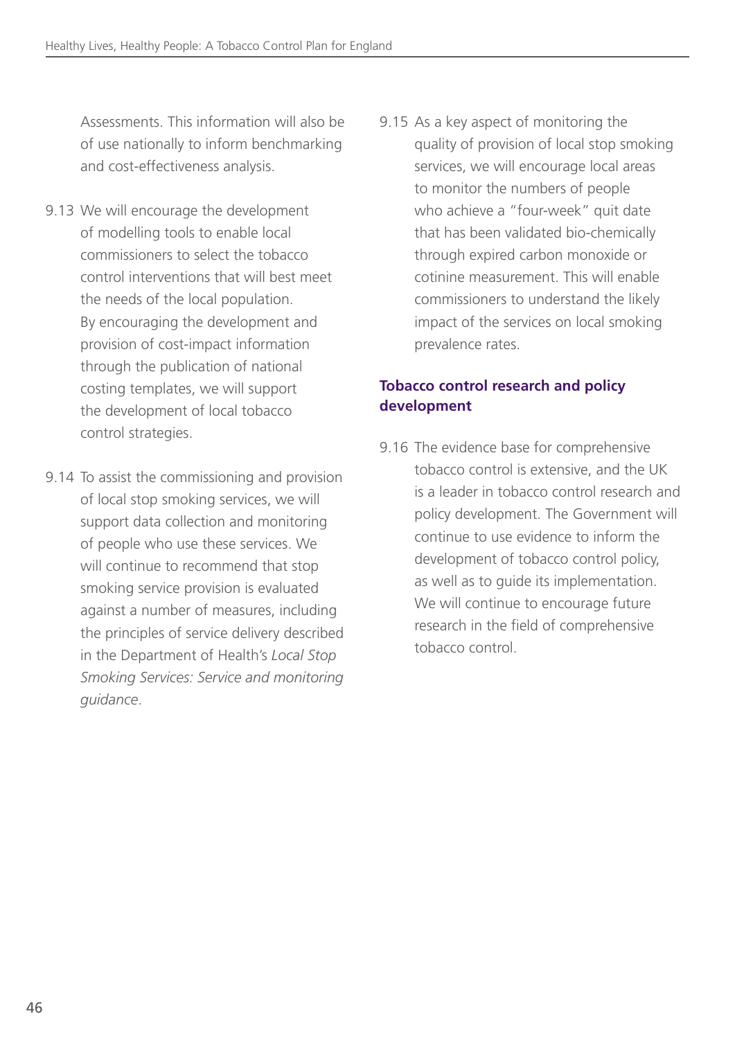Assessments. This information will also be of use nationally to inform benchmarking and cost-effectiveness analysis.

9.13 We will encourage the development of modelling tools to enable local commissioners to select the tobacco control interventions that will best meet the needs of the local population. By encouraging the development and provision of cost-impact information through the publication of national costing templates, we will support the development of local tobacco control strategies.

9.14 To assist the commissioning and provision of local stop smoking services, we will support data collection and monitoring of people who use these services. We will continue to recommend that stop smoking service provision is evaluated against a number of measures, including the principles of service delivery described in the Department of Health's *Local Stop Smoking Services: Service and monitoring guidance*.

9.15 As a key aspect of monitoring the quality of provision of local stop smoking services, we will encourage local areas to monitor the numbers of people who achieve a "four-week" quit date that has been validated bio-chemically through expired carbon monoxide or cotinine measurement. This will enable commissioners to understand the likely impact of the services on local smoking prevalence rates.

### Tobacco control research and policy development

9.16 The evidence base for comprehensive tobacco control is extensive, and the UK is a leader in tobacco control research and policy development. The Government will continue to use evidence to inform the development of tobacco control policy, as well as to guide its implementation. We will continue to encourage future research in the field of comprehensive tobacco control.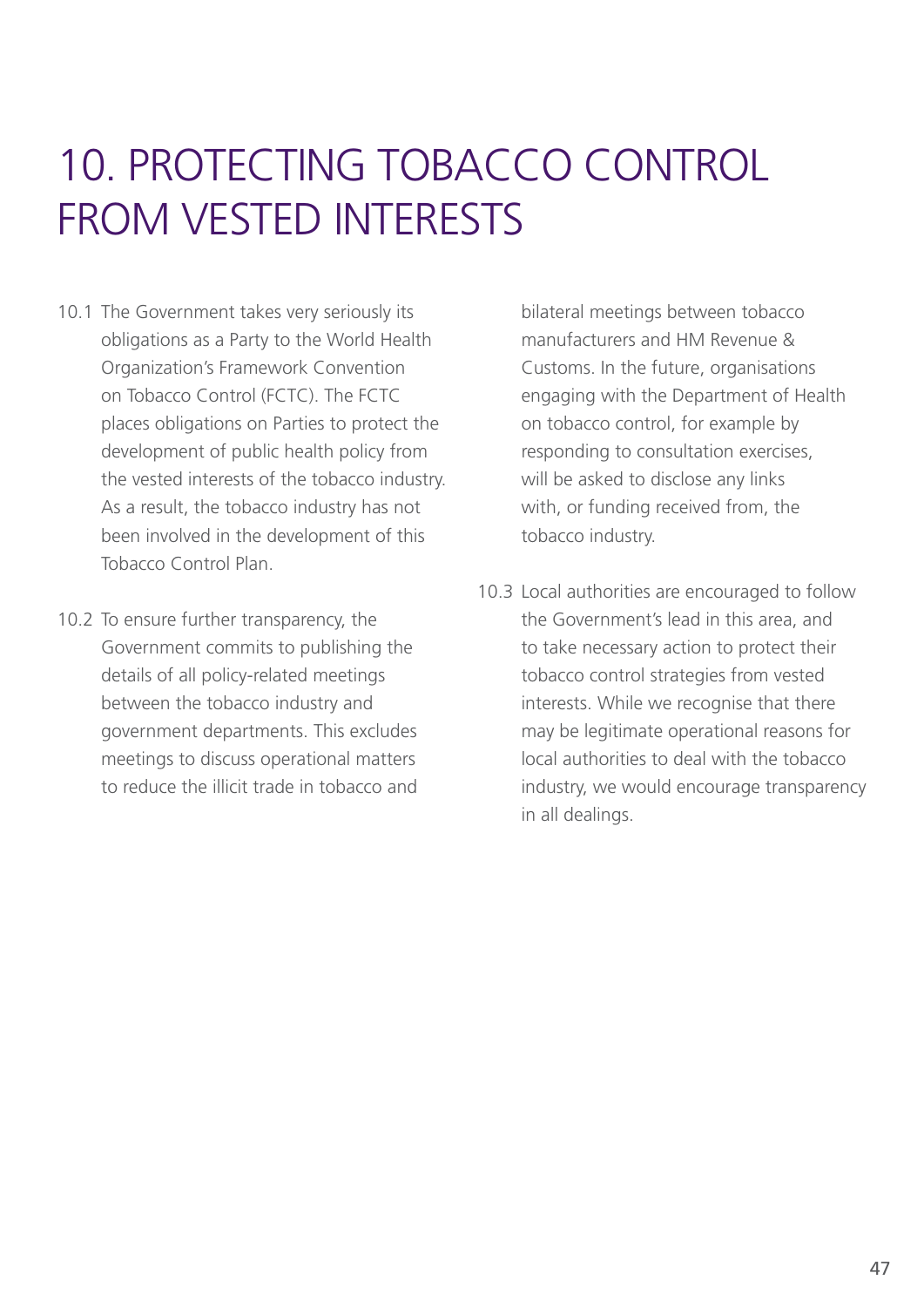# 10. PROTECTING TOBACCO CONTROL FROM VESTED INTERESTS

10.1 The Government takes very seriously its obligations as a Party to the World Health Organization's Framework Convention on Tobacco Control (FCTC). The FCTC places obligations on Parties to protect the development of public health policy from the vested interests of the tobacco industry. As a result, the tobacco industry has not been involved in the development of this Tobacco Control Plan.

10.2 To ensure further transparency, the Government commits to publishing the details of all policy-related meetings between the tobacco industry and government departments. This excludes meetings to discuss operational matters to reduce the illicit trade in tobacco and bilateral meetings between tobacco manufacturers and HM Revenue & Customs. In the future, organisations engaging with the Department of Health on tobacco control, for example by responding to consultation exercises, will be asked to disclose any links with, or funding received from, the tobacco industry.

10.3 Local authorities are encouraged to follow the Government's lead in this area, and to take necessary action to protect their tobacco control strategies from vested interests. While we recognise that there may be legitimate operational reasons for local authorities to deal with the tobacco industry, we would encourage transparency in all dealings.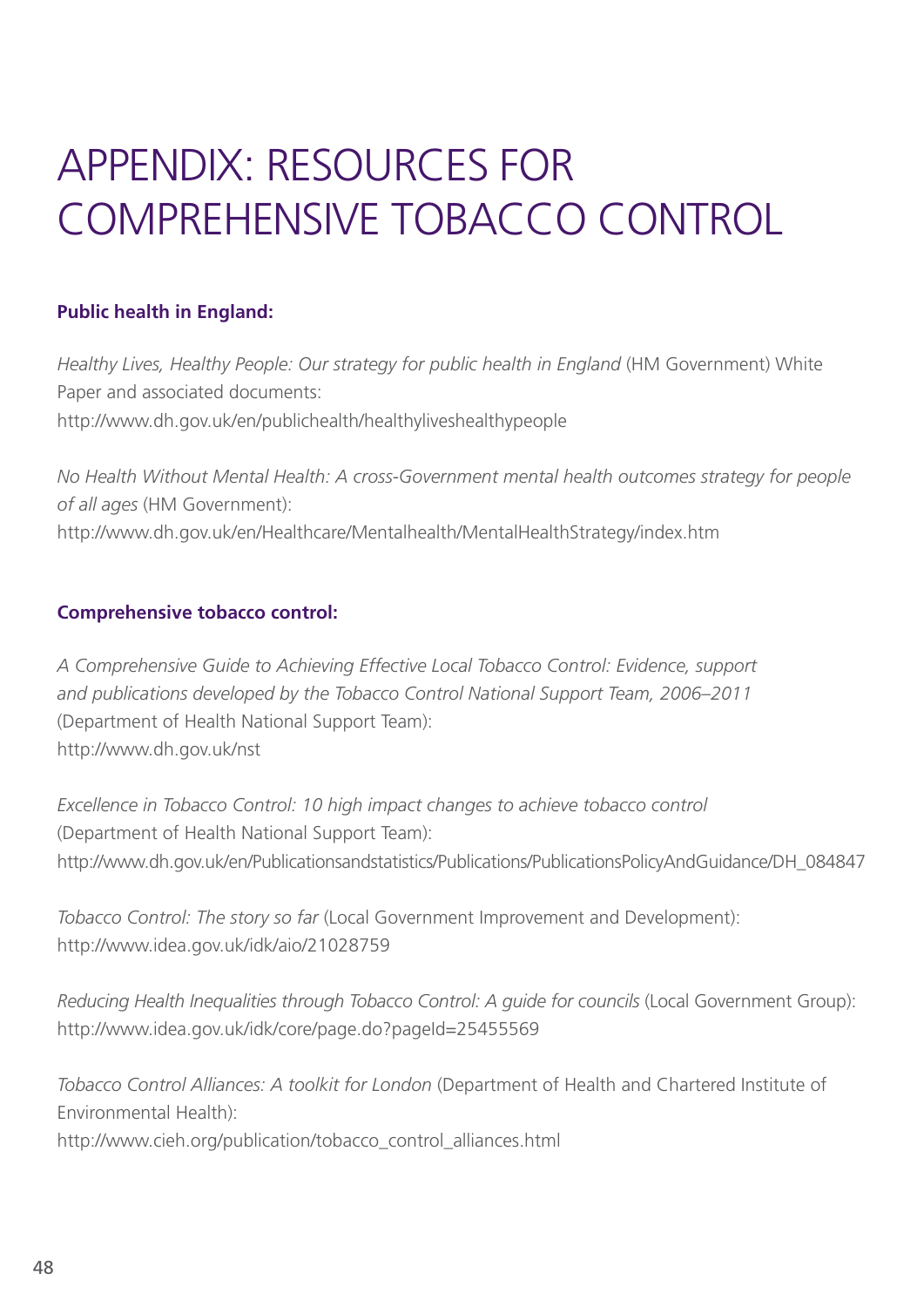# APPENDIX: RESOURCES FOR COMPREHENSIVE TOBACCO CONTROL

**Public health in England:**

*Healthy Lives, Healthy People: Our strategy for public health in England* (HM Government) White Paper and associated documents:
http://www.dh.gov.uk/en/publichealth/healthyliveshealthypeople

*No Health Without Mental Health: A cross-Government mental health outcomes strategy for people of all ages* (HM Government):
http://www.dh.gov.uk/en/Healthcare/Mentalhealth/MentalHealthStrategy/index.htm

**Comprehensive tobacco control:**

*A Comprehensive Guide to Achieving Effective Local Tobacco Control: Evidence, support and publications developed by the Tobacco Control National Support Team, 2006–2011* (Department of Health National Support Team):
http://www.dh.gov.uk/nst

*Excellence in Tobacco Control: 10 high impact changes to achieve tobacco control* (Department of Health National Support Team):
http://www.dh.gov.uk/en/Publicationsandstatistics/Publications/PublicationsPolicyAndGuidance/DH_084847

*Tobacco Control: The story so far* (Local Government Improvement and Development):
http://www.idea.gov.uk/idk/aio/21028759

*Reducing Health Inequalities through Tobacco Control: A guide for councils* (Local Government Group):
http://www.idea.gov.uk/idk/core/page.do?pageId=25455569

*Tobacco Control Alliances: A toolkit for London* (Department of Health and Chartered Institute of Environmental Health):
http://www.cieh.org/publication/tobacco_control_alliances.html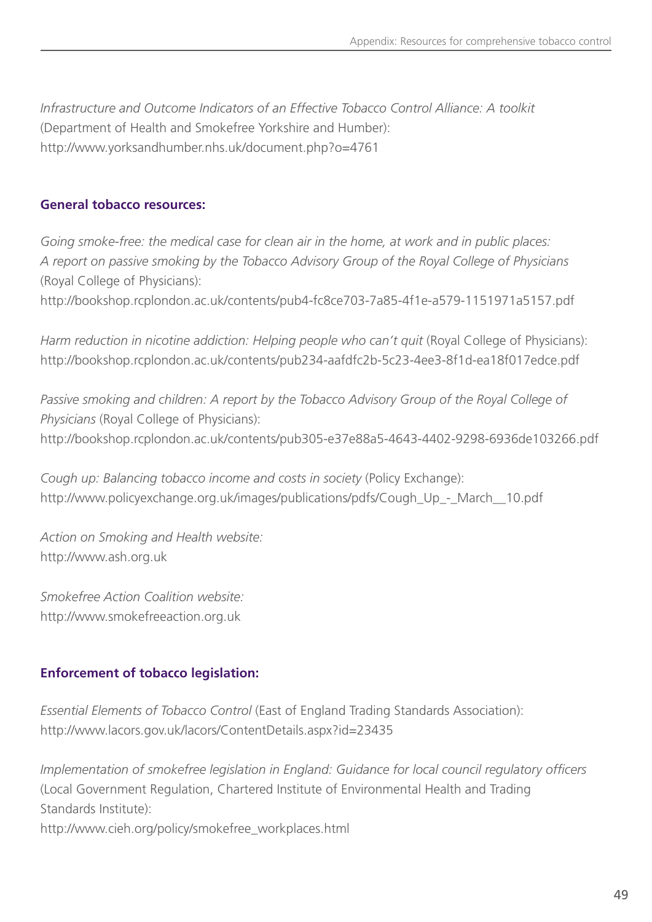*Infrastructure and Outcome Indicators of an Effective Tobacco Control Alliance: A toolkit* (Department of Health and Smokefree Yorkshire and Humber): http://www.yorksandhumber.nhs.uk/document.php?o=4761

**General tobacco resources:**

*Going smoke-free: the medical case for clean air in the home, at work and in public places: A report on passive smoking by the Tobacco Advisory Group of the Royal College of Physicians* (Royal College of Physicians): http://bookshop.rcplondon.ac.uk/contents/pub4-fc8ce703-7a85-4f1e-a579-1151971a5157.pdf

*Harm reduction in nicotine addiction: Helping people who can't quit* (Royal College of Physicians): http://bookshop.rcplondon.ac.uk/contents/pub234-aafdfc2b-5c23-4ee3-8f1d-ea18f017edce.pdf

*Passive smoking and children: A report by the Tobacco Advisory Group of the Royal College of Physicians* (Royal College of Physicians): http://bookshop.rcplondon.ac.uk/contents/pub305-e37e88a5-4643-4402-9298-6936de103266.pdf

*Cough up: Balancing tobacco income and costs in society* (Policy Exchange): http://www.policyexchange.org.uk/images/publications/pdfs/Cough_Up_-_March__10.pdf

*Action on Smoking and Health website:* http://www.ash.org.uk

*Smokefree Action Coalition website:* http://www.smokefreeaction.org.uk

**Enforcement of tobacco legislation:**

*Essential Elements of Tobacco Control* (East of England Trading Standards Association): http://www.lacors.gov.uk/lacors/ContentDetails.aspx?id=23435

*Implementation of smokefree legislation in England: Guidance for local council regulatory officers* (Local Government Regulation, Chartered Institute of Environmental Health and Trading Standards Institute): http://www.cieh.org/policy/smokefree_workplaces.html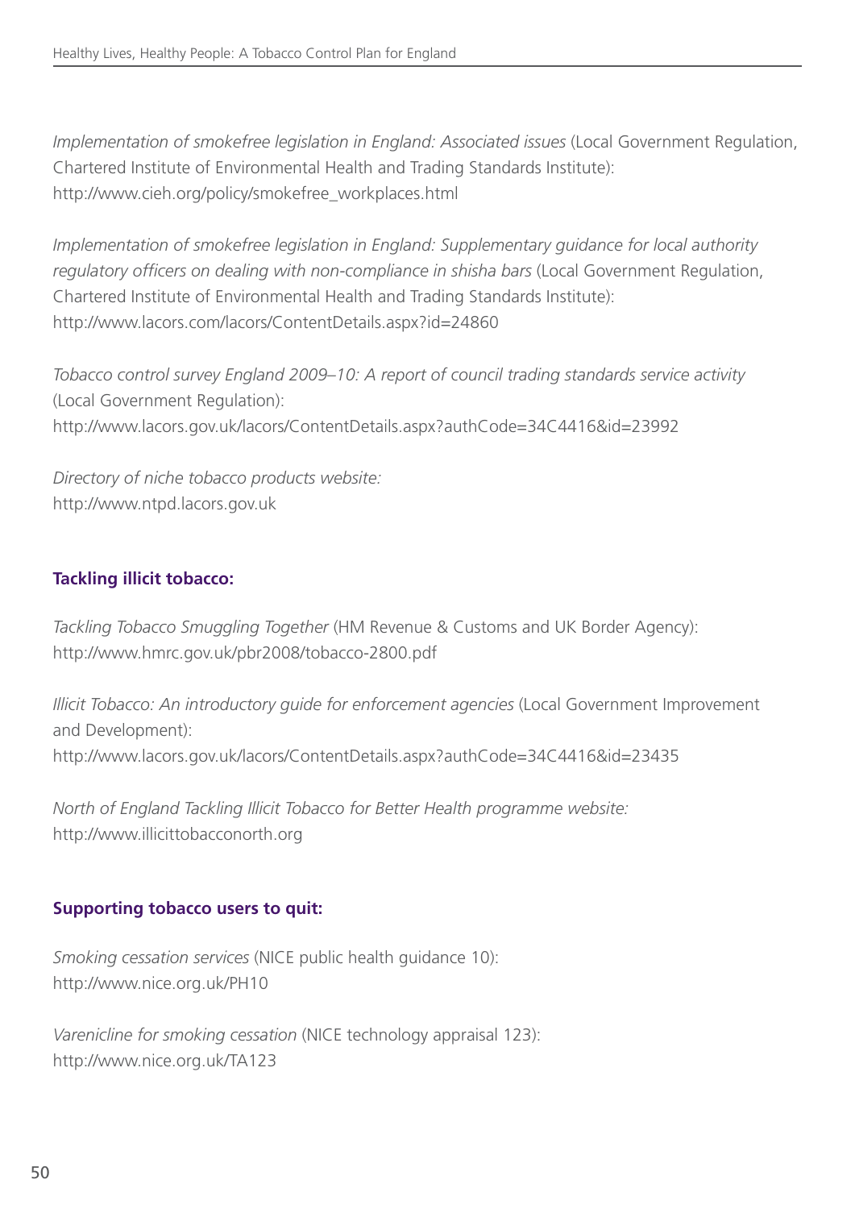*Implementation of smokefree legislation in England: Associated issues* (Local Government Regulation, Chartered Institute of Environmental Health and Trading Standards Institute): http://www.cieh.org/policy/smokefree_workplaces.html

*Implementation of smokefree legislation in England: Supplementary guidance for local authority regulatory officers on dealing with non-compliance in shisha bars* (Local Government Regulation, Chartered Institute of Environmental Health and Trading Standards Institute): http://www.lacors.com/lacors/ContentDetails.aspx?id=24860

*Tobacco control survey England 2009–10: A report of council trading standards service activity* (Local Government Regulation): http://www.lacors.gov.uk/lacors/ContentDetails.aspx?authCode=34C4416&id=23992

*Directory of niche tobacco products website:* http://www.ntpd.lacors.gov.uk

**Tackling illicit tobacco:**

*Tackling Tobacco Smuggling Together* (HM Revenue & Customs and UK Border Agency): http://www.hmrc.gov.uk/pbr2008/tobacco-2800.pdf

*Illicit Tobacco: An introductory guide for enforcement agencies* (Local Government Improvement and Development): http://www.lacors.gov.uk/lacors/ContentDetails.aspx?authCode=34C4416&id=23435

*North of England Tackling Illicit Tobacco for Better Health programme website:* http://www.illicittobacconorth.org

**Supporting tobacco users to quit:**

*Smoking cessation services* (NICE public health guidance 10): http://www.nice.org.uk/PH10

*Varenicline for smoking cessation* (NICE technology appraisal 123): http://www.nice.org.uk/TA123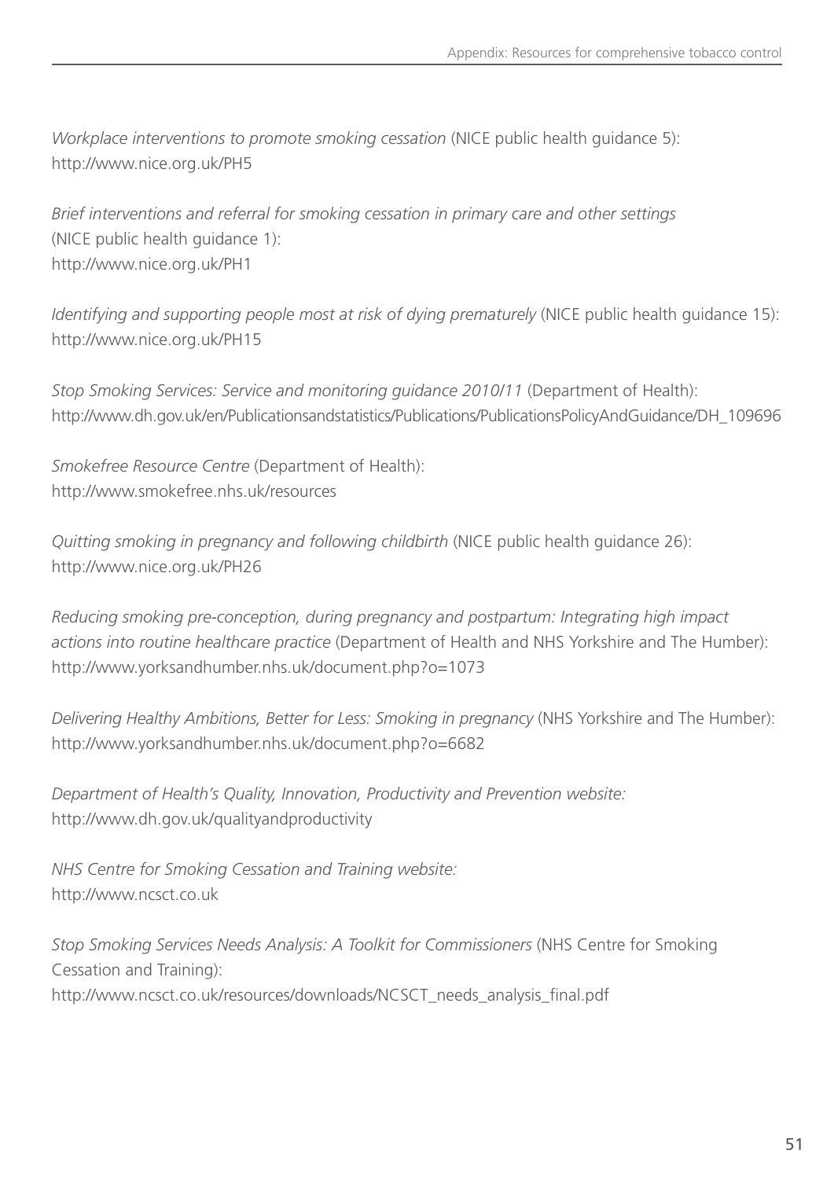*Workplace interventions to promote smoking cessation* (NICE public health guidance 5):
http://www.nice.org.uk/PH5

*Brief interventions and referral for smoking cessation in primary care and other settings* (NICE public health guidance 1):
http://www.nice.org.uk/PH1

*Identifying and supporting people most at risk of dying prematurely* (NICE public health guidance 15):
http://www.nice.org.uk/PH15

*Stop Smoking Services: Service and monitoring guidance 2010/11* (Department of Health):
http://www.dh.gov.uk/en/Publicationsandstatistics/Publications/PublicationsPolicyAndGuidance/DH_109696

*Smokefree Resource Centre* (Department of Health):
http://www.smokefree.nhs.uk/resources

*Quitting smoking in pregnancy and following childbirth* (NICE public health guidance 26):
http://www.nice.org.uk/PH26

*Reducing smoking pre-conception, during pregnancy and postpartum: Integrating high impact actions into routine healthcare practice* (Department of Health and NHS Yorkshire and The Humber):
http://www.yorksandhumber.nhs.uk/document.php?o=1073

*Delivering Healthy Ambitions, Better for Less: Smoking in pregnancy* (NHS Yorkshire and The Humber):
http://www.yorksandhumber.nhs.uk/document.php?o=6682

*Department of Health's Quality, Innovation, Productivity and Prevention website:*
http://www.dh.gov.uk/qualityandproductivity

*NHS Centre for Smoking Cessation and Training website:*
http://www.ncsct.co.uk

*Stop Smoking Services Needs Analysis: A Toolkit for Commissioners* (NHS Centre for Smoking Cessation and Training):
http://www.ncsct.co.uk/resources/downloads/NCSCT_needs_analysis_final.pdf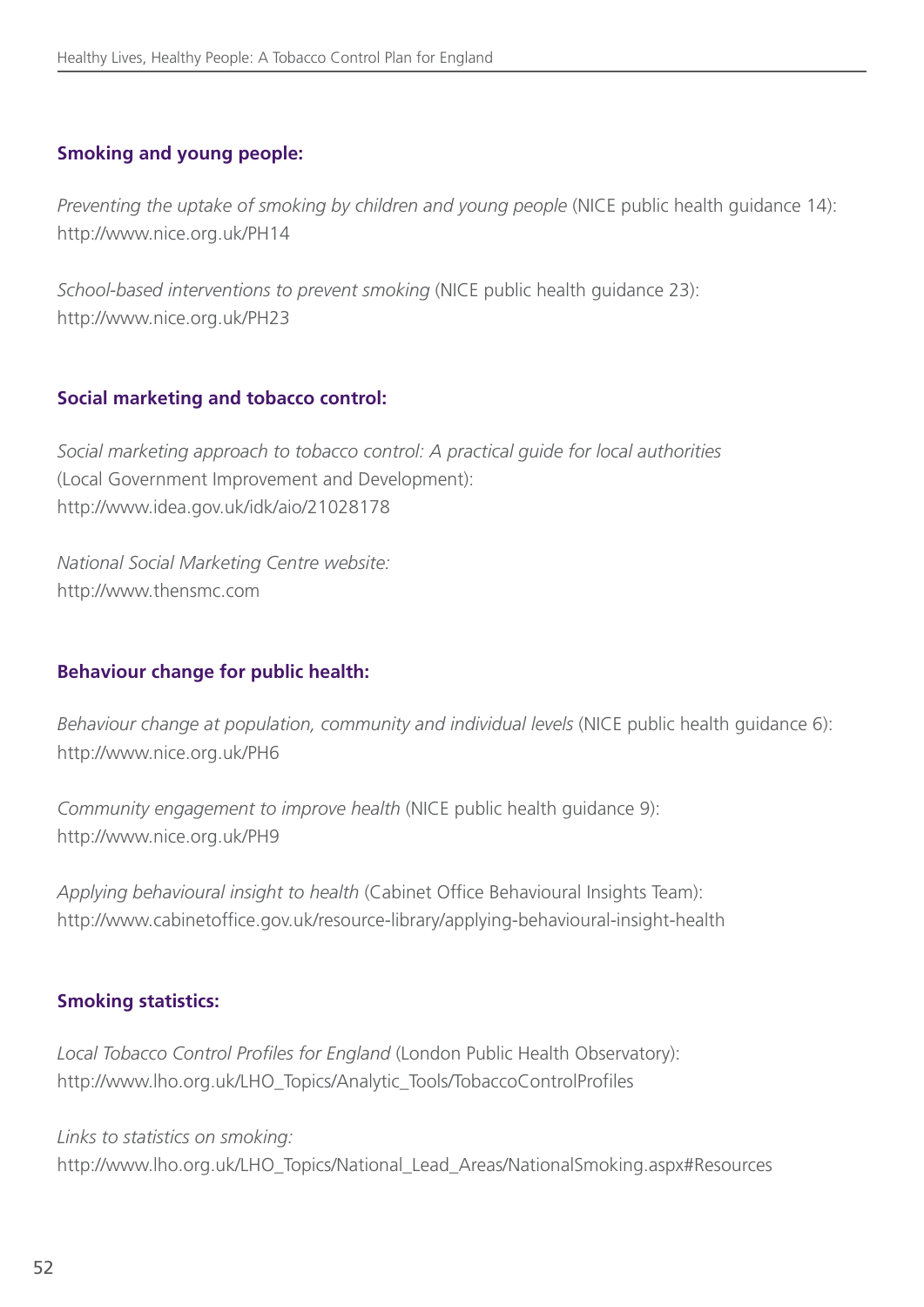**Smoking and young people:**

*Preventing the uptake of smoking by children and young people* (NICE public health guidance 14): http://www.nice.org.uk/PH14

*School-based interventions to prevent smoking* (NICE public health guidance 23): http://www.nice.org.uk/PH23

**Social marketing and tobacco control:**

*Social marketing approach to tobacco control: A practical guide for local authorities* (Local Government Improvement and Development): http://www.idea.gov.uk/idk/aio/21028178

*National Social Marketing Centre website:* http://www.thensmc.com

**Behaviour change for public health:**

*Behaviour change at population, community and individual levels* (NICE public health guidance 6): http://www.nice.org.uk/PH6

*Community engagement to improve health* (NICE public health guidance 9): http://www.nice.org.uk/PH9

*Applying behavioural insight to health* (Cabinet Office Behavioural Insights Team): http://www.cabinetoffice.gov.uk/resource-library/applying-behavioural-insight-health

**Smoking statistics:**

*Local Tobacco Control Profiles for England* (London Public Health Observatory): http://www.lho.org.uk/LHO_Topics/Analytic_Tools/TobaccoControlProfiles

*Links to statistics on smoking:* http://www.lho.org.uk/LHO_Topics/National_Lead_Areas/NationalSmoking.aspx#Resources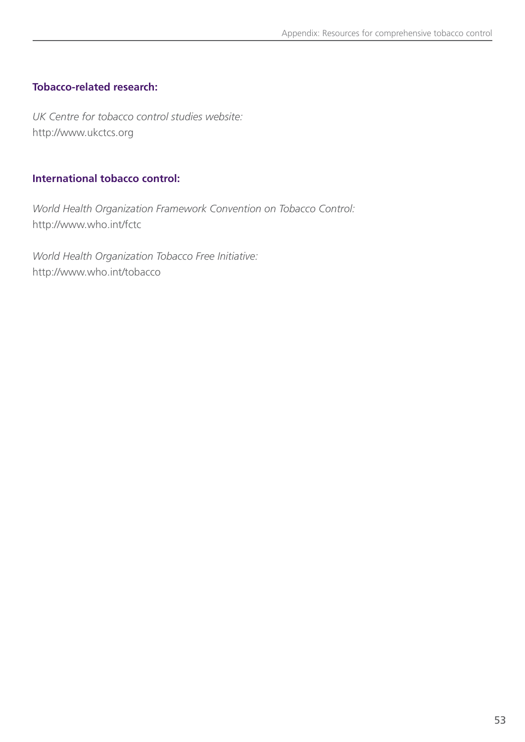### Tobacco-related research:

*UK Centre for tobacco control studies website:*
http://www.ukctcs.org

### International tobacco control:

*World Health Organization Framework Convention on Tobacco Control:*
http://www.who.int/fctc

*World Health Organization Tobacco Free Initiative:*
http://www.who.int/tobacco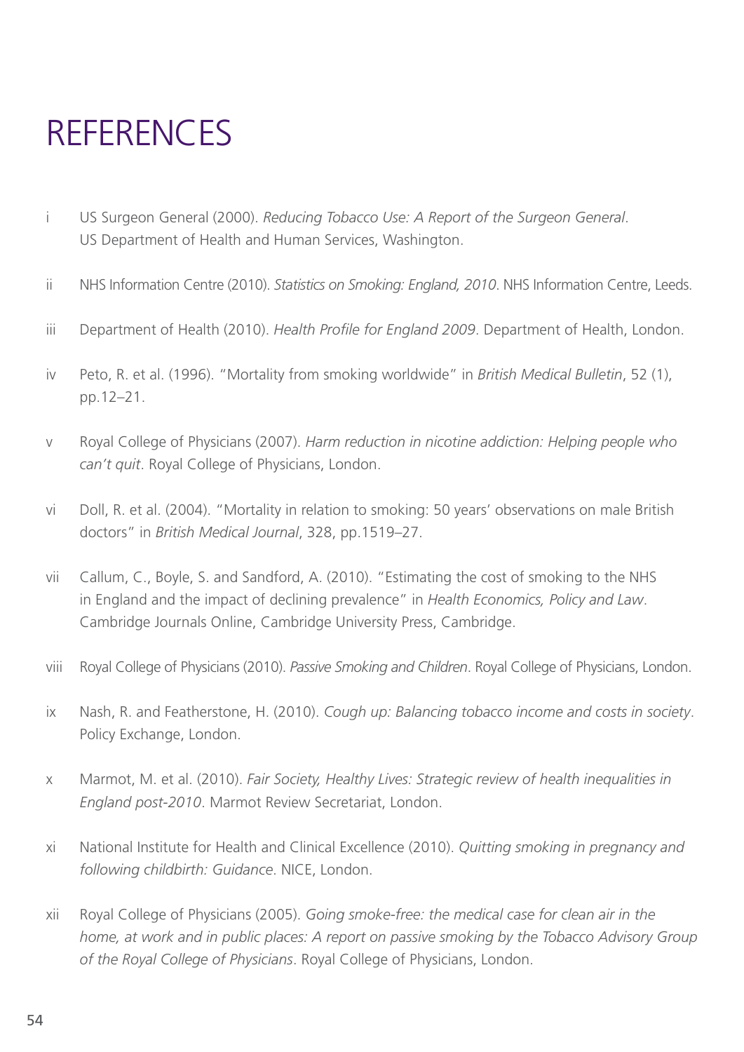# REFERENCES

i US Surgeon General (2000). *Reducing Tobacco Use: A Report of the Surgeon General*. US Department of Health and Human Services, Washington.

ii NHS Information Centre (2010). *Statistics on Smoking: England, 2010*. NHS Information Centre, Leeds.

iii Department of Health (2010). *Health Profile for England 2009*. Department of Health, London.

iv Peto, R. et al. (1996). "Mortality from smoking worldwide" in *British Medical Bulletin*, 52 (1), pp.12–21.

v Royal College of Physicians (2007). *Harm reduction in nicotine addiction: Helping people who can't quit*. Royal College of Physicians, London.

vi Doll, R. et al. (2004). "Mortality in relation to smoking: 50 years' observations on male British doctors" in *British Medical Journal*, 328, pp.1519–27.

vii Callum, C., Boyle, S. and Sandford, A. (2010). "Estimating the cost of smoking to the NHS in England and the impact of declining prevalence" in *Health Economics, Policy and Law*. Cambridge Journals Online, Cambridge University Press, Cambridge.

viii Royal College of Physicians (2010). *Passive Smoking and Children*. Royal College of Physicians, London.

ix Nash, R. and Featherstone, H. (2010). *Cough up: Balancing tobacco income and costs in society*. Policy Exchange, London.

x Marmot, M. et al. (2010). *Fair Society, Healthy Lives: Strategic review of health inequalities in England post-2010*. Marmot Review Secretariat, London.

xi National Institute for Health and Clinical Excellence (2010). *Quitting smoking in pregnancy and following childbirth: Guidance*. NICE, London.

xii Royal College of Physicians (2005). *Going smoke-free: the medical case for clean air in the home, at work and in public places: A report on passive smoking by the Tobacco Advisory Group of the Royal College of Physicians*. Royal College of Physicians, London.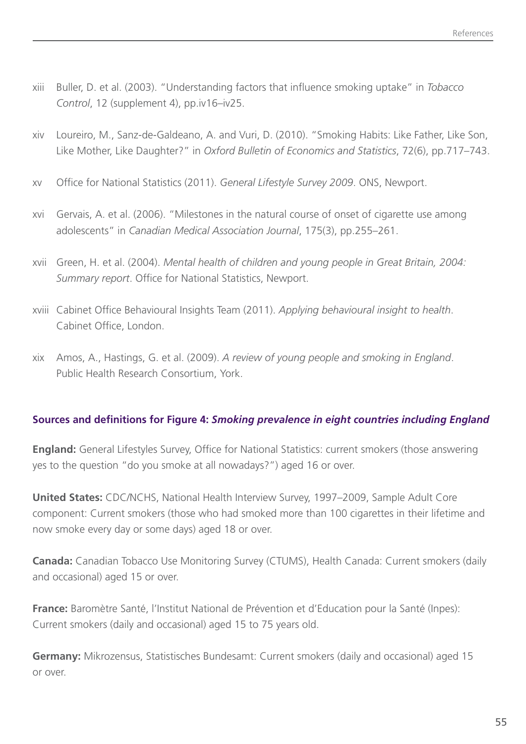xiii Buller, D. et al. (2003). "Understanding factors that influence smoking uptake" in *Tobacco Control*, 12 (supplement 4), pp.iv16–iv25.

xiv Loureiro, M., Sanz-de-Galdeano, A. and Vuri, D. (2010). "Smoking Habits: Like Father, Like Son, Like Mother, Like Daughter?" in *Oxford Bulletin of Economics and Statistics*, 72(6), pp.717–743.

xv Office for National Statistics (2011). *General Lifestyle Survey 2009*. ONS, Newport.

xvi Gervais, A. et al. (2006). "Milestones in the natural course of onset of cigarette use among adolescents" in *Canadian Medical Association Journal*, 175(3), pp.255–261.

xvii Green, H. et al. (2004). *Mental health of children and young people in Great Britain, 2004: Summary report*. Office for National Statistics, Newport.

xviii Cabinet Office Behavioural Insights Team (2011). *Applying behavioural insight to health*. Cabinet Office, London.

xix Amos, A., Hastings, G. et al. (2009). *A review of young people and smoking in England*. Public Health Research Consortium, York.

### Sources and definitions for Figure 4: *Smoking prevalence in eight countries including England*

**England:** General Lifestyles Survey, Office for National Statistics: current smokers (those answering yes to the question "do you smoke at all nowadays?") aged 16 or over.

**United States:** CDC/NCHS, National Health Interview Survey, 1997–2009, Sample Adult Core component: Current smokers (those who had smoked more than 100 cigarettes in their lifetime and now smoke every day or some days) aged 18 or over.

**Canada:** Canadian Tobacco Use Monitoring Survey (CTUMS), Health Canada: Current smokers (daily and occasional) aged 15 or over.

**France:** Baromètre Santé, l'Institut National de Prévention et d'Education pour la Santé (Inpes): Current smokers (daily and occasional) aged 15 to 75 years old.

**Germany:** Mikrozensus, Statistisches Bundesamt: Current smokers (daily and occasional) aged 15 or over.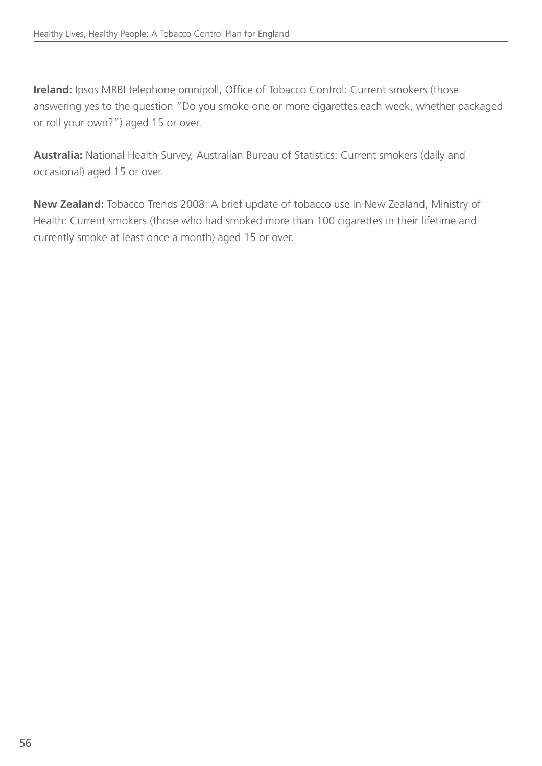**Ireland:** Ipsos MRBI telephone omnipoll, Office of Tobacco Control: Current smokers (those answering yes to the question "Do you smoke one or more cigarettes each week, whether packaged or roll your own?") aged 15 or over.

**Australia:** National Health Survey, Australian Bureau of Statistics: Current smokers (daily and occasional) aged 15 or over.

**New Zealand:** Tobacco Trends 2008: A brief update of tobacco use in New Zealand, Ministry of Health: Current smokers (those who had smoked more than 100 cigarettes in their lifetime and currently smoke at least once a month) aged 15 or over.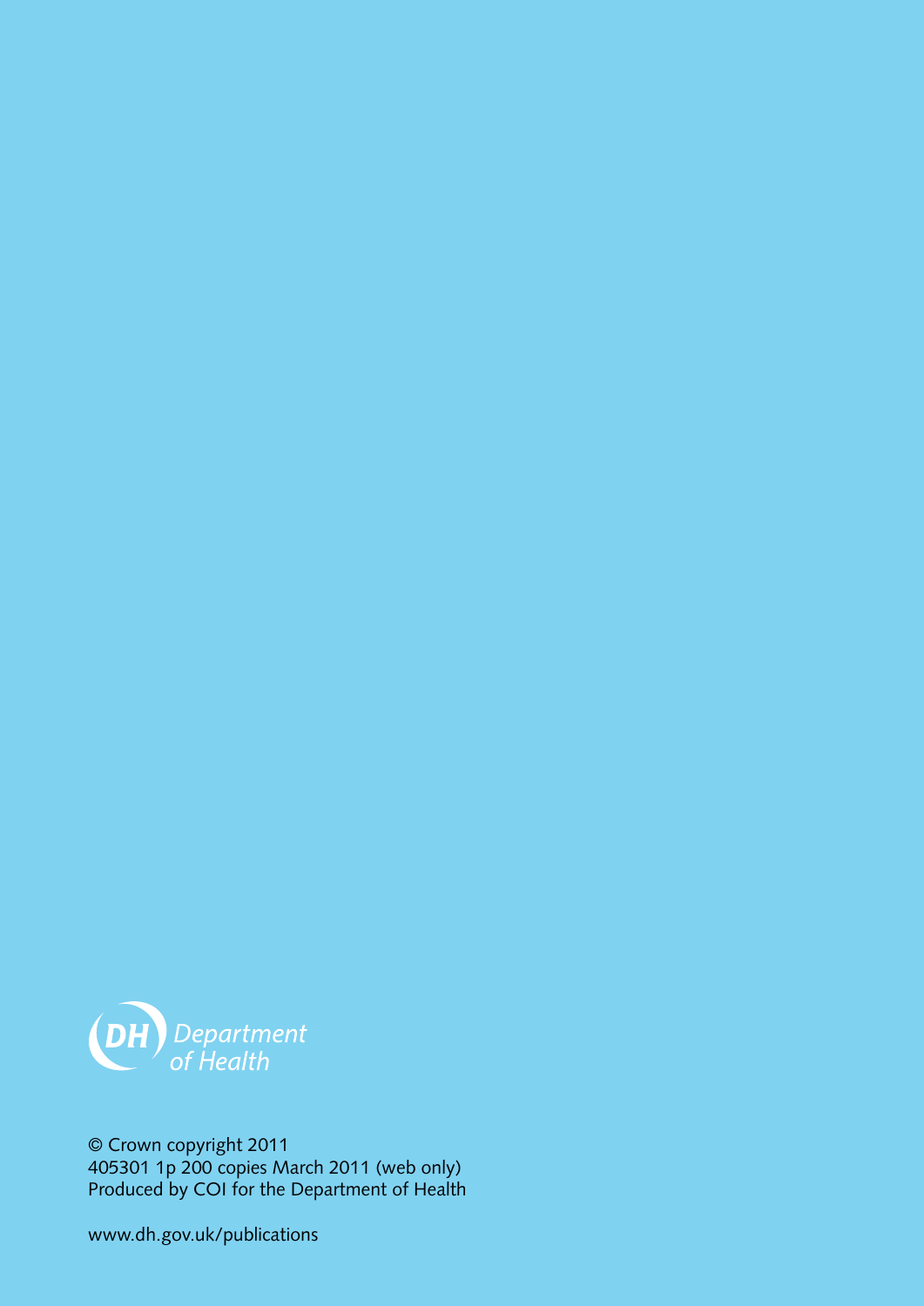DH Department of Health

© Crown copyright 2011
405301 1p 200 copies March 2011 (web only)
Produced by COI for the Department of Health

www.dh.gov.uk/publications